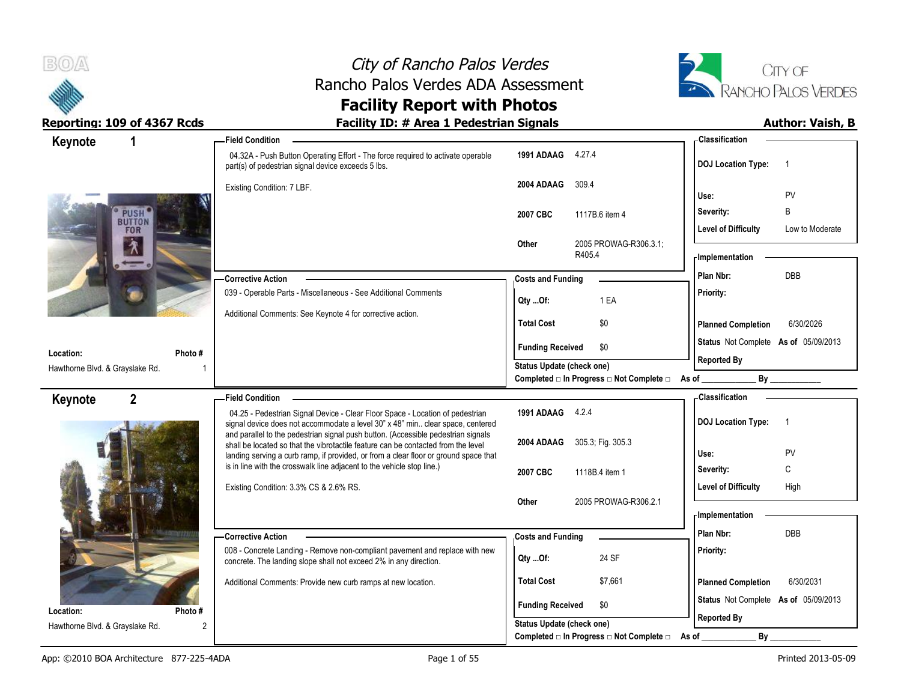# City of Rancho Palos Verdes

## Rancho Palos Verdes ADA Assessment

## Facility Report with Photos

**Reporting: 109 of 4367 Rcds** | **Facility ID: # Area 1 Pedestrian Signals** | **Author: Vaish, B**

---

## Keynote 1

**Location:** Hawthorne Blvd. & Grayslake Rd.
**Photo #:** 1

### Field Condition

04.32A - Push Button Operating Effort - The force required to activate operable part(s) of pedestrian signal device exceeds 5 lbs.

Existing Condition: 7 LBF.

| | |
|---|---|
| **1991 ADAAG** | 4.27.4 |
| **2004 ADAAG** | 309.4 |
| **2007 CBC** | 1117B.6 item 4 |
| **Other** | 2005 PROWAG-R306.3.1; R405.4 |

### Classification

| | |
|---|---|
| **DOJ Location Type:** | 1 |
| **Use:** | PV |
| **Severity:** | B |
| **Level of Difficulty** | Low to Moderate |

### Corrective Action

039 - Operable Parts - Miscellaneous - See Additional Comments

Additional Comments: See Keynote 4 for corrective action.

### Costs and Funding

| | |
|---|---|
| **Qty ...Of:** | 1 EA |
| **Total Cost** | $0 |
| **Funding Received** | $0 |

**Status Update (check one)**
Completed □ In Progress □ Not Complete □ As of ____________ By ____________

### Implementation

| | |
|---|---|
| **Plan Nbr:** | DBB |
| **Priority:** | |
| **Planned Completion** | 6/30/2026 |
| **Status** | Not Complete **As of** 05/09/2013 |
| **Reported By** | |

---

## Keynote 2

**Location:** Hawthorne Blvd. & Grayslake Rd.
**Photo #:** 2

### Field Condition

04.25 - Pedestrian Signal Device - Clear Floor Space - Location of pedestrian signal device does not accommodate a level 30" x 48" min.. clear space, centered and parallel to the pedestrian signal push button. (Accessible pedestrian signals shall be located so that the vibrotactile feature can be contacted from the level landing serving a curb ramp, if provided, or from a clear floor or ground space that is in line with the crosswalk line adjacent to the vehicle stop line.)

Existing Condition: 3.3% CS & 2.6% RS.

| | |
|---|---|
| **1991 ADAAG** | 4.2.4 |
| **2004 ADAAG** | 305.3; Fig. 305.3 |
| **2007 CBC** | 1118B.4 item 1 |
| **Other** | 2005 PROWAG-R306.2.1 |

### Classification

| | |
|---|---|
| **DOJ Location Type:** | 1 |
| **Use:** | PV |
| **Severity:** | C |
| **Level of Difficulty** | High |

### Corrective Action

008 - Concrete Landing - Remove non-compliant pavement and replace with new concrete. The landing slope shall not exceed 2% in any direction.

Additional Comments: Provide new curb ramps at new location.

### Costs and Funding

| | |
|---|---|
| **Qty ...Of:** | 24 SF |
| **Total Cost** | $7,661 |
| **Funding Received** | $0 |

**Status Update (check one)**
Completed □ In Progress □ Not Complete □ As of ____________ By ____________

### Implementation

| | |
|---|---|
| **Plan Nbr:** | DBB |
| **Priority:** | |
| **Planned Completion** | 6/30/2031 |
| **Status** | Not Complete **As of** 05/09/2013 |
| **Reported By** | |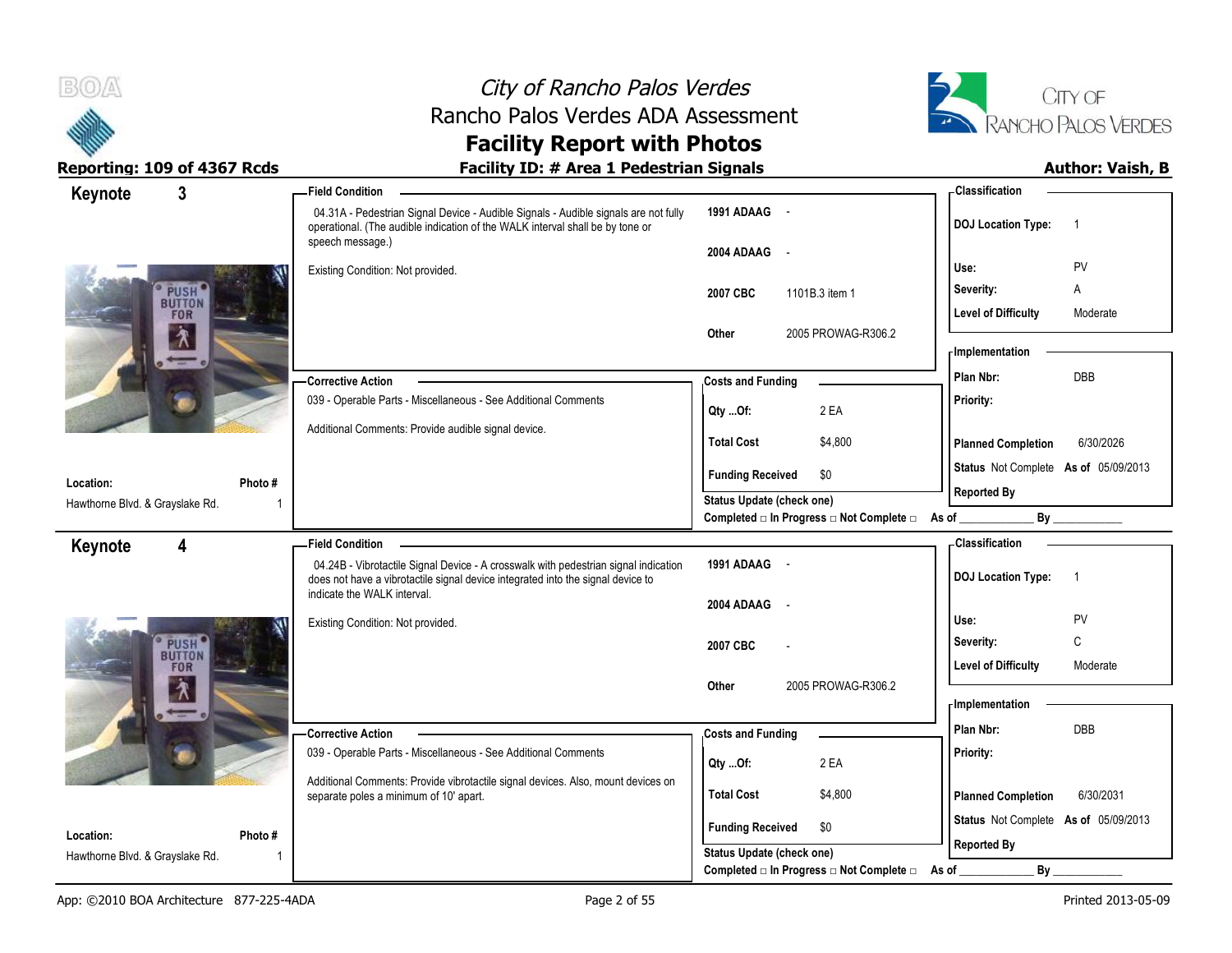# City of Rancho Palos Verdes
## Rancho Palos Verdes ADA Assessment
## Facility Report with Photos

**Reporting: 109 of 4367 Rcds**

**Facility ID: # Area 1 Pedestrian Signals**

**Author: Vaish, B**

---

## Keynote 3

**Location:** Hawthorne Blvd. & Grayslake Rd.

**Photo #:** 1

**Field Condition**

04.31A - Pedestrian Signal Device - Audible Signals - Audible signals are not fully operational. (The audible indication of the WALK interval shall be by tone or speech message.)

Existing Condition: Not provided.

| | |
|---|---|
| 1991 ADAAG | - |
| 2004 ADAAG | - |
| 2007 CBC | 1101B.3 item 1 |
| Other | 2005 PROWAG-R306.2 |

**Classification**

| | |
|---|---|
| DOJ Location Type: | 1 |
| Use: | PV |
| Severity: | A |
| Level of Difficulty | Moderate |

**Corrective Action**

039 - Operable Parts - Miscellaneous - See Additional Comments

Additional Comments: Provide audible signal device.

**Costs and Funding**

| | |
|---|---|
| Qty ...Of: | 2 EA |
| Total Cost | $4,800 |
| Funding Received | $0 |

**Implementation**

| | |
|---|---|
| Plan Nbr: | DBB |
| Priority: | |
| Planned Completion | 6/30/2026 |
| Status | Not Complete As of 05/09/2013 |
| Reported By | |

Status Update (check one)

Completed □ In Progress □ Not Complete □ As of ____________ By ____________

---

## Keynote 4

**Location:** Hawthorne Blvd. & Grayslake Rd.

**Photo #:** 1

**Field Condition**

04.24B - Vibrotactile Signal Device - A crosswalk with pedestrian signal indication does not have a vibrotactile signal device integrated into the signal device to indicate the WALK interval.

Existing Condition: Not provided.

| | |
|---|---|
| 1991 ADAAG | - |
| 2004 ADAAG | - |
| 2007 CBC | - |
| Other | 2005 PROWAG-R306.2 |

**Classification**

| | |
|---|---|
| DOJ Location Type: | 1 |
| Use: | PV |
| Severity: | C |
| Level of Difficulty | Moderate |

**Corrective Action**

039 - Operable Parts - Miscellaneous - See Additional Comments

Additional Comments: Provide vibrotactile signal devices. Also, mount devices on separate poles a minimum of 10' apart.

**Costs and Funding**

| | |
|---|---|
| Qty ...Of: | 2 EA |
| Total Cost | $4,800 |
| Funding Received | $0 |

**Implementation**

| | |
|---|---|
| Plan Nbr: | DBB |
| Priority: | |
| Planned Completion | 6/30/2031 |
| Status | Not Complete As of 05/09/2013 |
| Reported By | |

Status Update (check one)

Completed □ In Progress □ Not Complete □ As of ____________ By ____________

---

App: ©2010 BOA Architecture 877-225-4ADA

Printed 2013-05-09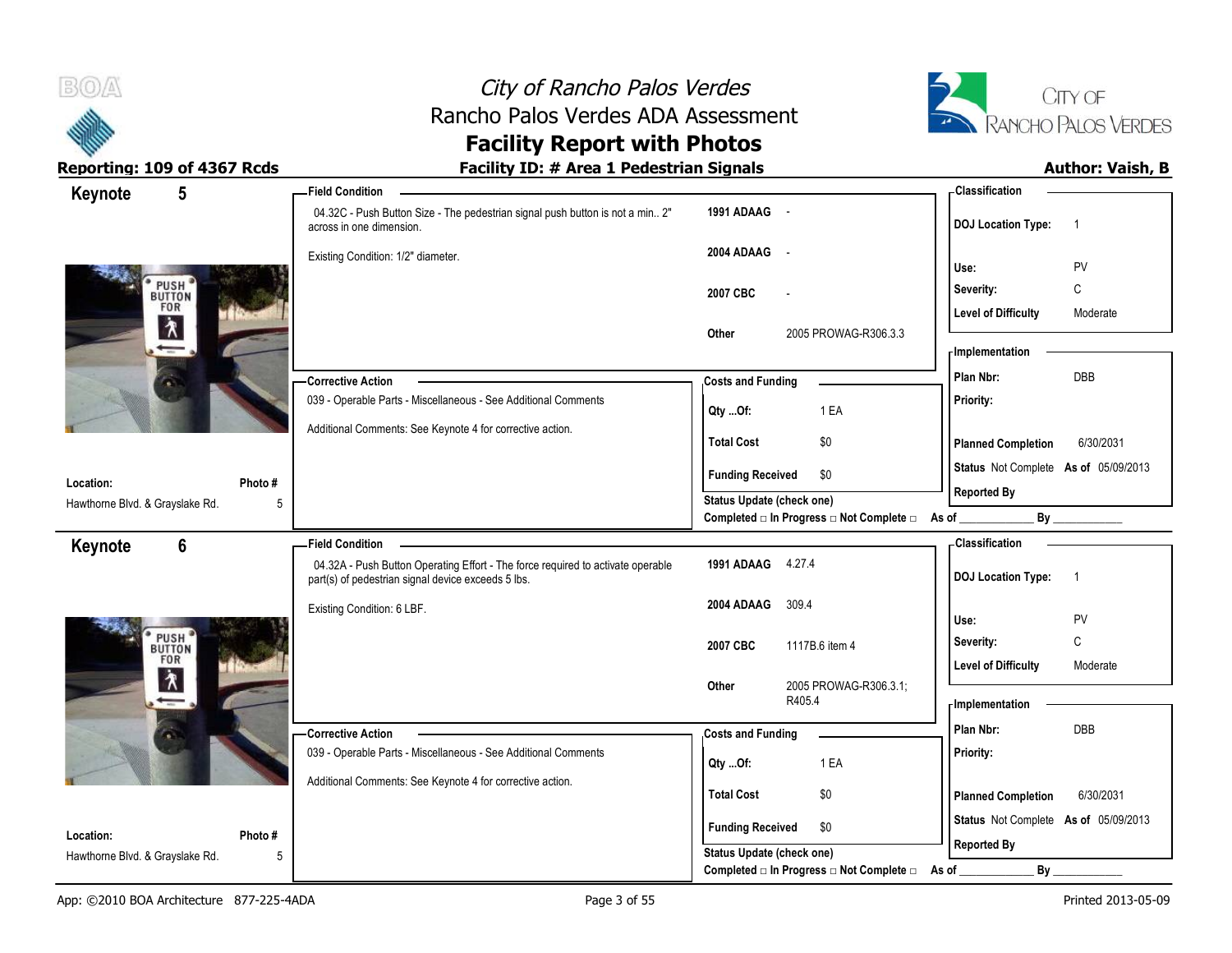# City of Rancho Palos Verdes
## Rancho Palos Verdes ADA Assessment
## Facility Report with Photos

**Reporting: 109 of 4367 Rcds** | **Facility ID: # Area 1 Pedestrian Signals** | **Author: Vaish, B**

---

## Keynote 5

**Field Condition**

04.32C - Push Button Size - The pedestrian signal push button is not a min.. 2" across in one dimension.

Existing Condition: 1/2" diameter.

| | |
|---|---|
| 1991 ADAAG | - |
| 2004 ADAAG | - |
| 2007 CBC | - |
| Other | 2005 PROWAG-R306.3.3 |

**Classification**

| | |
|---|---|
| DOJ Location Type: | 1 |
| Use: | PV |
| Severity: | C |
| Level of Difficulty | Moderate |

**Corrective Action**

039 - Operable Parts - Miscellaneous - See Additional Comments

Additional Comments: See Keynote 4 for corrective action.

**Costs and Funding**

| | |
|---|---|
| Qty ...Of: | 1 EA |
| Total Cost | $0 |
| Funding Received | $0 |

Status Update (check one)
Completed □ In Progress □ Not Complete □ As of ____________ By ____________

**Implementation**

| | |
|---|---|
| Plan Nbr: | DBB |
| Priority: | |
| Planned Completion | 6/30/2031 |
| Status | Not Complete As of 05/09/2013 |
| Reported By | |

**Location:** Hawthorne Blvd. & Grayslake Rd.
**Photo #** 5

---

## Keynote 6

**Field Condition**

04.32A - Push Button Operating Effort - The force required to activate operable part(s) of pedestrian signal device exceeds 5 lbs.

Existing Condition: 6 LBF.

| | |
|---|---|
| 1991 ADAAG | 4.27.4 |
| 2004 ADAAG | 309.4 |
| 2007 CBC | 1117B.6 item 4 |
| Other | 2005 PROWAG-R306.3.1; R405.4 |

**Classification**

| | |
|---|---|
| DOJ Location Type: | 1 |
| Use: | PV |
| Severity: | C |
| Level of Difficulty | Moderate |

**Corrective Action**

039 - Operable Parts - Miscellaneous - See Additional Comments

Additional Comments: See Keynote 4 for corrective action.

**Costs and Funding**

| | |
|---|---|
| Qty ...Of: | 1 EA |
| Total Cost | $0 |
| Funding Received | $0 |

Status Update (check one)
Completed □ In Progress □ Not Complete □ As of ____________ By ____________

**Implementation**

| | |
|---|---|
| Plan Nbr: | DBB |
| Priority: | |
| Planned Completion | 6/30/2031 |
| Status | Not Complete As of 05/09/2013 |
| Reported By | |

**Location:** Hawthorne Blvd. & Grayslake Rd.
**Photo #** 5

---

App: ©2010 BOA Architecture 877-225-4ADA | Printed 2013-05-09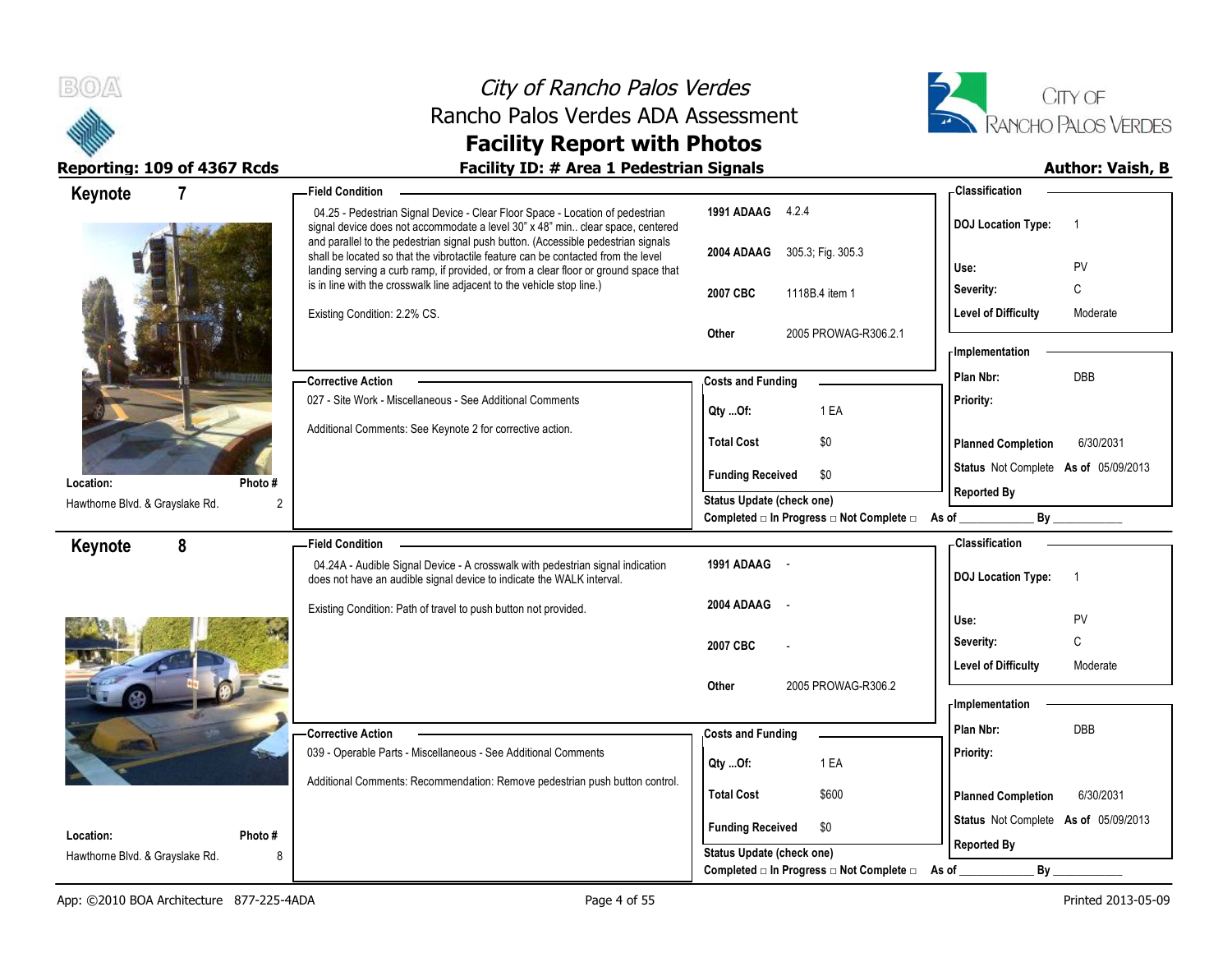# City of Rancho Palos Verdes
## Rancho Palos Verdes ADA Assessment
## Facility Report with Photos

**Reporting: 109 of 4367 Rcds** | **Facility ID: # Area 1 Pedestrian Signals** | **Author: Vaish, B**

---

## Keynote 7

**Location:** Hawthorne Blvd. & Grayslake Rd.
**Photo #:** 2

**Field Condition**

04.25 - Pedestrian Signal Device - Clear Floor Space - Location of pedestrian signal device does not accommodate a level 30" x 48" min.. clear space, centered and parallel to the pedestrian signal push button. (Accessible pedestrian signals shall be located so that the vibrotactile feature can be contacted from the level landing serving a curb ramp, if provided, or from a clear floor or ground space that is in line with the crosswalk line adjacent to the vehicle stop line.)

Existing Condition: 2.2% CS.

| | |
|---|---|
| 1991 ADAAG | 4.2.4 |
| 2004 ADAAG | 305.3; Fig. 305.3 |
| 2007 CBC | 1118B.4 item 1 |
| Other | 2005 PROWAG-R306.2.1 |

**Corrective Action**

027 - Site Work - Miscellaneous - See Additional Comments

Additional Comments: See Keynote 2 for corrective action.

**Costs and Funding**

| | |
|---|---|
| Qty ...Of: | 1 EA |
| Total Cost | $0 |
| Funding Received | $0 |

Status Update (check one)
Completed □ In Progress □ Not Complete □ As of ____________ By ____________

**Classification**

| | |
|---|---|
| DOJ Location Type: | 1 |
| Use: | PV |
| Severity: | C |
| Level of Difficulty | Moderate |

**Implementation**

| | |
|---|---|
| Plan Nbr: | DBB |
| Priority: | |
| Planned Completion | 6/30/2031 |
| Status | Not Complete As of 05/09/2013 |
| Reported By | |

---

## Keynote 8

**Location:** Hawthorne Blvd. & Grayslake Rd.
**Photo #:** 8

**Field Condition**

04.24A - Audible Signal Device - A crosswalk with pedestrian signal indication does not have an audible signal device to indicate the WALK interval.

Existing Condition: Path of travel to push button not provided.

| | |
|---|---|
| 1991 ADAAG | - |
| 2004 ADAAG | - |
| 2007 CBC | - |
| Other | 2005 PROWAG-R306.2 |

**Corrective Action**

039 - Operable Parts - Miscellaneous - See Additional Comments

Additional Comments: Recommendation: Remove pedestrian push button control.

**Costs and Funding**

| | |
|---|---|
| Qty ...Of: | 1 EA |
| Total Cost | $600 |
| Funding Received | $0 |

Status Update (check one)
Completed □ In Progress □ Not Complete □ As of ____________ By ____________

**Classification**

| | |
|---|---|
| DOJ Location Type: | 1 |
| Use: | PV |
| Severity: | C |
| Level of Difficulty | Moderate |

**Implementation**

| | |
|---|---|
| Plan Nbr: | DBB |
| Priority: | |
| Planned Completion | 6/30/2031 |
| Status | Not Complete As of 05/09/2013 |
| Reported By | |

App: ©2010 BOA Architecture 877-225-4ADA | Printed 2013-05-09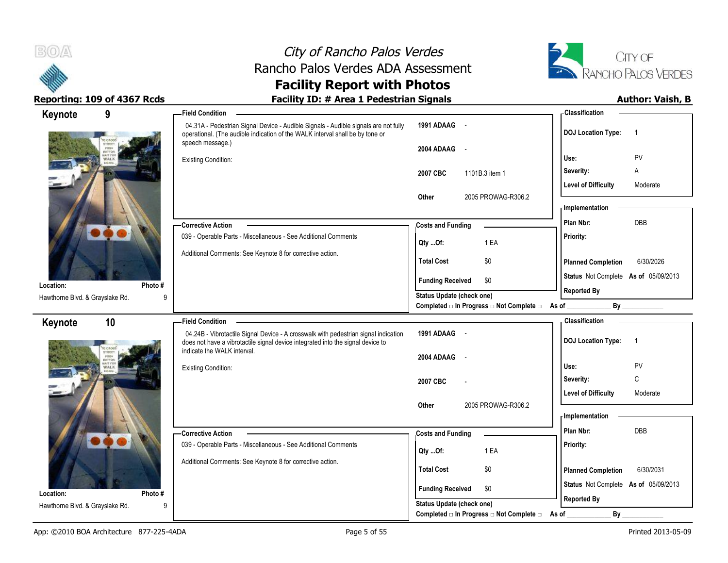# City of Rancho Palos Verdes
## Rancho Palos Verdes ADA Assessment
## Facility Report with Photos

**Reporting: 109 of 4367 Rcds** | **Facility ID: # Area 1 Pedestrian Signals** | **Author: Vaish, B**

---

## Keynote 9

**Location:** Hawthorne Blvd. & Grayslake Rd.
**Photo #** 9

**Field Condition**

04.31A - Pedestrian Signal Device - Audible Signals - Audible signals are not fully operational. (The audible indication of the WALK interval shall be by tone or speech message.)

Existing Condition:

| | |
|---|---|
| **1991 ADAAG** | - |
| **2004 ADAAG** | - |
| **2007 CBC** | 1101B.3 item 1 |
| **Other** | 2005 PROWAG-R306.2 |

**Corrective Action**

039 - Operable Parts - Miscellaneous - See Additional Comments

Additional Comments: See Keynote 8 for corrective action.

**Costs and Funding**

| | |
|---|---|
| **Qty ...Of:** | 1 EA |
| **Total Cost** | $0 |
| **Funding Received** | $0 |

**Status Update (check one)**
Completed □ In Progress □ Not Complete □ As of ____________ By ____________

**Classification**

| | |
|---|---|
| **DOJ Location Type:** | 1 |
| **Use:** | PV |
| **Severity:** | A |
| **Level of Difficulty** | Moderate |

**Implementation**

| | |
|---|---|
| **Plan Nbr:** | DBB |
| **Priority:** | |
| **Planned Completion** | 6/30/2026 |
| **Status** | Not Complete **As of** 05/09/2013 |
| **Reported By** | |

---

## Keynote 10

**Location:** Hawthorne Blvd. & Grayslake Rd.
**Photo #** 9

**Field Condition**

04.24B - Vibrotactile Signal Device - A crosswalk with pedestrian signal indication does not have a vibrotactile signal device integrated into the signal device to indicate the WALK interval.

Existing Condition:

| | |
|---|---|
| **1991 ADAAG** | - |
| **2004 ADAAG** | - |
| **2007 CBC** | - |
| **Other** | 2005 PROWAG-R306.2 |

**Corrective Action**

039 - Operable Parts - Miscellaneous - See Additional Comments

Additional Comments: See Keynote 8 for corrective action.

**Costs and Funding**

| | |
|---|---|
| **Qty ...Of:** | 1 EA |
| **Total Cost** | $0 |
| **Funding Received** | $0 |

**Status Update (check one)**
Completed □ In Progress □ Not Complete □ As of ____________ By ____________

**Classification**

| | |
|---|---|
| **DOJ Location Type:** | 1 |
| **Use:** | PV |
| **Severity:** | C |
| **Level of Difficulty** | Moderate |

**Implementation**

| | |
|---|---|
| **Plan Nbr:** | DBB |
| **Priority:** | |
| **Planned Completion** | 6/30/2031 |
| **Status** | Not Complete **As of** 05/09/2013 |
| **Reported By** | |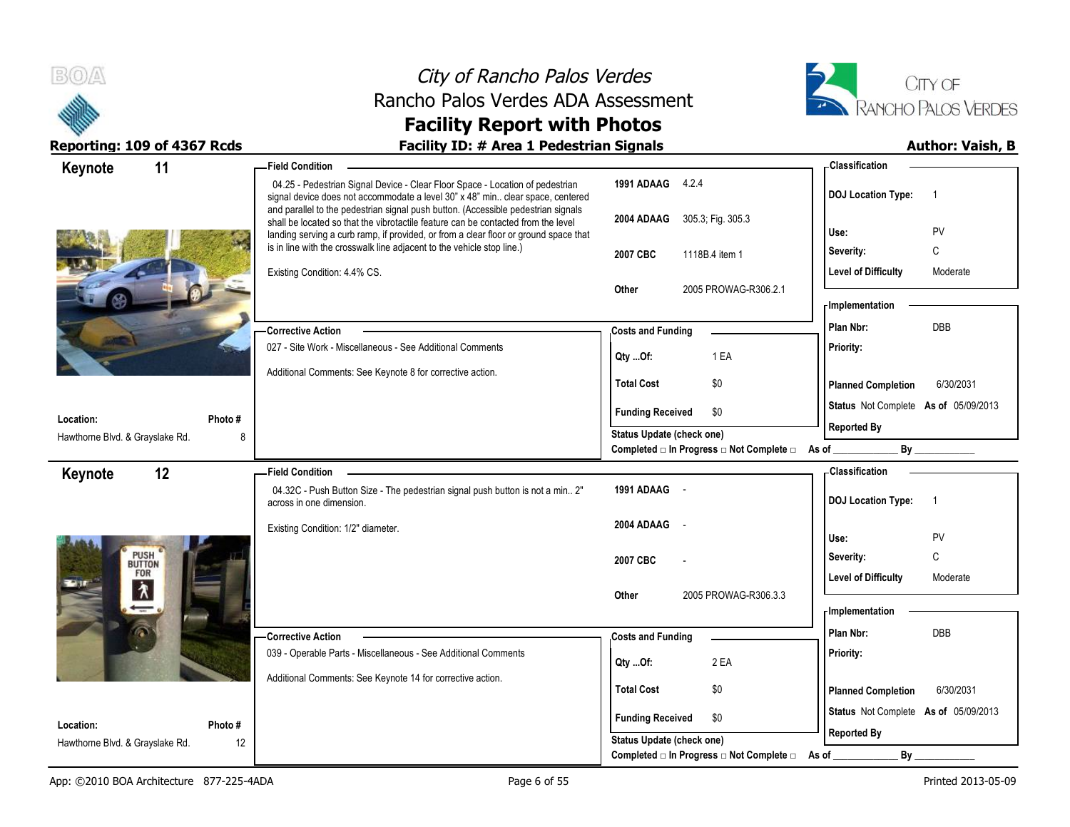# City of Rancho Palos Verdes
## Rancho Palos Verdes ADA Assessment
## Facility Report with Photos

**Reporting: 109 of 4367 Rcds** | **Facility ID: # Area 1 Pedestrian Signals** | **Author: Vaish, B**

---

### Keynote 11

**Location:** Hawthorne Blvd. & Grayslake Rd.
**Photo #:** 8

**Field Condition**

04.25 - Pedestrian Signal Device - Clear Floor Space - Location of pedestrian signal device does not accommodate a level 30" x 48" min.. clear space, centered and parallel to the pedestrian signal push button. (Accessible pedestrian signals shall be located so that the vibrotactile feature can be contacted from the level landing serving a curb ramp, if provided, or from a clear floor or ground space that is in line with the crosswalk line adjacent to the vehicle stop line.)

Existing Condition: 4.4% CS.

| | |
|---|---|
| 1991 ADAAG | 4.2.4 |
| 2004 ADAAG | 305.3; Fig. 305.3 |
| 2007 CBC | 1118B.4 item 1 |
| Other | 2005 PROWAG-R306.2.1 |

**Classification**

| | |
|---|---|
| DOJ Location Type: | 1 |
| Use: | PV |
| Severity: | C |
| Level of Difficulty | Moderate |

**Corrective Action**

027 - Site Work - Miscellaneous - See Additional Comments

Additional Comments: See Keynote 8 for corrective action.

**Costs and Funding**

| | |
|---|---|
| Qty ...Of: | 1 EA |
| Total Cost | $0 |
| Funding Received | $0 |

Status Update (check one)
Completed □ In Progress □ Not Complete □ As of ____________ By ____________

**Implementation**

| | |
|---|---|
| Plan Nbr: | DBB |
| Priority: | |
| Planned Completion | 6/30/2031 |
| Status | Not Complete As of 05/09/2013 |
| Reported By | |

---

### Keynote 12

**Location:** Hawthorne Blvd. & Grayslake Rd.
**Photo #:** 12

**Field Condition**

04.32C - Push Button Size - The pedestrian signal push button is not a min.. 2" across in one dimension.

Existing Condition: 1/2" diameter.

| | |
|---|---|
| 1991 ADAAG | - |
| 2004 ADAAG | - |
| 2007 CBC | - |
| Other | 2005 PROWAG-R306.3.3 |

**Classification**

| | |
|---|---|
| DOJ Location Type: | 1 |
| Use: | PV |
| Severity: | C |
| Level of Difficulty | Moderate |

**Corrective Action**

039 - Operable Parts - Miscellaneous - See Additional Comments

Additional Comments: See Keynote 14 for corrective action.

**Costs and Funding**

| | |
|---|---|
| Qty ...Of: | 2 EA |
| Total Cost | $0 |
| Funding Received | $0 |

Status Update (check one)
Completed □ In Progress □ Not Complete □ As of ____________ By ____________

**Implementation**

| | |
|---|---|
| Plan Nbr: | DBB |
| Priority: | |
| Planned Completion | 6/30/2031 |
| Status | Not Complete As of 05/09/2013 |
| Reported By | |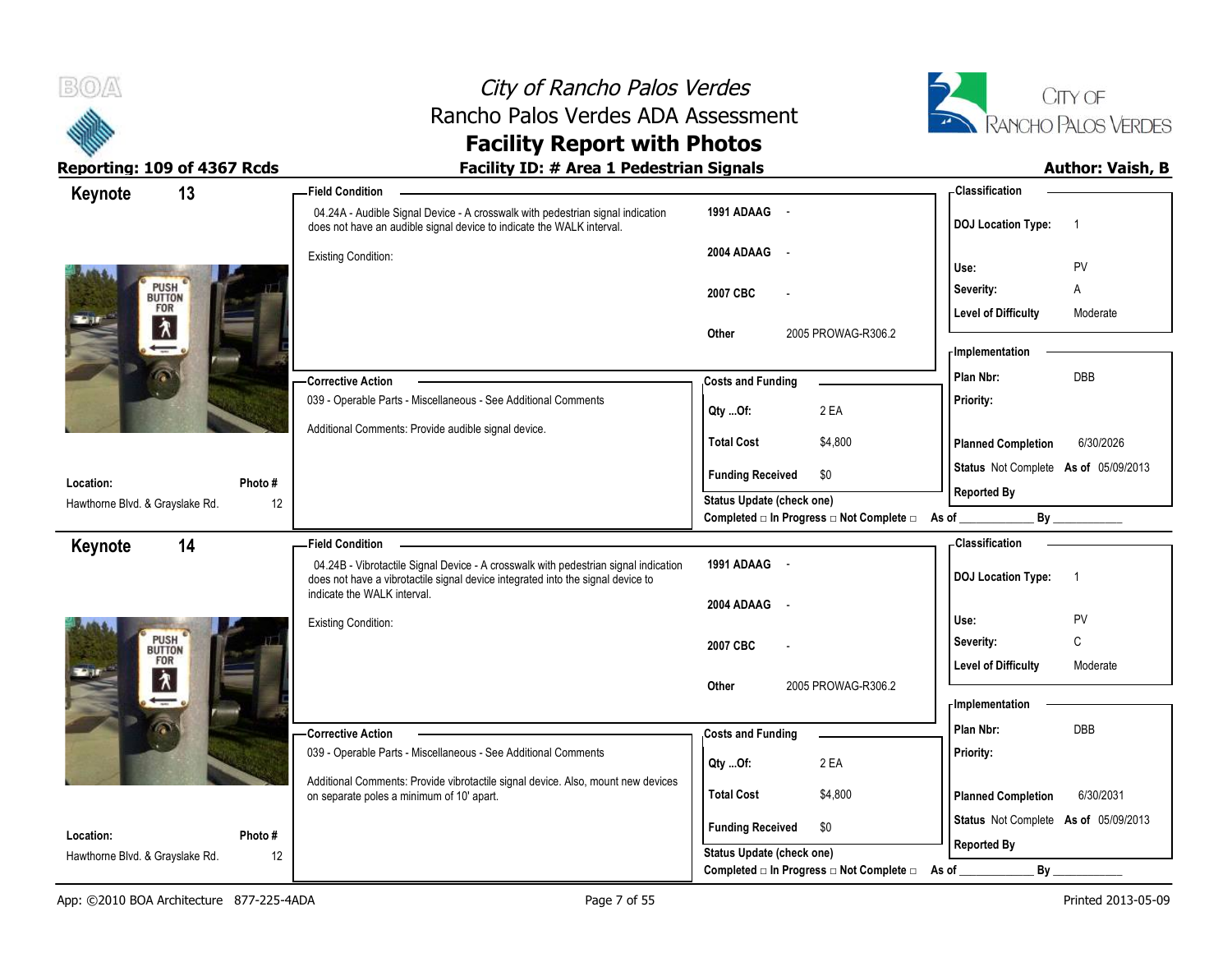# City of Rancho Palos Verdes
## Rancho Palos Verdes ADA Assessment
## Facility Report with Photos

**Reporting: 109 of 4367 Rcds** | **Facility ID: # Area 1 Pedestrian Signals** | **Author: Vaish, B**

---

### Keynote 13

**Location:** Hawthorne Blvd. & Grayslake Rd.
**Photo #:** 12

**Field Condition**

04.24A - Audible Signal Device - A crosswalk with pedestrian signal indication does not have an audible signal device to indicate the WALK interval.

Existing Condition:

| | |
|---|---|
| 1991 ADAAG | - |
| 2004 ADAAG | - |
| 2007 CBC | - |
| Other | 2005 PROWAG-R306.2 |

**Corrective Action**

039 - Operable Parts - Miscellaneous - See Additional Comments

Additional Comments: Provide audible signal device.

**Costs and Funding**

| | |
|---|---|
| Qty ...Of: | 2 EA |
| Total Cost | $4,800 |
| Funding Received | $0 |

Status Update (check one)
Completed □ In Progress □ Not Complete □ As of ____________ By ____________

**Classification**

| | |
|---|---|
| DOJ Location Type: | 1 |
| Use: | PV |
| Severity: | A |
| Level of Difficulty | Moderate |

**Implementation**

| | |
|---|---|
| Plan Nbr: | DBB |
| Priority: | |
| Planned Completion | 6/30/2026 |
| Status | Not Complete As of 05/09/2013 |
| Reported By | |

---

### Keynote 14

**Location:** Hawthorne Blvd. & Grayslake Rd.
**Photo #:** 12

**Field Condition**

04.24B - Vibrotactile Signal Device - A crosswalk with pedestrian signal indication does not have a vibrotactile signal device integrated into the signal device to indicate the WALK interval.

Existing Condition:

| | |
|---|---|
| 1991 ADAAG | - |
| 2004 ADAAG | - |
| 2007 CBC | - |
| Other | 2005 PROWAG-R306.2 |

**Corrective Action**

039 - Operable Parts - Miscellaneous - See Additional Comments

Additional Comments: Provide vibrotactile signal device. Also, mount new devices on separate poles a minimum of 10' apart.

**Costs and Funding**

| | |
|---|---|
| Qty ...Of: | 2 EA |
| Total Cost | $4,800 |
| Funding Received | $0 |

Status Update (check one)
Completed □ In Progress □ Not Complete □ As of ____________ By ____________

**Classification**

| | |
|---|---|
| DOJ Location Type: | 1 |
| Use: | PV |
| Severity: | C |
| Level of Difficulty | Moderate |

**Implementation**

| | |
|---|---|
| Plan Nbr: | DBB |
| Priority: | |
| Planned Completion | 6/30/2031 |
| Status | Not Complete As of 05/09/2013 |
| Reported By | |

---

App: ©2010 BOA Architecture 877-225-4ADA | Printed 2013-05-09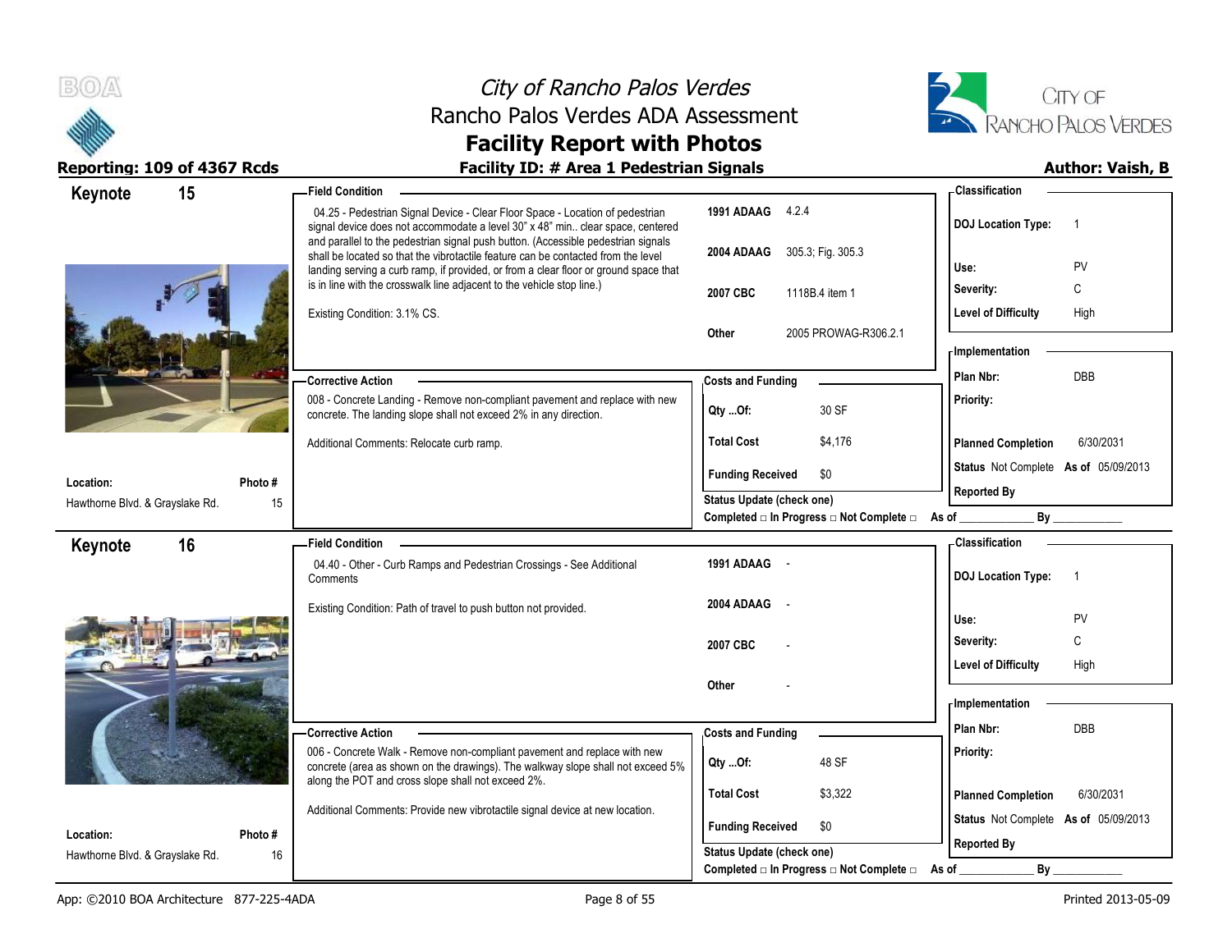# City of Rancho Palos Verdes
## Rancho Palos Verdes ADA Assessment
## Facility Report with Photos

**Reporting: 109 of 4367 Rcds** | **Facility ID: # Area 1 Pedestrian Signals** | **Author: Vaish, B**

---

## Keynote 15

**Location:** Hawthorne Blvd. & Grayslake Rd.
**Photo #** 15

**Field Condition**

04.25 - Pedestrian Signal Device - Clear Floor Space - Location of pedestrian signal device does not accommodate a level 30" x 48" min.. clear space, centered and parallel to the pedestrian signal push button. (Accessible pedestrian signals shall be located so that the vibrotactile feature can be contacted from the level landing serving a curb ramp, if provided, or from a clear floor or ground space that is in line with the crosswalk line adjacent to the vehicle stop line.)

Existing Condition: 3.1% CS.

| | |
|---|---|
| 1991 ADAAG | 4.2.4 |
| 2004 ADAAG | 305.3; Fig. 305.3 |
| 2007 CBC | 1118B.4 item 1 |
| Other | 2005 PROWAG-R306.2.1 |

**Classification**

| | |
|---|---|
| DOJ Location Type: | 1 |
| Use: | PV |
| Severity: | C |
| Level of Difficulty | High |

**Corrective Action**

008 - Concrete Landing - Remove non-compliant pavement and replace with new concrete. The landing slope shall not exceed 2% in any direction.

Additional Comments: Relocate curb ramp.

**Costs and Funding**

| | |
|---|---|
| Qty ...Of: | 30 SF |
| Total Cost | $4,176 |
| Funding Received | $0 |

Status Update (check one)
Completed □ In Progress □ Not Complete □ As of ____________ By ____________

**Implementation**

| | |
|---|---|
| Plan Nbr: | DBB |
| Priority: | |
| Planned Completion | 6/30/2031 |
| Status | Not Complete As of 05/09/2013 |
| Reported By | |

---

## Keynote 16

**Location:** Hawthorne Blvd. & Grayslake Rd.
**Photo #** 16

**Field Condition**

04.40 - Other - Curb Ramps and Pedestrian Crossings - See Additional Comments

Existing Condition: Path of travel to push button not provided.

| | |
|---|---|
| 1991 ADAAG | - |
| 2004 ADAAG | - |
| 2007 CBC | - |
| Other | - |

**Classification**

| | |
|---|---|
| DOJ Location Type: | 1 |
| Use: | PV |
| Severity: | C |
| Level of Difficulty | High |

**Corrective Action**

006 - Concrete Walk - Remove non-compliant pavement and replace with new concrete (area as shown on the drawings). The walkway slope shall not exceed 5% along the POT and cross slope shall not exceed 2%.

Additional Comments: Provide new vibrotactile signal device at new location.

**Costs and Funding**

| | |
|---|---|
| Qty ...Of: | 48 SF |
| Total Cost | $3,322 |
| Funding Received | $0 |

Status Update (check one)
Completed □ In Progress □ Not Complete □ As of ____________ By ____________

**Implementation**

| | |
|---|---|
| Plan Nbr: | DBB |
| Priority: | |
| Planned Completion | 6/30/2031 |
| Status | Not Complete As of 05/09/2013 |
| Reported By | |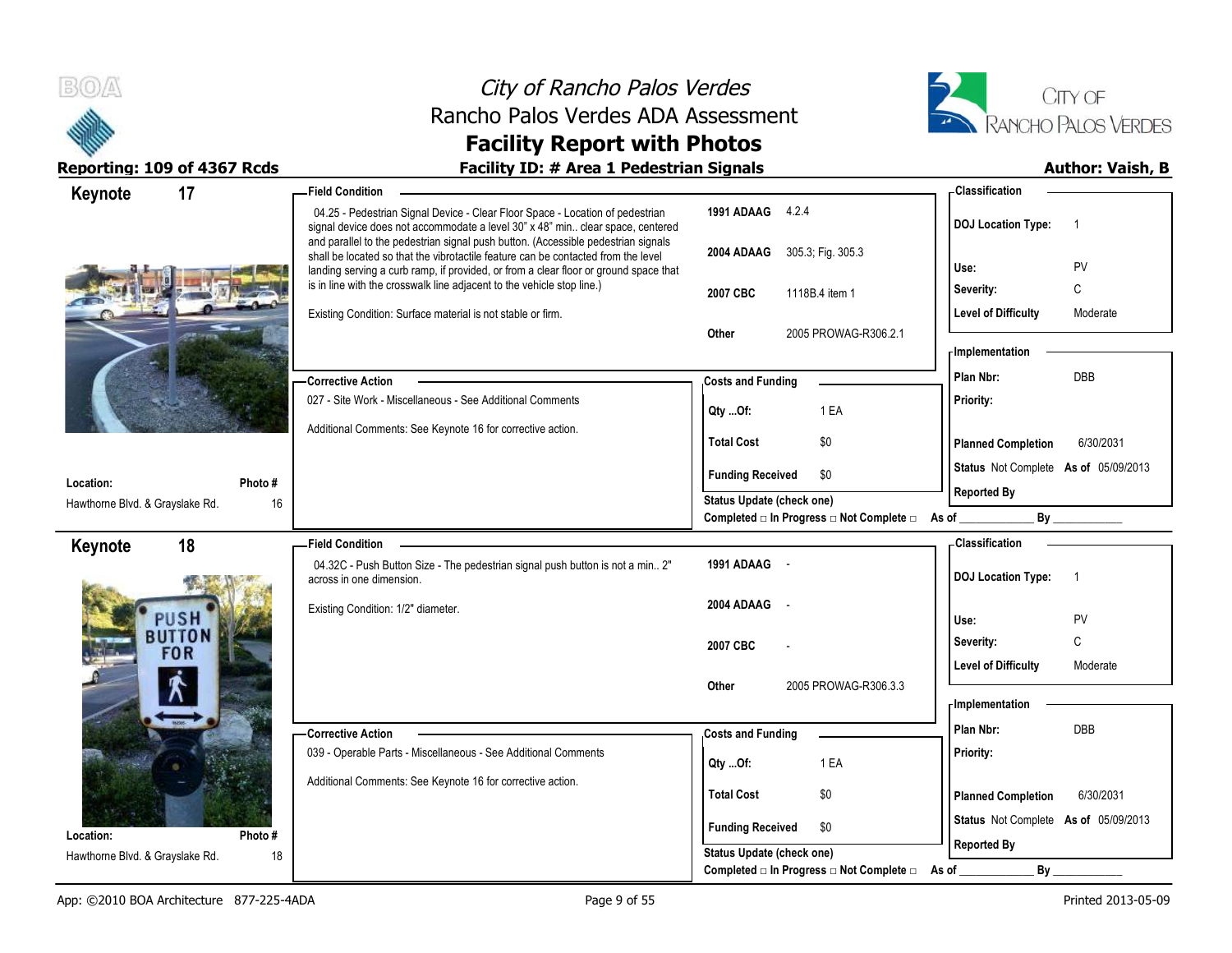# City of Rancho Palos Verdes
## Rancho Palos Verdes ADA Assessment
## Facility Report with Photos

**Reporting: 109 of 4367 Rcds** | **Facility ID: # Area 1 Pedestrian Signals** | **Author: Vaish, B**

---

### Keynote 17

**Location:** Hawthorne Blvd. & Grayslake Rd.
**Photo #** 16

**Field Condition**

04.25 - Pedestrian Signal Device - Clear Floor Space - Location of pedestrian signal device does not accommodate a level 30" x 48" min.. clear space, centered and parallel to the pedestrian signal push button. (Accessible pedestrian signals shall be located so that the vibrotactile feature can be contacted from the level landing serving a curb ramp, if provided, or from a clear floor or ground space that is in line with the crosswalk line adjacent to the vehicle stop line.)

Existing Condition: Surface material is not stable or firm.

| | |
|---|---|
| 1991 ADAAG | 4.2.4 |
| 2004 ADAAG | 305.3; Fig. 305.3 |
| 2007 CBC | 1118B.4 item 1 |
| Other | 2005 PROWAG-R306.2.1 |

**Classification**

| | |
|---|---|
| DOJ Location Type: | 1 |
| Use: | PV |
| Severity: | C |
| Level of Difficulty | Moderate |

**Corrective Action**

027 - Site Work - Miscellaneous - See Additional Comments

Additional Comments: See Keynote 16 for corrective action.

**Costs and Funding**

| | |
|---|---|
| Qty ...Of: | 1 EA |
| Total Cost | $0 |
| Funding Received | $0 |

Status Update (check one)
Completed □ In Progress □ Not Complete □ As of ____________ By ____________

**Implementation**

| | |
|---|---|
| Plan Nbr: | DBB |
| Priority: | |
| Planned Completion | 6/30/2031 |
| Status | Not Complete As of 05/09/2013 |
| Reported By | |

---

### Keynote 18

**Location:** Hawthorne Blvd. & Grayslake Rd.
**Photo #** 18

**Field Condition**

04.32C - Push Button Size - The pedestrian signal push button is not a min.. 2" across in one dimension.

Existing Condition: 1/2" diameter.

| | |
|---|---|
| 1991 ADAAG | - |
| 2004 ADAAG | - |
| 2007 CBC | - |
| Other | 2005 PROWAG-R306.3.3 |

**Classification**

| | |
|---|---|
| DOJ Location Type: | 1 |
| Use: | PV |
| Severity: | C |
| Level of Difficulty | Moderate |

**Corrective Action**

039 - Operable Parts - Miscellaneous - See Additional Comments

Additional Comments: See Keynote 16 for corrective action.

**Costs and Funding**

| | |
|---|---|
| Qty ...Of: | 1 EA |
| Total Cost | $0 |
| Funding Received | $0 |

Status Update (check one)
Completed □ In Progress □ Not Complete □ As of ____________ By ____________

**Implementation**

| | |
|---|---|
| Plan Nbr: | DBB |
| Priority: | |
| Planned Completion | 6/30/2031 |
| Status | Not Complete As of 05/09/2013 |
| Reported By | |

App: ©2010 BOA Architecture 877-225-4ADA | Printed 2013-05-09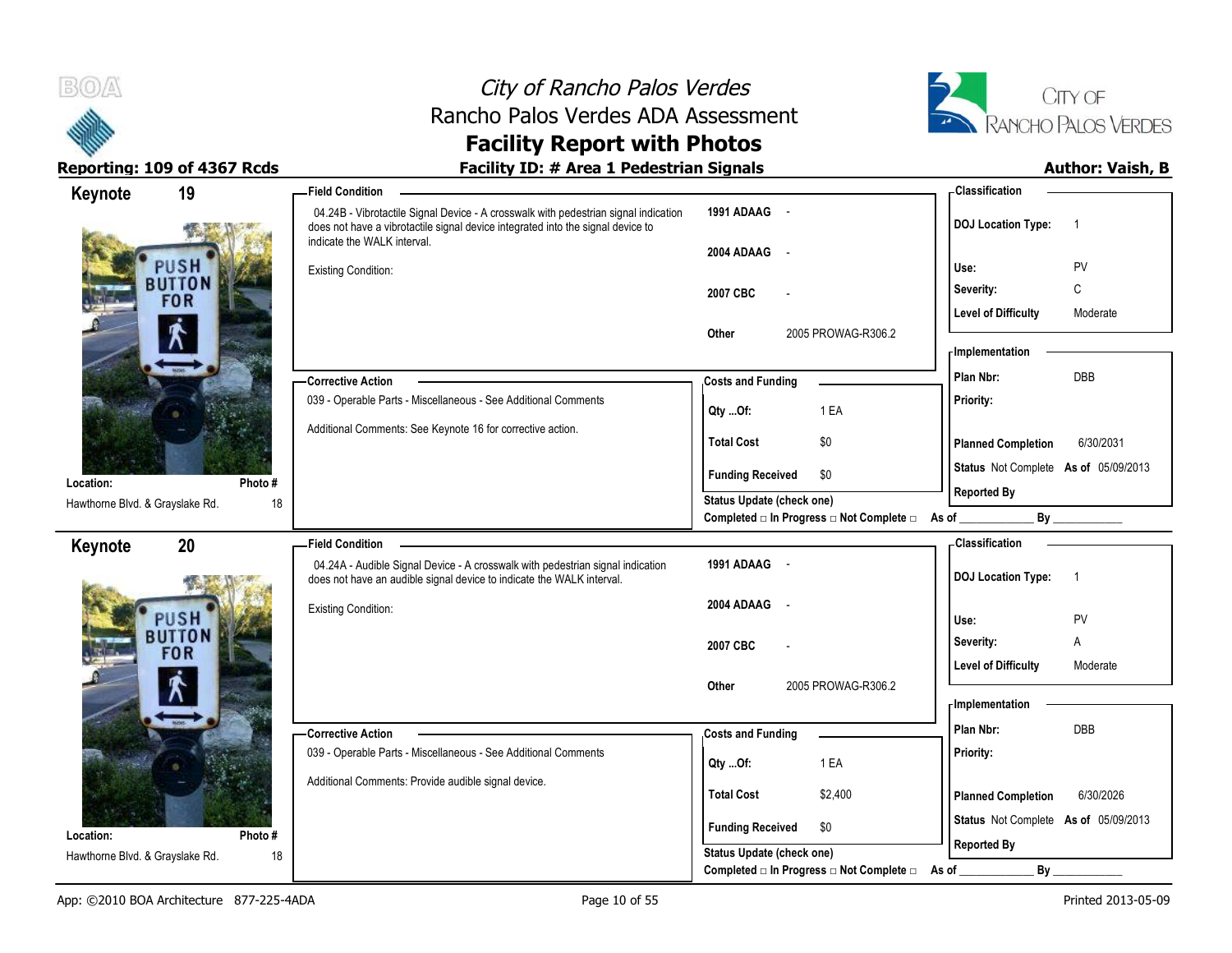# City of Rancho Palos Verdes
## Rancho Palos Verdes ADA Assessment
## Facility Report with Photos

**Reporting: 109 of 4367 Rcds** | **Facility ID: # Area 1 Pedestrian Signals** | **Author: Vaish, B**

---

### Keynote 19

**Location:** Hawthorne Blvd. & Grayslake Rd.
**Photo #:** 18

**Field Condition**

04.24B - Vibrotactile Signal Device - A crosswalk with pedestrian signal indication does not have a vibrotactile signal device integrated into the signal device to indicate the WALK interval.

Existing Condition:

| | |
|---|---|
| 1991 ADAAG | - |
| 2004 ADAAG | - |
| 2007 CBC | - |
| Other | 2005 PROWAG-R306.2 |

**Corrective Action**

039 - Operable Parts - Miscellaneous - See Additional Comments

Additional Comments: See Keynote 16 for corrective action.

**Costs and Funding**

| | |
|---|---|
| Qty ...Of: | 1 EA |
| Total Cost | $0 |
| Funding Received | $0 |

Status Update (check one)
Completed □ In Progress □ Not Complete □ As of ____________ By ____________

**Classification**

| | |
|---|---|
| DOJ Location Type: | 1 |
| Use: | PV |
| Severity: | C |
| Level of Difficulty | Moderate |

**Implementation**

| | |
|---|---|
| Plan Nbr: | DBB |
| Priority: | |
| Planned Completion | 6/30/2031 |
| Status | Not Complete As of 05/09/2013 |
| Reported By | |

---

### Keynote 20

**Location:** Hawthorne Blvd. & Grayslake Rd.
**Photo #:** 18

**Field Condition**

04.24A - Audible Signal Device - A crosswalk with pedestrian signal indication does not have an audible signal device to indicate the WALK interval.

Existing Condition:

| | |
|---|---|
| 1991 ADAAG | - |
| 2004 ADAAG | - |
| 2007 CBC | - |
| Other | 2005 PROWAG-R306.2 |

**Corrective Action**

039 - Operable Parts - Miscellaneous - See Additional Comments

Additional Comments: Provide audible signal device.

**Costs and Funding**

| | |
|---|---|
| Qty ...Of: | 1 EA |
| Total Cost | $2,400 |
| Funding Received | $0 |

Status Update (check one)
Completed □ In Progress □ Not Complete □ As of ____________ By ____________

**Classification**

| | |
|---|---|
| DOJ Location Type: | 1 |
| Use: | PV |
| Severity: | A |
| Level of Difficulty | Moderate |

**Implementation**

| | |
|---|---|
| Plan Nbr: | DBB |
| Priority: | |
| Planned Completion | 6/30/2026 |
| Status | Not Complete As of 05/09/2013 |
| Reported By | |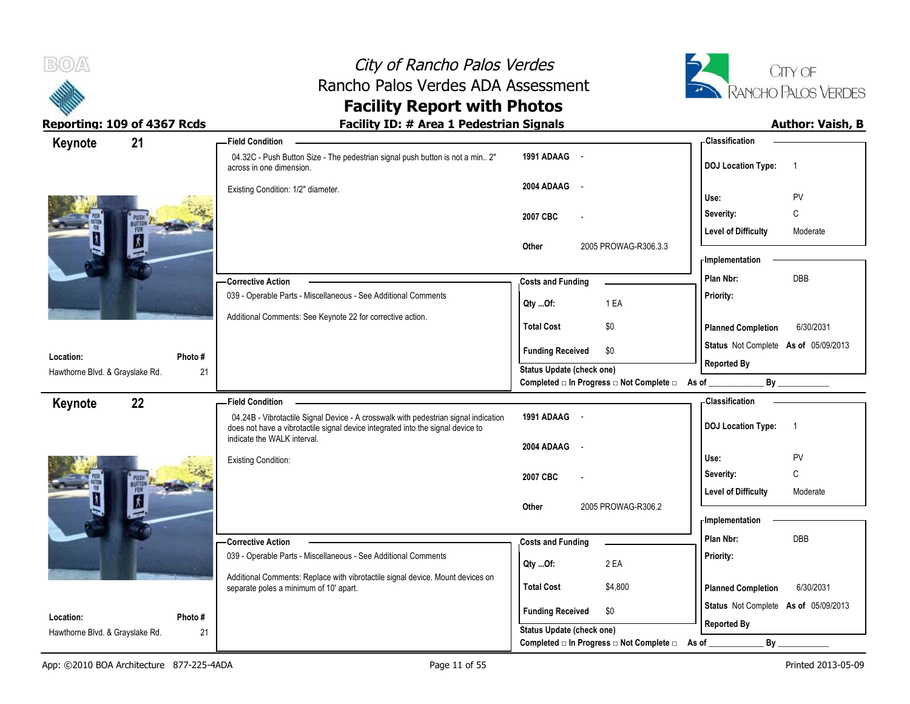# City of Rancho Palos Verdes
## Rancho Palos Verdes ADA Assessment
## Facility Report with Photos

**Reporting: 109 of 4367 Rcds** | **Facility ID: # Area 1 Pedestrian Signals** | **Author: Vaish, B**

---

### Keynote 21

**Location:** Hawthorne Blvd. & Grayslake Rd.
**Photo #:** 21

**Field Condition**

04.32C - Push Button Size - The pedestrian signal push button is not a min.. 2" across in one dimension.

Existing Condition: 1/2" diameter.

| | |
|---|---|
| 1991 ADAAG | - |
| 2004 ADAAG | - |
| 2007 CBC | - |
| Other | 2005 PROWAG-R306.3.3 |

**Classification**

| | |
|---|---|
| DOJ Location Type: | 1 |
| Use: | PV |
| Severity: | C |
| Level of Difficulty | Moderate |

**Corrective Action**

039 - Operable Parts - Miscellaneous - See Additional Comments

Additional Comments: See Keynote 22 for corrective action.

**Costs and Funding**

| | |
|---|---|
| Qty ...Of: | 1 EA |
| Total Cost | $0 |
| Funding Received | $0 |

Status Update (check one)
Completed □ In Progress □ Not Complete □ As of ____________ By ____________

**Implementation**

| | |
|---|---|
| Plan Nbr: | DBB |
| Priority: | |
| Planned Completion | 6/30/2031 |
| Status | Not Complete As of 05/09/2013 |
| Reported By | |

---

### Keynote 22

**Location:** Hawthorne Blvd. & Grayslake Rd.
**Photo #:** 21

**Field Condition**

04.24B - Vibrotactile Signal Device - A crosswalk with pedestrian signal indication does not have a vibrotactile signal device integrated into the signal device to indicate the WALK interval.

Existing Condition:

| | |
|---|---|
| 1991 ADAAG | - |
| 2004 ADAAG | - |
| 2007 CBC | - |
| Other | 2005 PROWAG-R306.2 |

**Classification**

| | |
|---|---|
| DOJ Location Type: | 1 |
| Use: | PV |
| Severity: | C |
| Level of Difficulty | Moderate |

**Corrective Action**

039 - Operable Parts - Miscellaneous - See Additional Comments

Additional Comments: Replace with vibrotactile signal device. Mount devices on separate poles a minimum of 10' apart.

**Costs and Funding**

| | |
|---|---|
| Qty ...Of: | 2 EA |
| Total Cost | $4,800 |
| Funding Received | $0 |

Status Update (check one)
Completed □ In Progress □ Not Complete □ As of ____________ By ____________

**Implementation**

| | |
|---|---|
| Plan Nbr: | DBB |
| Priority: | |
| Planned Completion | 6/30/2031 |
| Status | Not Complete As of 05/09/2013 |
| Reported By | |

App: ©2010 BOA Architecture 877-225-4ADA | Printed 2013-05-09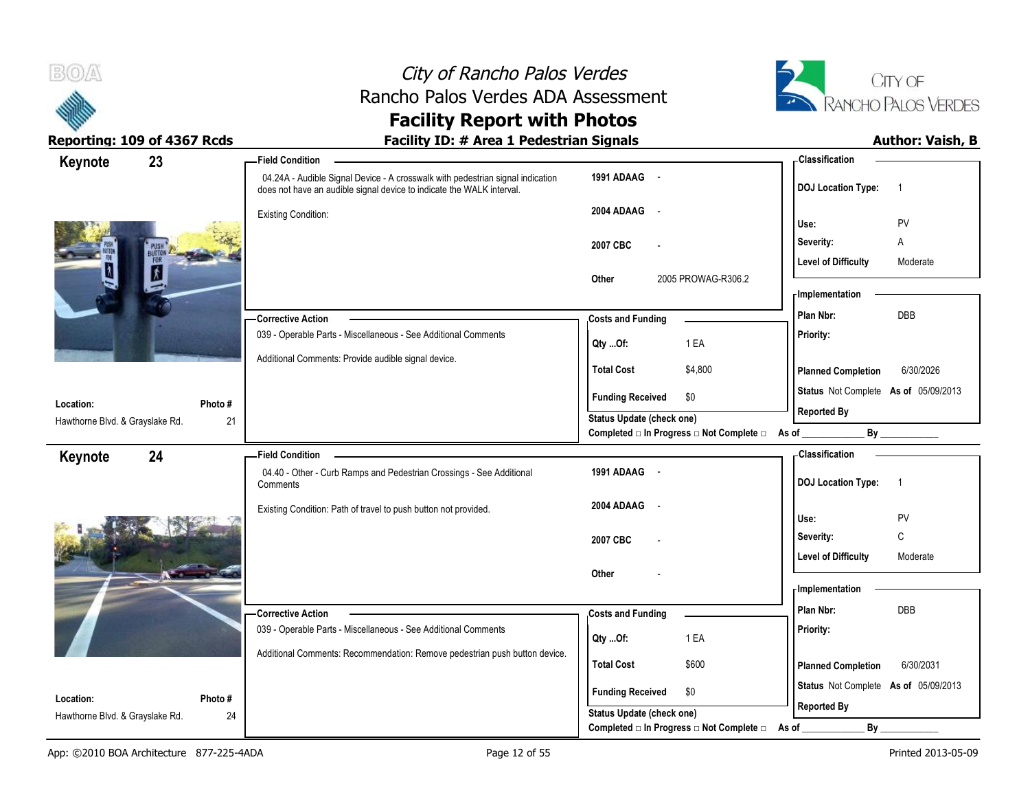# City of Rancho Palos Verdes
## Rancho Palos Verdes ADA Assessment
## Facility Report with Photos

**Reporting: 109 of 4367 Rcds**

**Facility ID: # Area 1 Pedestrian Signals**

**Author: Vaish, B**

---

## Keynote 23

**Location:** Hawthorne Blvd. & Grayslake Rd.

**Photo #** 21

**Field Condition**

04.24A - Audible Signal Device - A crosswalk with pedestrian signal indication does not have an audible signal device to indicate the WALK interval.

Existing Condition:

| | |
|---|---|
| 1991 ADAAG | - |
| 2004 ADAAG | - |
| 2007 CBC | - |
| Other | 2005 PROWAG-R306.2 |

**Corrective Action**

039 - Operable Parts - Miscellaneous - See Additional Comments

Additional Comments: Provide audible signal device.

**Costs and Funding**

| | |
|---|---|
| Qty ...Of: | 1 EA |
| Total Cost | $4,800 |
| Funding Received | $0 |

Status Update (check one)

Completed □ In Progress □ Not Complete □ As of ____________ By ____________

**Classification**

| | |
|---|---|
| DOJ Location Type: | 1 |
| Use: | PV |
| Severity: | A |
| Level of Difficulty | Moderate |

**Implementation**

| | |
|---|---|
| Plan Nbr: | DBB |
| Priority: | |
| Planned Completion | 6/30/2026 |
| Status | Not Complete As of 05/09/2013 |
| Reported By | |

---

## Keynote 24

**Location:** Hawthorne Blvd. & Grayslake Rd.

**Photo #** 24

**Field Condition**

04.40 - Other - Curb Ramps and Pedestrian Crossings - See Additional Comments

Existing Condition: Path of travel to push button not provided.

| | |
|---|---|
| 1991 ADAAG | - |
| 2004 ADAAG | - |
| 2007 CBC | - |
| Other | - |

**Corrective Action**

039 - Operable Parts - Miscellaneous - See Additional Comments

Additional Comments: Recommendation: Remove pedestrian push button device.

**Costs and Funding**

| | |
|---|---|
| Qty ...Of: | 1 EA |
| Total Cost | $600 |
| Funding Received | $0 |

Status Update (check one)

Completed □ In Progress □ Not Complete □ As of ____________ By ____________

**Classification**

| | |
|---|---|
| DOJ Location Type: | 1 |
| Use: | PV |
| Severity: | C |
| Level of Difficulty | Moderate |

**Implementation**

| | |
|---|---|
| Plan Nbr: | DBB |
| Priority: | |
| Planned Completion | 6/30/2031 |
| Status | Not Complete As of 05/09/2013 |
| Reported By | |

App: ©2010 BOA Architecture 877-225-4ADA

Printed 2013-05-09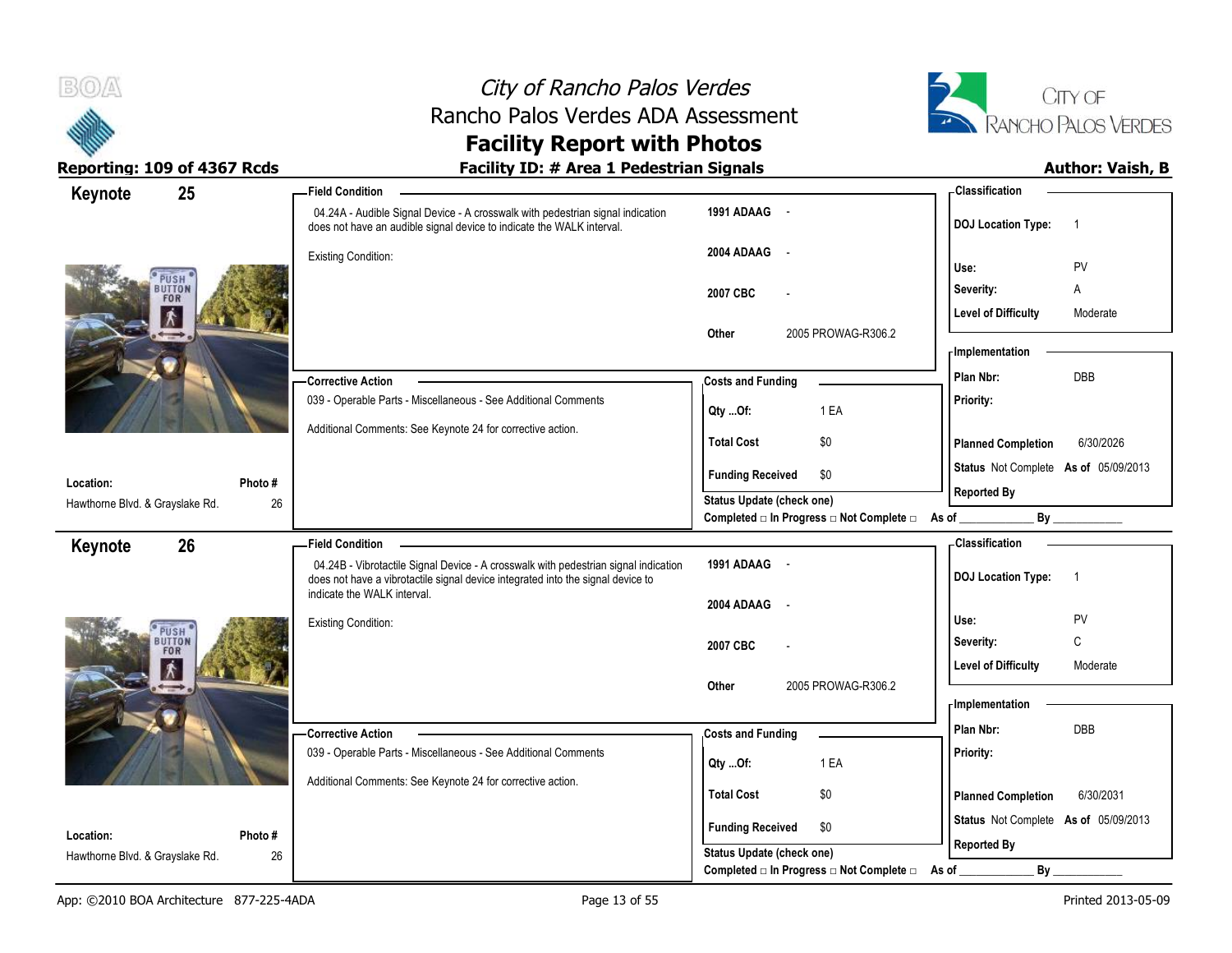# City of Rancho Palos Verdes
## Rancho Palos Verdes ADA Assessment
## Facility Report with Photos

**Reporting: 109 of 4367 Rcds** | **Facility ID: # Area 1 Pedestrian Signals** | **Author: Vaish, B**

---

### Keynote 25

**Location:** Hawthorne Blvd. & Grayslake Rd.
**Photo #:** 26

**Field Condition**

04.24A - Audible Signal Device - A crosswalk with pedestrian signal indication does not have an audible signal device to indicate the WALK interval.

Existing Condition:

| | |
|---|---|
| 1991 ADAAG | - |
| 2004 ADAAG | - |
| 2007 CBC | - |
| Other | 2005 PROWAG-R306.2 |

**Classification**

| | |
|---|---|
| DOJ Location Type: | 1 |
| Use: | PV |
| Severity: | A |
| Level of Difficulty | Moderate |

**Corrective Action**

039 - Operable Parts - Miscellaneous - See Additional Comments

Additional Comments: See Keynote 24 for corrective action.

**Costs and Funding**

| | |
|---|---|
| Qty ...Of: | 1 EA |
| Total Cost | $0 |
| Funding Received | $0 |

**Implementation**

| | |
|---|---|
| Plan Nbr: | DBB |
| Priority: | |
| Planned Completion | 6/30/2026 |
| Status | Not Complete As of 05/09/2013 |
| Reported By | |

Status Update (check one)
Completed □ In Progress □ Not Complete □ As of ____________ By ____________

---

### Keynote 26

**Location:** Hawthorne Blvd. & Grayslake Rd.
**Photo #:** 26

**Field Condition**

04.24B - Vibrotactile Signal Device - A crosswalk with pedestrian signal indication does not have a vibrotactile signal device integrated into the signal device to indicate the WALK interval.

Existing Condition:

| | |
|---|---|
| 1991 ADAAG | - |
| 2004 ADAAG | - |
| 2007 CBC | - |
| Other | 2005 PROWAG-R306.2 |

**Classification**

| | |
|---|---|
| DOJ Location Type: | 1 |
| Use: | PV |
| Severity: | C |
| Level of Difficulty | Moderate |

**Corrective Action**

039 - Operable Parts - Miscellaneous - See Additional Comments

Additional Comments: See Keynote 24 for corrective action.

**Costs and Funding**

| | |
|---|---|
| Qty ...Of: | 1 EA |
| Total Cost | $0 |
| Funding Received | $0 |

**Implementation**

| | |
|---|---|
| Plan Nbr: | DBB |
| Priority: | |
| Planned Completion | 6/30/2031 |
| Status | Not Complete As of 05/09/2013 |
| Reported By | |

Status Update (check one)
Completed □ In Progress □ Not Complete □ As of ____________ By ____________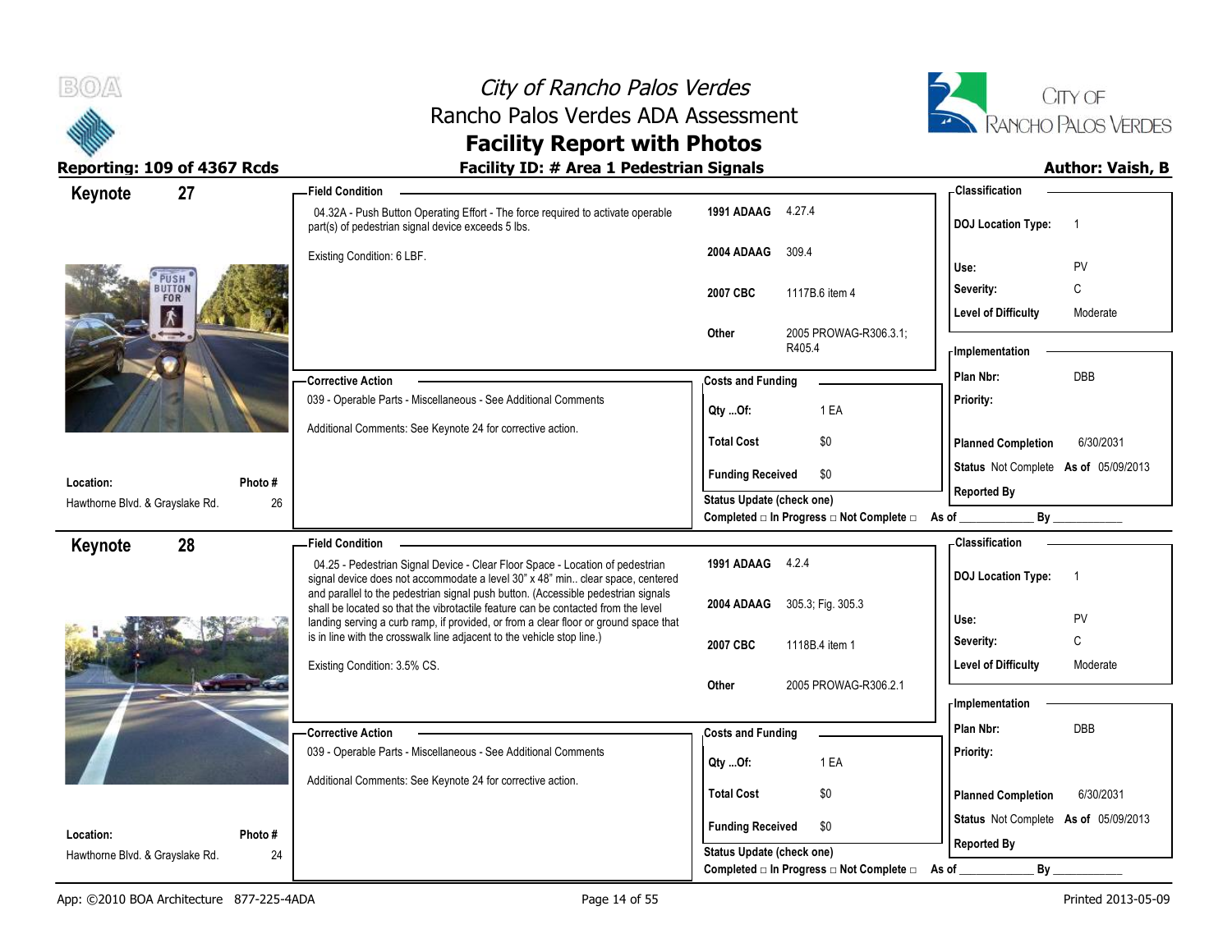# City of Rancho Palos Verdes
## Rancho Palos Verdes ADA Assessment
## Facility Report with Photos

**Reporting: 109 of 4367 Rcds** | **Facility ID: # Area 1 Pedestrian Signals** | **Author: Vaish, B**

---

## Keynote 27

**Location:** Hawthorne Blvd. & Grayslake Rd.
**Photo #:** 26

**Field Condition**

04.32A - Push Button Operating Effort - The force required to activate operable part(s) of pedestrian signal device exceeds 5 lbs.

Existing Condition: 6 LBF.

| | |
|---|---|
| 1991 ADAAG | 4.27.4 |
| 2004 ADAAG | 309.4 |
| 2007 CBC | 1117B.6 item 4 |
| Other | 2005 PROWAG-R306.3.1; R405.4 |

**Classification**

| | |
|---|---|
| DOJ Location Type: | 1 |
| Use: | PV |
| Severity: | C |
| Level of Difficulty | Moderate |

**Corrective Action**

039 - Operable Parts - Miscellaneous - See Additional Comments

Additional Comments: See Keynote 24 for corrective action.

**Costs and Funding**

| | |
|---|---|
| Qty ...Of: | 1 EA |
| Total Cost | $0 |
| Funding Received | $0 |

Status Update (check one)
Completed □ In Progress □ Not Complete □ As of ____________ By ____________

**Implementation**

| | |
|---|---|
| Plan Nbr: | DBB |
| Priority: | |
| Planned Completion | 6/30/2031 |
| Status | Not Complete As of 05/09/2013 |
| Reported By | |

---

## Keynote 28

**Location:** Hawthorne Blvd. & Grayslake Rd.
**Photo #:** 24

**Field Condition**

04.25 - Pedestrian Signal Device - Clear Floor Space - Location of pedestrian signal device does not accommodate a level 30" x 48" min.. clear space, centered and parallel to the pedestrian signal push button. (Accessible pedestrian signals shall be located so that the vibrotactile feature can be contacted from the level landing serving a curb ramp, if provided, or from a clear floor or ground space that is in line with the crosswalk line adjacent to the vehicle stop line.)

Existing Condition: 3.5% CS.

| | |
|---|---|
| 1991 ADAAG | 4.2.4 |
| 2004 ADAAG | 305.3; Fig. 305.3 |
| 2007 CBC | 1118B.4 item 1 |
| Other | 2005 PROWAG-R306.2.1 |

**Classification**

| | |
|---|---|
| DOJ Location Type: | 1 |
| Use: | PV |
| Severity: | C |
| Level of Difficulty | Moderate |

**Corrective Action**

039 - Operable Parts - Miscellaneous - See Additional Comments

Additional Comments: See Keynote 24 for corrective action.

**Costs and Funding**

| | |
|---|---|
| Qty ...Of: | 1 EA |
| Total Cost | $0 |
| Funding Received | $0 |

Status Update (check one)
Completed □ In Progress □ Not Complete □ As of ____________ By ____________

**Implementation**

| | |
|---|---|
| Plan Nbr: | DBB |
| Priority: | |
| Planned Completion | 6/30/2031 |
| Status | Not Complete As of 05/09/2013 |
| Reported By | |

---

App: ©2010 BOA Architecture 877-225-4ADA | Printed 2013-05-09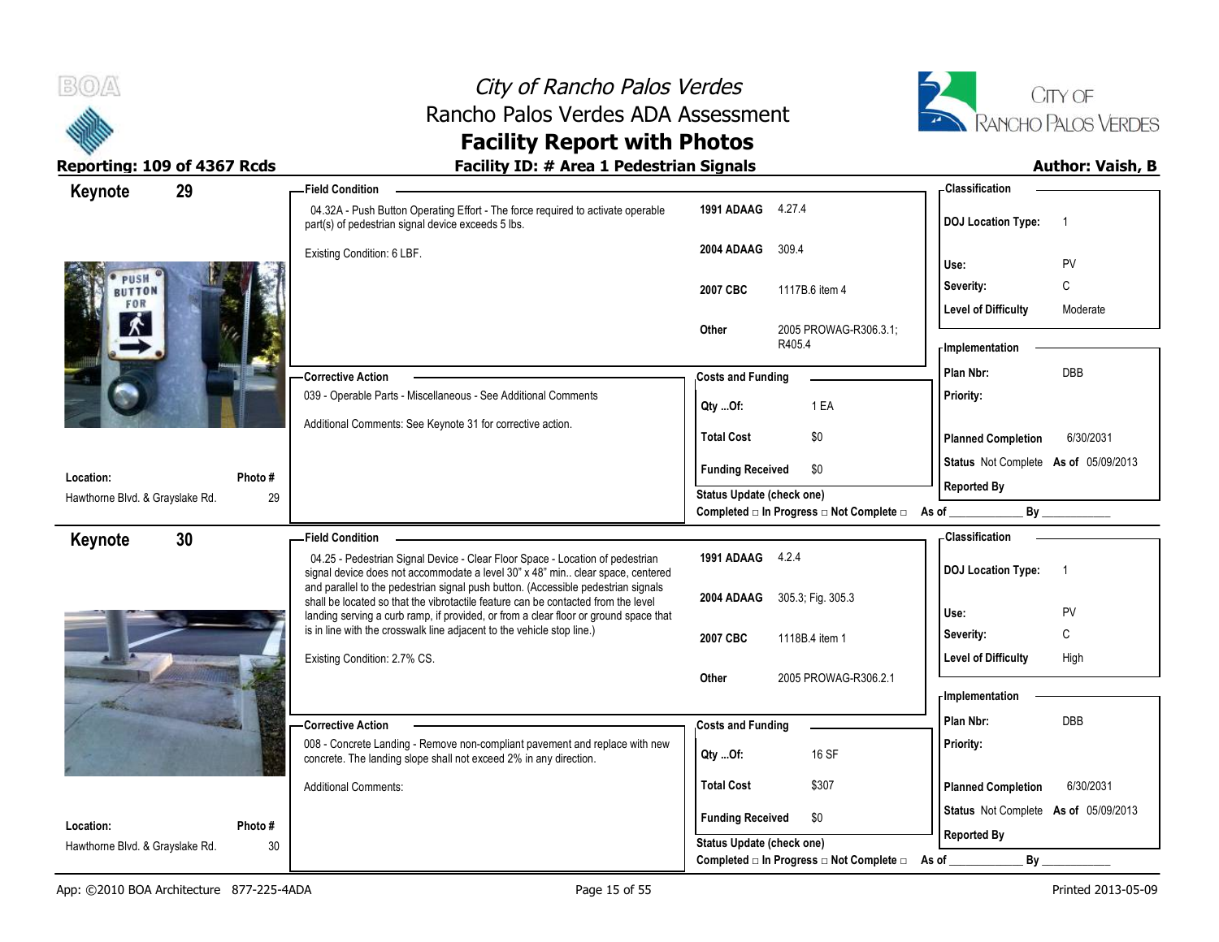# City of Rancho Palos Verdes
## Rancho Palos Verdes ADA Assessment
## Facility Report with Photos

**Reporting: 109 of 4367 Rcds** | **Facility ID: # Area 1 Pedestrian Signals** | **Author: Vaish, B**

---

## Keynote 29

**Location:** Hawthorne Blvd. & Grayslake Rd.
**Photo #:** 29

**Field Condition**

04.32A - Push Button Operating Effort - The force required to activate operable part(s) of pedestrian signal device exceeds 5 lbs.

Existing Condition: 6 LBF.

| | |
|---|---|
| 1991 ADAAG | 4.27.4 |
| 2004 ADAAG | 309.4 |
| 2007 CBC | 1117B.6 item 4 |
| Other | 2005 PROWAG-R306.3.1; R405.4 |

**Corrective Action**

039 - Operable Parts - Miscellaneous - See Additional Comments

Additional Comments: See Keynote 31 for corrective action.

**Costs and Funding**

| | |
|---|---|
| Qty ...Of: | 1 EA |
| Total Cost | $0 |
| Funding Received | $0 |

Status Update (check one)
Completed □ In Progress □ Not Complete □ As of ____________ By ____________

**Classification**

| | |
|---|---|
| DOJ Location Type: | 1 |
| Use: | PV |
| Severity: | C |
| Level of Difficulty | Moderate |

**Implementation**

| | |
|---|---|
| Plan Nbr: | DBB |
| Priority: | |
| Planned Completion | 6/30/2031 |
| Status | Not Complete As of 05/09/2013 |
| Reported By | |

---

## Keynote 30

**Location:** Hawthorne Blvd. & Grayslake Rd.
**Photo #:** 30

**Field Condition**

04.25 - Pedestrian Signal Device - Clear Floor Space - Location of pedestrian signal device does not accommodate a level 30" x 48" min.. clear space, centered and parallel to the pedestrian signal push button. (Accessible pedestrian signals shall be located so that the vibrotactile feature can be contacted from the level landing serving a curb ramp, if provided, or from a clear floor or ground space that is in line with the crosswalk line adjacent to the vehicle stop line.)

Existing Condition: 2.7% CS.

| | |
|---|---|
| 1991 ADAAG | 4.2.4 |
| 2004 ADAAG | 305.3; Fig. 305.3 |
| 2007 CBC | 1118B.4 item 1 |
| Other | 2005 PROWAG-R306.2.1 |

**Corrective Action**

008 - Concrete Landing - Remove non-compliant pavement and replace with new concrete. The landing slope shall not exceed 2% in any direction.

Additional Comments:

**Costs and Funding**

| | |
|---|---|
| Qty ...Of: | 16 SF |
| Total Cost | $307 |
| Funding Received | $0 |

Status Update (check one)
Completed □ In Progress □ Not Complete □ As of ____________ By ____________

**Classification**

| | |
|---|---|
| DOJ Location Type: | 1 |
| Use: | PV |
| Severity: | C |
| Level of Difficulty | High |

**Implementation**

| | |
|---|---|
| Plan Nbr: | DBB |
| Priority: | |
| Planned Completion | 6/30/2031 |
| Status | Not Complete As of 05/09/2013 |
| Reported By | |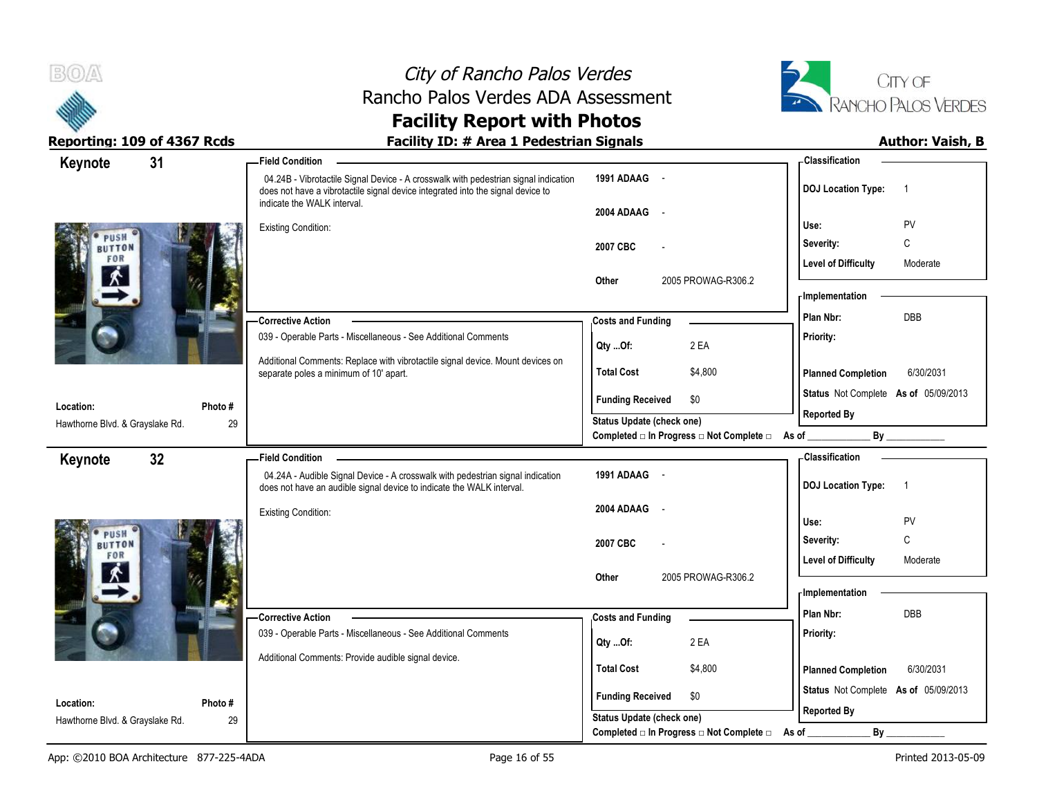# City of Rancho Palos Verdes
## Rancho Palos Verdes ADA Assessment
## Facility Report with Photos

**Reporting: 109 of 4367 Rcds** | **Facility ID: # Area 1 Pedestrian Signals** | **Author: Vaish, B**

---

## Keynote 31

**Location:** Hawthorne Blvd. & Grayslake Rd.
**Photo #:** 29

**Field Condition**

04.24B - Vibrotactile Signal Device - A crosswalk with pedestrian signal indication does not have a vibrotactile signal device integrated into the signal device to indicate the WALK interval.

Existing Condition:

| | |
|---|---|
| 1991 ADAAG | - |
| 2004 ADAAG | - |
| 2007 CBC | - |
| Other | 2005 PROWAG-R306.2 |

**Classification**

| | |
|---|---|
| DOJ Location Type: | 1 |
| Use: | PV |
| Severity: | C |
| Level of Difficulty | Moderate |

**Corrective Action**

039 - Operable Parts - Miscellaneous - See Additional Comments

Additional Comments: Replace with vibrotactile signal device. Mount devices on separate poles a minimum of 10' apart.

**Costs and Funding**

| | |
|---|---|
| Qty ...Of: | 2 EA |
| Total Cost | $4,800 |
| Funding Received | $0 |

Status Update (check one)
Completed □ In Progress □ Not Complete □ As of ____________ By ____________

**Implementation**

| | |
|---|---|
| Plan Nbr: | DBB |
| Priority: | |
| Planned Completion | 6/30/2031 |
| Status | Not Complete As of 05/09/2013 |
| Reported By | |

---

## Keynote 32

**Location:** Hawthorne Blvd. & Grayslake Rd.
**Photo #:** 29

**Field Condition**

04.24A - Audible Signal Device - A crosswalk with pedestrian signal indication does not have an audible signal device to indicate the WALK interval.

Existing Condition:

| | |
|---|---|
| 1991 ADAAG | - |
| 2004 ADAAG | - |
| 2007 CBC | - |
| Other | 2005 PROWAG-R306.2 |

**Classification**

| | |
|---|---|
| DOJ Location Type: | 1 |
| Use: | PV |
| Severity: | C |
| Level of Difficulty | Moderate |

**Corrective Action**

039 - Operable Parts - Miscellaneous - See Additional Comments

Additional Comments: Provide audible signal device.

**Costs and Funding**

| | |
|---|---|
| Qty ...Of: | 2 EA |
| Total Cost | $4,800 |
| Funding Received | $0 |

Status Update (check one)
Completed □ In Progress □ Not Complete □ As of ____________ By ____________

**Implementation**

| | |
|---|---|
| Plan Nbr: | DBB |
| Priority: | |
| Planned Completion | 6/30/2031 |
| Status | Not Complete As of 05/09/2013 |
| Reported By | |

App: ©2010 BOA Architecture 877-225-4ADA | Printed 2013-05-09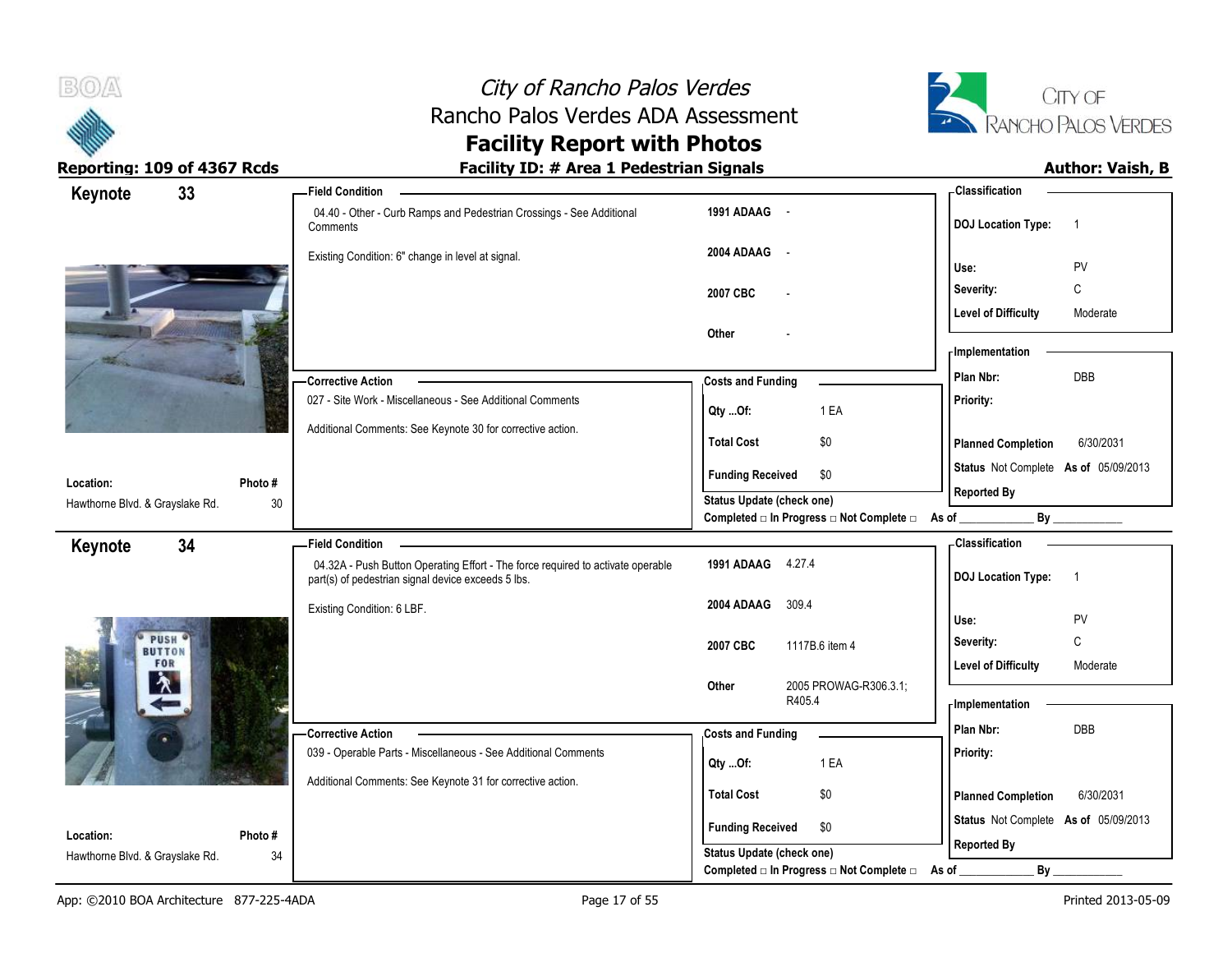# City of Rancho Palos Verdes
## Rancho Palos Verdes ADA Assessment
## Facility Report with Photos

**Reporting: 109 of 4367 Rcds** | **Facility ID: # Area 1 Pedestrian Signals** | **Author: Vaish, B**

---

### Keynote 33

**Location:** Hawthorne Blvd. & Grayslake Rd.
**Photo #:** 30

**Field Condition**

04.40 - Other - Curb Ramps and Pedestrian Crossings - See Additional Comments

Existing Condition: 6" change in level at signal.

| | |
|---|---|
| 1991 ADAAG | - |
| 2004 ADAAG | - |
| 2007 CBC | - |
| Other | - |

**Corrective Action**

027 - Site Work - Miscellaneous - See Additional Comments

Additional Comments: See Keynote 30 for corrective action.

**Costs and Funding**

| | |
|---|---|
| Qty ...Of: | 1 EA |
| Total Cost | $0 |
| Funding Received | $0 |

Status Update (check one)
Completed □ In Progress □ Not Complete □ As of ____________ By ____________

**Classification**

| | |
|---|---|
| DOJ Location Type: | 1 |
| Use: | PV |
| Severity: | C |
| Level of Difficulty | Moderate |

**Implementation**

| | |
|---|---|
| Plan Nbr: | DBB |
| Priority: | |
| Planned Completion | 6/30/2031 |
| Status | Not Complete As of 05/09/2013 |
| Reported By | |

---

### Keynote 34

**Location:** Hawthorne Blvd. & Grayslake Rd.
**Photo #:** 34

**Field Condition**

04.32A - Push Button Operating Effort - The force required to activate operable part(s) of pedestrian signal device exceeds 5 lbs.

Existing Condition: 6 LBF.

| | |
|---|---|
| 1991 ADAAG | 4.27.4 |
| 2004 ADAAG | 309.4 |
| 2007 CBC | 1117B.6 item 4 |
| Other | 2005 PROWAG-R306.3.1; R405.4 |

**Corrective Action**

039 - Operable Parts - Miscellaneous - See Additional Comments

Additional Comments: See Keynote 31 for corrective action.

**Costs and Funding**

| | |
|---|---|
| Qty ...Of: | 1 EA |
| Total Cost | $0 |
| Funding Received | $0 |

Status Update (check one)
Completed □ In Progress □ Not Complete □ As of ____________ By ____________

**Classification**

| | |
|---|---|
| DOJ Location Type: | 1 |
| Use: | PV |
| Severity: | C |
| Level of Difficulty | Moderate |

**Implementation**

| | |
|---|---|
| Plan Nbr: | DBB |
| Priority: | |
| Planned Completion | 6/30/2031 |
| Status | Not Complete As of 05/09/2013 |
| Reported By | |

App: ©2010 BOA Architecture 877-225-4ADA | Printed 2013-05-09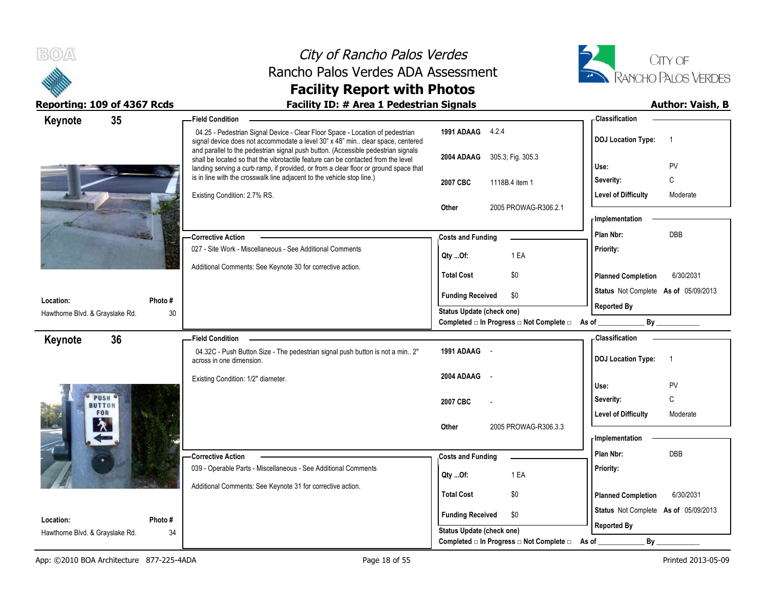# City of Rancho Palos Verdes
## Rancho Palos Verdes ADA Assessment
## Facility Report with Photos

**Reporting: 109 of 4367 Rcds** | **Facility ID: # Area 1 Pedestrian Signals** | **Author: Vaish, B**

---

### Keynote 35

**Field Condition**

04.25 - Pedestrian Signal Device - Clear Floor Space - Location of pedestrian signal device does not accommodate a level 30" x 48" min.. clear space, centered and parallel to the pedestrian signal push button. (Accessible pedestrian signals shall be located so that the vibrotactile feature can be contacted from the level landing serving a curb ramp, if provided, or from a clear floor or ground space that is in line with the crosswalk line adjacent to the vehicle stop line.)

Existing Condition: 2.7% RS.

| | |
|---|---|
| 1991 ADAAG | 4.2.4 |
| 2004 ADAAG | 305.3; Fig. 305.3 |
| 2007 CBC | 1118B.4 item 1 |
| Other | 2005 PROWAG-R306.2.1 |

**Classification**

| | |
|---|---|
| DOJ Location Type: | 1 |
| Use: | PV |
| Severity: | C |
| Level of Difficulty | Moderate |

**Corrective Action**

027 - Site Work - Miscellaneous - See Additional Comments

Additional Comments: See Keynote 30 for corrective action.

**Costs and Funding**

| | |
|---|---|
| Qty ...Of: | 1 EA |
| Total Cost | $0 |
| Funding Received | $0 |

**Implementation**

| | |
|---|---|
| Plan Nbr: | DBB |
| Priority: | |
| Planned Completion | 6/30/2031 |
| Status | Not Complete As of 05/09/2013 |
| Reported By | |

Status Update (check one)
Completed □ In Progress □ Not Complete □ As of ____________ By ____________

| Location: | Photo # |
|---|---|
| Hawthorne Blvd. & Grayslake Rd. | 30 |

---

### Keynote 36

**Field Condition**

04.32C - Push Button Size - The pedestrian signal push button is not a min.. 2" across in one dimension.

Existing Condition: 1/2" diameter.

| | |
|---|---|
| 1991 ADAAG | - |
| 2004 ADAAG | - |
| 2007 CBC | - |
| Other | 2005 PROWAG-R306.3.3 |

**Classification**

| | |
|---|---|
| DOJ Location Type: | 1 |
| Use: | PV |
| Severity: | C |
| Level of Difficulty | Moderate |

**Corrective Action**

039 - Operable Parts - Miscellaneous - See Additional Comments

Additional Comments: See Keynote 31 for corrective action.

**Costs and Funding**

| | |
|---|---|
| Qty ...Of: | 1 EA |
| Total Cost | $0 |
| Funding Received | $0 |

**Implementation**

| | |
|---|---|
| Plan Nbr: | DBB |
| Priority: | |
| Planned Completion | 6/30/2031 |
| Status | Not Complete As of 05/09/2013 |
| Reported By | |

Status Update (check one)
Completed □ In Progress □ Not Complete □ As of ____________ By ____________

| Location: | Photo # |
|---|---|
| Hawthorne Blvd. & Grayslake Rd. | 34 |

---

App: ©2010 BOA Architecture 877-225-4ADA | Printed 2013-05-09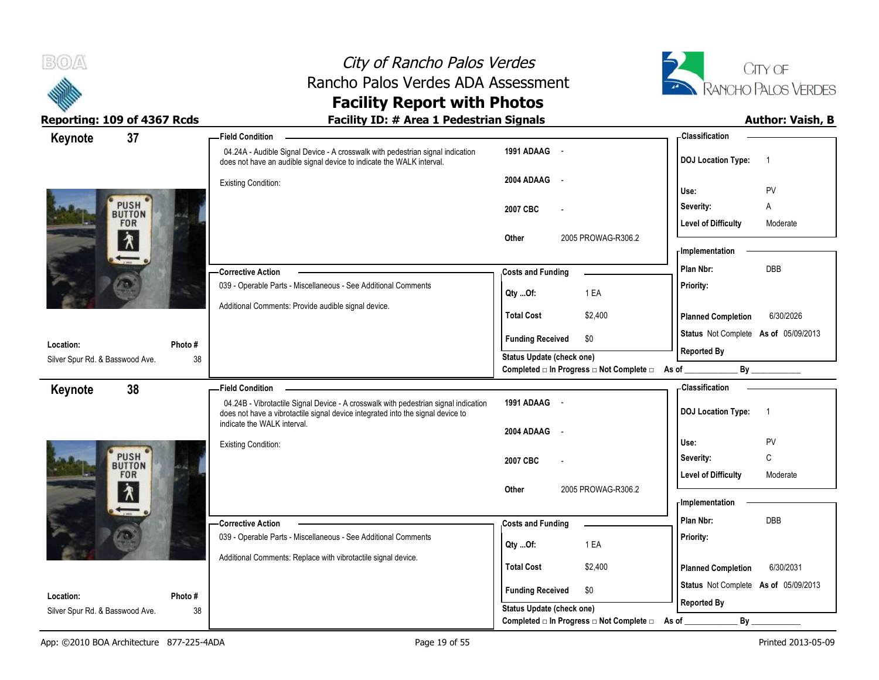# City of Rancho Palos Verdes
## Rancho Palos Verdes ADA Assessment
## Facility Report with Photos

**Reporting: 109 of 4367 Rcds** | **Facility ID: # Area 1 Pedestrian Signals** | **Author: Vaish, B**

---

### Keynote 37

**Location:** Silver Spur Rd. & Basswood Ave.
**Photo #:** 38

**Field Condition**

04.24A - Audible Signal Device - A crosswalk with pedestrian signal indication does not have an audible signal device to indicate the WALK interval.

Existing Condition:

| | |
|---|---|
| 1991 ADAAG | - |
| 2004 ADAAG | - |
| 2007 CBC | - |
| Other | 2005 PROWAG-R306.2 |

**Classification**

| | |
|---|---|
| DOJ Location Type: | 1 |
| Use: | PV |
| Severity: | A |
| Level of Difficulty | Moderate |

**Corrective Action**

039 - Operable Parts - Miscellaneous - See Additional Comments

Additional Comments: Provide audible signal device.

**Costs and Funding**

| | |
|---|---|
| Qty ...Of: | 1 EA |
| Total Cost | $2,400 |
| Funding Received | $0 |

**Implementation**

| | |
|---|---|
| Plan Nbr: | DBB |
| Priority: | |
| Planned Completion | 6/30/2026 |
| Status | Not Complete As of 05/09/2013 |
| Reported By | |

Status Update (check one)
Completed □ In Progress □ Not Complete □ As of ____________ By ____________

---

### Keynote 38

**Location:** Silver Spur Rd. & Basswood Ave.
**Photo #:** 38

**Field Condition**

04.24B - Vibrotactile Signal Device - A crosswalk with pedestrian signal indication does not have a vibrotactile signal device integrated into the signal device to indicate the WALK interval.

Existing Condition:

| | |
|---|---|
| 1991 ADAAG | - |
| 2004 ADAAG | - |
| 2007 CBC | - |
| Other | 2005 PROWAG-R306.2 |

**Classification**

| | |
|---|---|
| DOJ Location Type: | 1 |
| Use: | PV |
| Severity: | C |
| Level of Difficulty | Moderate |

**Corrective Action**

039 - Operable Parts - Miscellaneous - See Additional Comments

Additional Comments: Replace with vibrotactile signal device.

**Costs and Funding**

| | |
|---|---|
| Qty ...Of: | 1 EA |
| Total Cost | $2,400 |
| Funding Received | $0 |

**Implementation**

| | |
|---|---|
| Plan Nbr: | DBB |
| Priority: | |
| Planned Completion | 6/30/2031 |
| Status | Not Complete As of 05/09/2013 |
| Reported By | |

Status Update (check one)
Completed □ In Progress □ Not Complete □ As of ____________ By ____________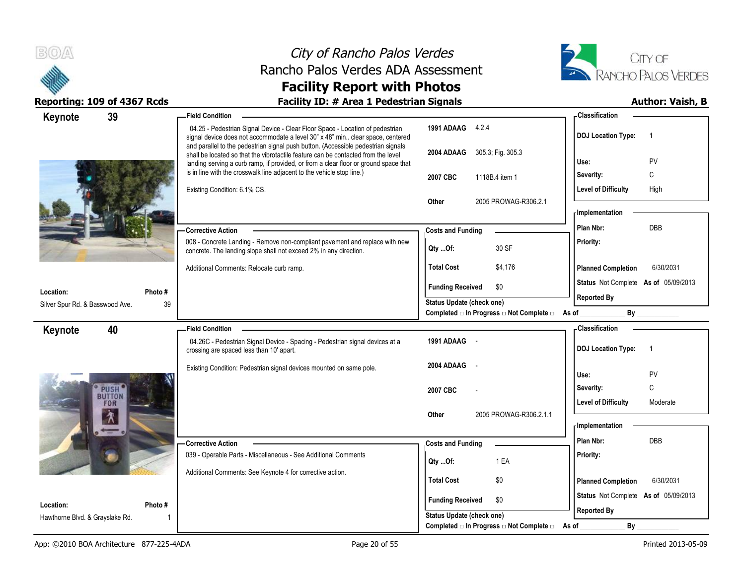# City of Rancho Palos Verdes
## Rancho Palos Verdes ADA Assessment
## Facility Report with Photos

**Reporting: 109 of 4367 Rcds** | **Facility ID: # Area 1 Pedestrian Signals** | **Author: Vaish, B**

---

### Keynote 39

**Field Condition**

04.25 - Pedestrian Signal Device - Clear Floor Space - Location of pedestrian signal device does not accommodate a level 30" x 48" min.. clear space, centered and parallel to the pedestrian signal push button. (Accessible pedestrian signals shall be located so that the vibrotactile feature can be contacted from the level landing serving a curb ramp, if provided, or from a clear floor or ground space that is in line with the crosswalk line adjacent to the vehicle stop line.)

Existing Condition: 6.1% CS.

| Code | Reference |
|---|---|
| 1991 ADAAG | 4.2.4 |
| 2004 ADAAG | 305.3; Fig. 305.3 |
| 2007 CBC | 1118B.4 item 1 |
| Other | 2005 PROWAG-R306.2.1 |

**Classification**

| | |
|---|---|
| DOJ Location Type: | 1 |
| Use: | PV |
| Severity: | C |
| Level of Difficulty | High |

**Corrective Action**

008 - Concrete Landing - Remove non-compliant pavement and replace with new concrete. The landing slope shall not exceed 2% in any direction.

Additional Comments: Relocate curb ramp.

**Costs and Funding**

| | |
|---|---|
| Qty ...Of: | 30 SF |
| Total Cost | $4,176 |
| Funding Received | $0 |

**Implementation**

| | |
|---|---|
| Plan Nbr: | DBB |
| Priority: | |
| Planned Completion | 6/30/2031 |
| Status | Not Complete As of 05/09/2013 |
| Reported By | |

**Location:** Silver Spur Rd. & Basswood Ave. **Photo #** 39

Status Update (check one)
Completed □ In Progress □ Not Complete □ As of ____________ By ____________

---

### Keynote 40

**Field Condition**

04.26C - Pedestrian Signal Device - Spacing - Pedestrian signal devices at a crossing are spaced less than 10' apart.

Existing Condition: Pedestrian signal devices mounted on same pole.

| Code | Reference |
|---|---|
| 1991 ADAAG | - |
| 2004 ADAAG | - |
| 2007 CBC | - |
| Other | 2005 PROWAG-R306.2.1.1 |

**Classification**

| | |
|---|---|
| DOJ Location Type: | 1 |
| Use: | PV |
| Severity: | C |
| Level of Difficulty | Moderate |

**Corrective Action**

039 - Operable Parts - Miscellaneous - See Additional Comments

Additional Comments: See Keynote 4 for corrective action.

**Costs and Funding**

| | |
|---|---|
| Qty ...Of: | 1 EA |
| Total Cost | $0 |
| Funding Received | $0 |

**Implementation**

| | |
|---|---|
| Plan Nbr: | DBB |
| Priority: | |
| Planned Completion | 6/30/2031 |
| Status | Not Complete As of 05/09/2013 |
| Reported By | |

**Location:** Hawthorne Blvd. & Grayslake Rd. **Photo #** 1

Status Update (check one)
Completed □ In Progress □ Not Complete □ As of ____________ By ____________

---

App: ©2010 BOA Architecture 877-225-4ADA | Printed 2013-05-09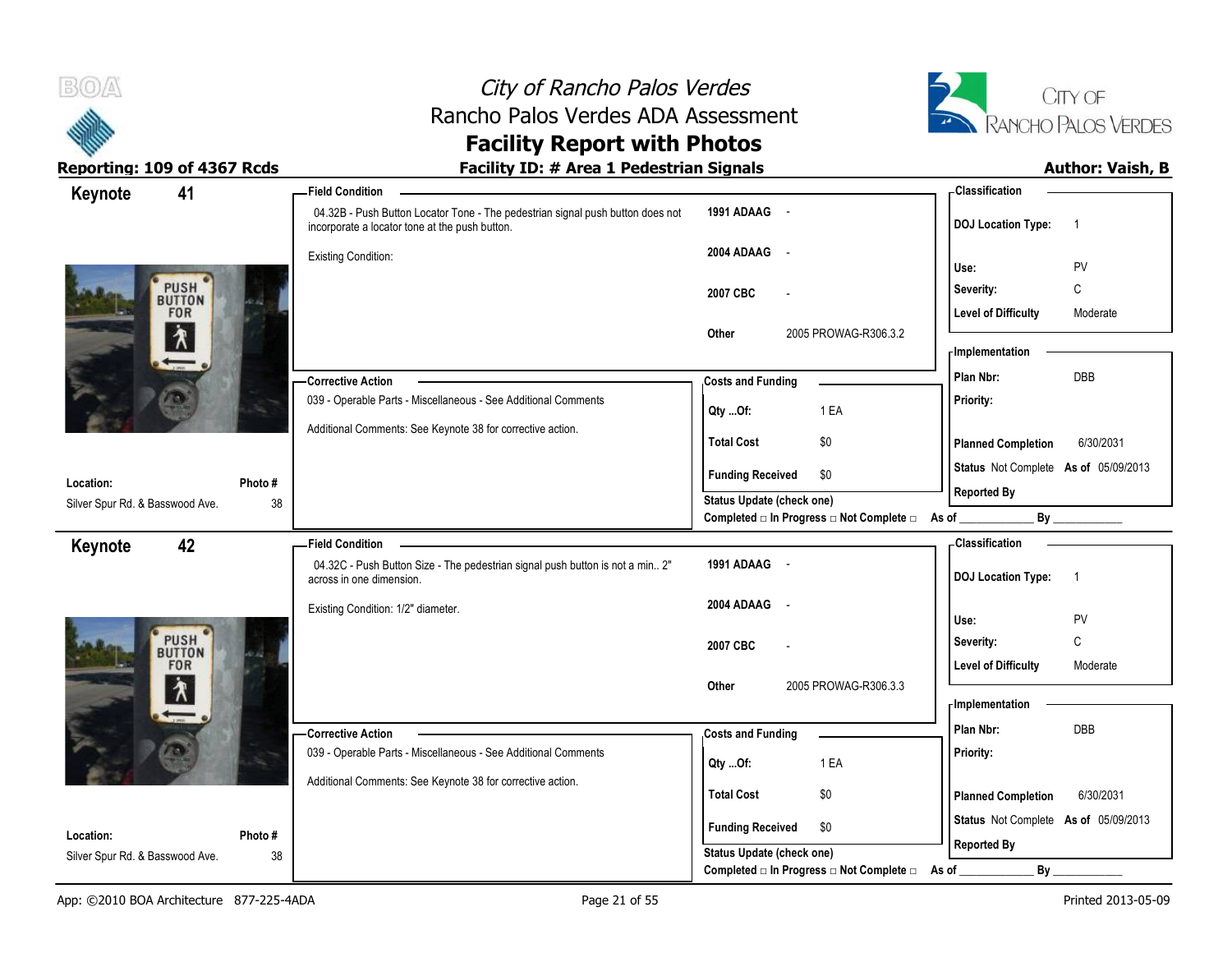# City of Rancho Palos Verdes
## Rancho Palos Verdes ADA Assessment
## Facility Report with Photos

**Reporting: 109 of 4367 Rcds** | **Facility ID: # Area 1 Pedestrian Signals** | **Author: Vaish, B**

---

### Keynote 41

**Location:** Silver Spur Rd. & Basswood Ave.
**Photo #:** 38

**Field Condition**

04.32B - Push Button Locator Tone - The pedestrian signal push button does not incorporate a locator tone at the push button.

Existing Condition:

| | |
|---|---|
| 1991 ADAAG | - |
| 2004 ADAAG | - |
| 2007 CBC | - |
| Other | 2005 PROWAG-R306.3.2 |

**Classification**

| | |
|---|---|
| DOJ Location Type: | 1 |
| Use: | PV |
| Severity: | C |
| Level of Difficulty | Moderate |

**Corrective Action**

039 - Operable Parts - Miscellaneous - See Additional Comments

Additional Comments: See Keynote 38 for corrective action.

**Costs and Funding**

| | |
|---|---|
| Qty ...Of: | 1 EA |
| Total Cost | $0 |
| Funding Received | $0 |

Status Update (check one)
Completed □ In Progress □ Not Complete □ As of ____________ By ____________

**Implementation**

| | |
|---|---|
| Plan Nbr: | DBB |
| Priority: | |
| Planned Completion | 6/30/2031 |
| Status | Not Complete As of 05/09/2013 |
| Reported By | |

---

### Keynote 42

**Location:** Silver Spur Rd. & Basswood Ave.
**Photo #:** 38

**Field Condition**

04.32C - Push Button Size - The pedestrian signal push button is not a min.. 2" across in one dimension.

Existing Condition: 1/2" diameter.

| | |
|---|---|
| 1991 ADAAG | - |
| 2004 ADAAG | - |
| 2007 CBC | - |
| Other | 2005 PROWAG-R306.3.3 |

**Classification**

| | |
|---|---|
| DOJ Location Type: | 1 |
| Use: | PV |
| Severity: | C |
| Level of Difficulty | Moderate |

**Corrective Action**

039 - Operable Parts - Miscellaneous - See Additional Comments

Additional Comments: See Keynote 38 for corrective action.

**Costs and Funding**

| | |
|---|---|
| Qty ...Of: | 1 EA |
| Total Cost | $0 |
| Funding Received | $0 |

Status Update (check one)
Completed □ In Progress □ Not Complete □ As of ____________ By ____________

**Implementation**

| | |
|---|---|
| Plan Nbr: | DBB |
| Priority: | |
| Planned Completion | 6/30/2031 |
| Status | Not Complete As of 05/09/2013 |
| Reported By | |

---

App: ©2010 BOA Architecture 877-225-4ADA | Printed 2013-05-09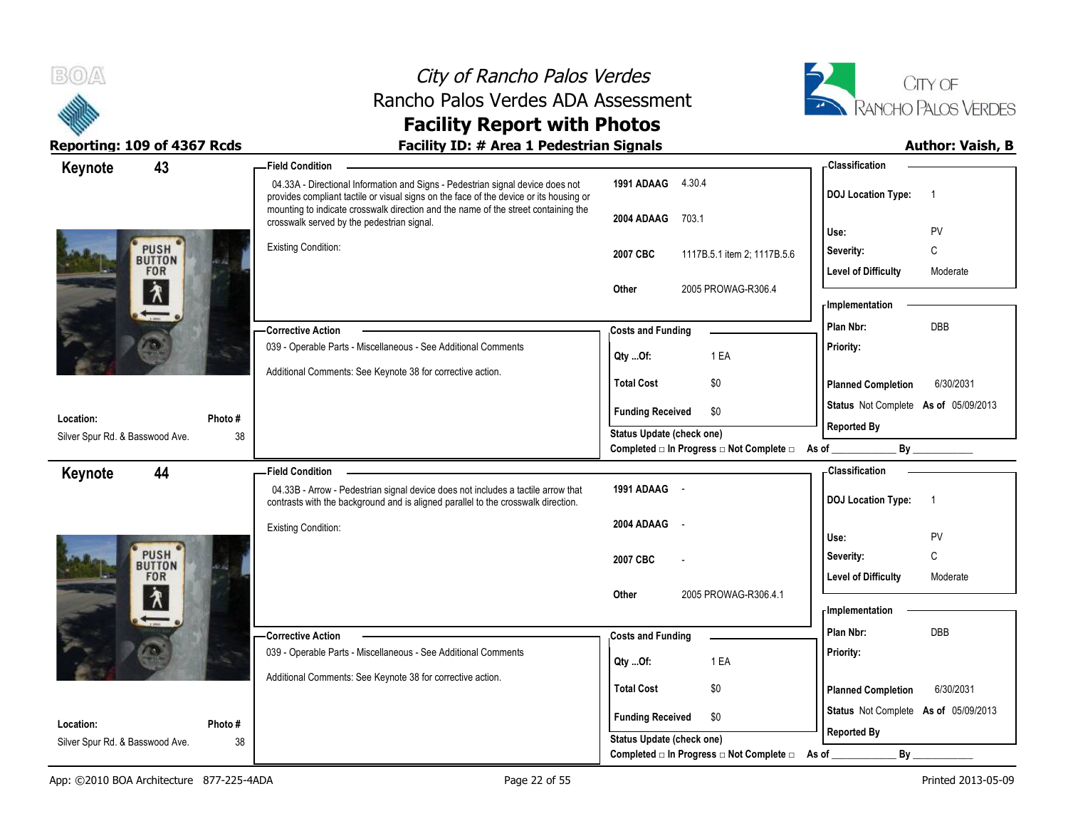# City of Rancho Palos Verdes
## Rancho Palos Verdes ADA Assessment
## Facility Report with Photos

**Reporting: 109 of 4367 Rcds** | **Facility ID: # Area 1 Pedestrian Signals** | **Author: Vaish, B**

---

## Keynote 43

**Field Condition**

04.33A - Directional Information and Signs - Pedestrian signal device does not provides compliant tactile or visual signs on the face of the device or its housing or mounting to indicate crosswalk direction and the name of the street containing the crosswalk served by the pedestrian signal.

Existing Condition:

| | |
|---|---|
| 1991 ADAAG | 4.30.4 |
| 2004 ADAAG | 703.1 |
| 2007 CBC | 1117B.5.1 item 2; 1117B.5.6 |
| Other | 2005 PROWAG-R306.4 |

**Classification**

| | |
|---|---|
| DOJ Location Type: | 1 |
| Use: | PV |
| Severity: | C |
| Level of Difficulty | Moderate |

**Corrective Action**

039 - Operable Parts - Miscellaneous - See Additional Comments

Additional Comments: See Keynote 38 for corrective action.

**Costs and Funding**

| | |
|---|---|
| Qty ...Of: | 1 EA |
| Total Cost | $0 |
| Funding Received | $0 |

Status Update (check one)
Completed □ In Progress □ Not Complete □ As of ____________ By ____________

**Implementation**

| | |
|---|---|
| Plan Nbr: | DBB |
| Priority: | |
| Planned Completion | 6/30/2031 |
| Status | Not Complete As of 05/09/2013 |
| Reported By | |

**Location:** Silver Spur Rd. & Basswood Ave. **Photo #** 38

---

## Keynote 44

**Field Condition**

04.33B - Arrow - Pedestrian signal device does not includes a tactile arrow that contrasts with the background and is aligned parallel to the crosswalk direction.

Existing Condition:

| | |
|---|---|
| 1991 ADAAG | - |
| 2004 ADAAG | - |
| 2007 CBC | - |
| Other | 2005 PROWAG-R306.4.1 |

**Classification**

| | |
|---|---|
| DOJ Location Type: | 1 |
| Use: | PV |
| Severity: | C |
| Level of Difficulty | Moderate |

**Corrective Action**

039 - Operable Parts - Miscellaneous - See Additional Comments

Additional Comments: See Keynote 38 for corrective action.

**Costs and Funding**

| | |
|---|---|
| Qty ...Of: | 1 EA |
| Total Cost | $0 |
| Funding Received | $0 |

Status Update (check one)
Completed □ In Progress □ Not Complete □ As of ____________ By ____________

**Implementation**

| | |
|---|---|
| Plan Nbr: | DBB |
| Priority: | |
| Planned Completion | 6/30/2031 |
| Status | Not Complete As of 05/09/2013 |
| Reported By | |

**Location:** Silver Spur Rd. & Basswood Ave. **Photo #** 38

---

App: ©2010 BOA Architecture 877-225-4ADA | Printed 2013-05-09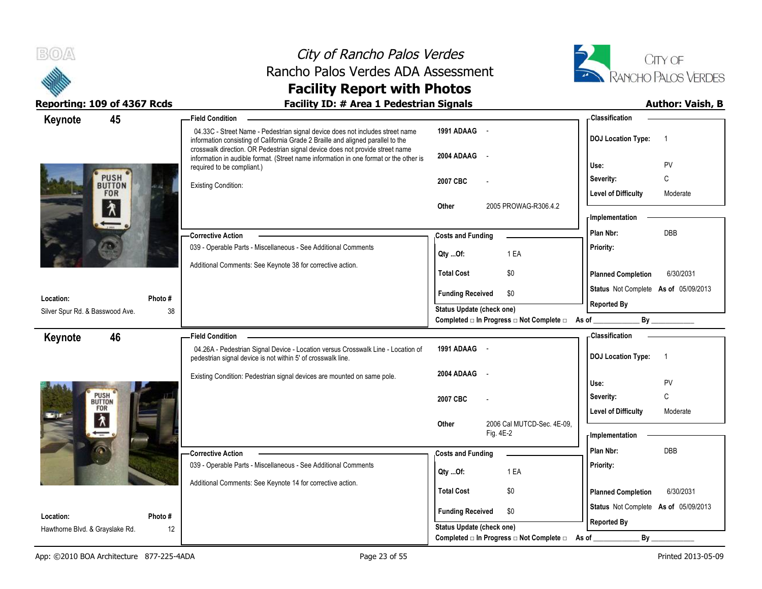# City of Rancho Palos Verdes
## Rancho Palos Verdes ADA Assessment
## Facility Report with Photos

**Reporting: 109 of 4367 Rcds** | **Facility ID: # Area 1 Pedestrian Signals** | **Author: Vaish, B**

---

## Keynote 45

**Location:** Silver Spur Rd. & Basswood Ave. | **Photo #** 38

**Field Condition**

04.33C - Street Name - Pedestrian signal device does not includes street name information consisting of California Grade 2 Braille and aligned parallel to the crosswalk direction. OR Pedestrian signal device does not provide street name information in audible format. (Street name information in one format or the other is required to be compliant.)

Existing Condition:

| | |
|---|---|
| 1991 ADAAG | - |
| 2004 ADAAG | - |
| 2007 CBC | - |
| Other | 2005 PROWAG-R306.4.2 |

**Classification**

| | |
|---|---|
| DOJ Location Type: | 1 |
| Use: | PV |
| Severity: | C |
| Level of Difficulty | Moderate |

**Corrective Action**

039 - Operable Parts - Miscellaneous - See Additional Comments

Additional Comments: See Keynote 38 for corrective action.

**Costs and Funding**

| | |
|---|---|
| Qty ...Of: | 1 EA |
| Total Cost | $0 |
| Funding Received | $0 |

Status Update (check one)
Completed □ In Progress □ Not Complete □ As of ____________ By ____________

**Implementation**

| | |
|---|---|
| Plan Nbr: | DBB |
| Priority: | |
| Planned Completion | 6/30/2031 |
| Status | Not Complete As of 05/09/2013 |
| Reported By | |

---

## Keynote 46

**Location:** Hawthorne Blvd. & Grayslake Rd. | **Photo #** 12

**Field Condition**

04.26A - Pedestrian Signal Device - Location versus Crosswalk Line - Location of pedestrian signal device is not within 5' of crosswalk line.

Existing Condition: Pedestrian signal devices are mounted on same pole.

| | |
|---|---|
| 1991 ADAAG | - |
| 2004 ADAAG | - |
| 2007 CBC | - |
| Other | 2006 Cal MUTCD-Sec. 4E-09, Fig. 4E-2 |

**Classification**

| | |
|---|---|
| DOJ Location Type: | 1 |
| Use: | PV |
| Severity: | C |
| Level of Difficulty | Moderate |

**Corrective Action**

039 - Operable Parts - Miscellaneous - See Additional Comments

Additional Comments: See Keynote 14 for corrective action.

**Costs and Funding**

| | |
|---|---|
| Qty ...Of: | 1 EA |
| Total Cost | $0 |
| Funding Received | $0 |

Status Update (check one)
Completed □ In Progress □ Not Complete □ As of ____________ By ____________

**Implementation**

| | |
|---|---|
| Plan Nbr: | DBB |
| Priority: | |
| Planned Completion | 6/30/2031 |
| Status | Not Complete As of 05/09/2013 |
| Reported By | |

App: ©2010 BOA Architecture 877-225-4ADA | Printed 2013-05-09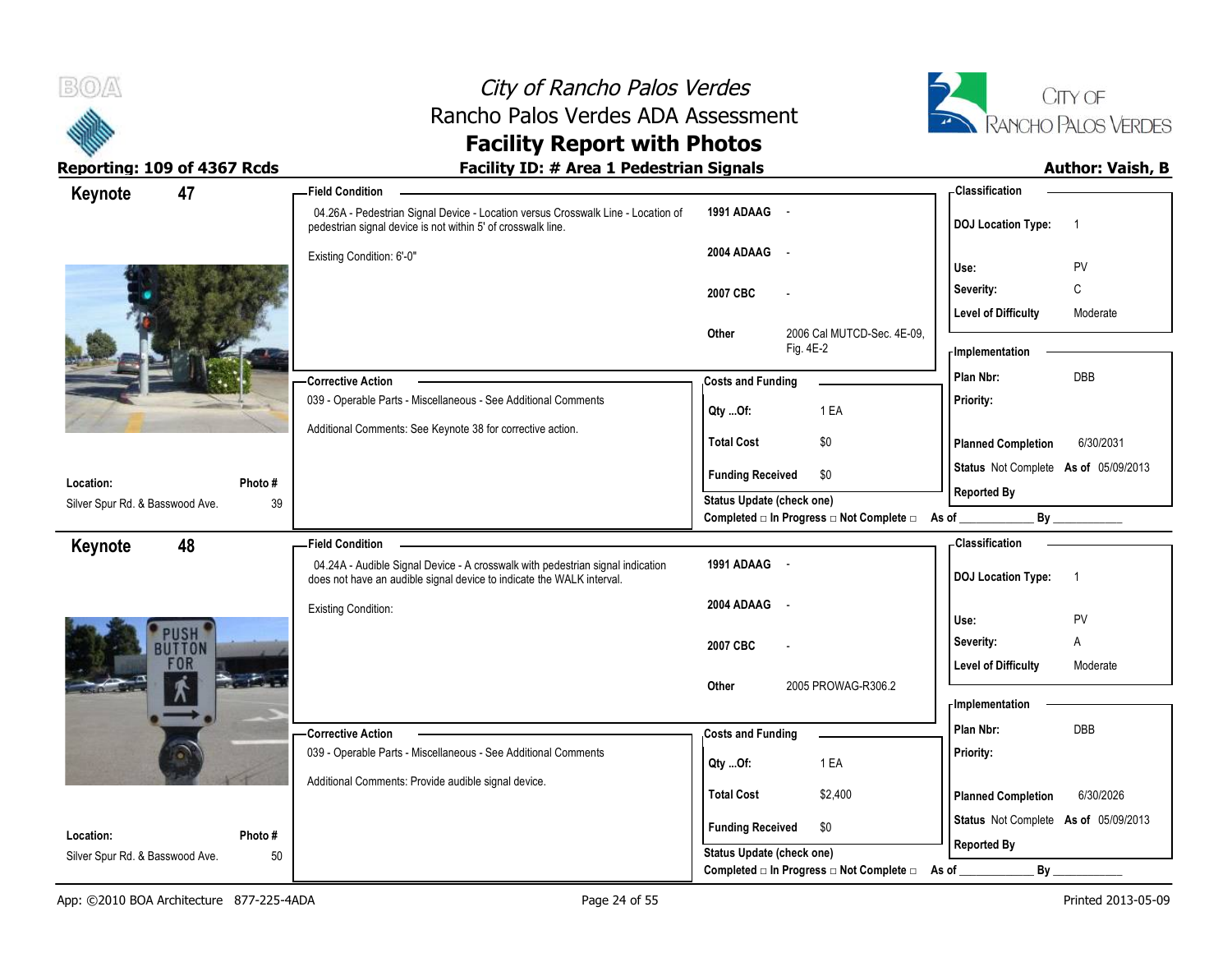# City of Rancho Palos Verdes
## Rancho Palos Verdes ADA Assessment
## Facility Report with Photos

**Reporting: 109 of 4367 Rcds** | **Facility ID: # Area 1 Pedestrian Signals** | **Author: Vaish, B**

---

### Keynote 47

**Location:** Silver Spur Rd. & Basswood Ave.
**Photo #:** 39

**Field Condition**

04.26A - Pedestrian Signal Device - Location versus Crosswalk Line - Location of pedestrian signal device is not within 5' of crosswalk line.

Existing Condition: 6'-0"

| | |
|---|---|
| 1991 ADAAG | - |
| 2004 ADAAG | - |
| 2007 CBC | - |
| Other | 2006 Cal MUTCD-Sec. 4E-09, Fig. 4E-2 |

**Corrective Action**

039 - Operable Parts - Miscellaneous - See Additional Comments

Additional Comments: See Keynote 38 for corrective action.

**Costs and Funding**

| | |
|---|---|
| Qty ...Of: | 1 EA |
| Total Cost | $0 |
| Funding Received | $0 |

Status Update (check one)
Completed □ In Progress □ Not Complete □ As of ____________ By ____________

**Classification**

| | |
|---|---|
| DOJ Location Type: | 1 |
| Use: | PV |
| Severity: | C |
| Level of Difficulty | Moderate |

**Implementation**

| | |
|---|---|
| Plan Nbr: | DBB |
| Priority: | |
| Planned Completion | 6/30/2031 |
| Status | Not Complete As of 05/09/2013 |
| Reported By | |

---

### Keynote 48

**Location:** Silver Spur Rd. & Basswood Ave.
**Photo #:** 50

**Field Condition**

04.24A - Audible Signal Device - A crosswalk with pedestrian signal indication does not have an audible signal device to indicate the WALK interval.

Existing Condition:

| | |
|---|---|
| 1991 ADAAG | - |
| 2004 ADAAG | - |
| 2007 CBC | - |
| Other | 2005 PROWAG-R306.2 |

**Corrective Action**

039 - Operable Parts - Miscellaneous - See Additional Comments

Additional Comments: Provide audible signal device.

**Costs and Funding**

| | |
|---|---|
| Qty ...Of: | 1 EA |
| Total Cost | $2,400 |
| Funding Received | $0 |

Status Update (check one)
Completed □ In Progress □ Not Complete □ As of ____________ By ____________

**Classification**

| | |
|---|---|
| DOJ Location Type: | 1 |
| Use: | PV |
| Severity: | A |
| Level of Difficulty | Moderate |

**Implementation**

| | |
|---|---|
| Plan Nbr: | DBB |
| Priority: | |
| Planned Completion | 6/30/2026 |
| Status | Not Complete As of 05/09/2013 |
| Reported By | |

App: ©2010 BOA Architecture 877-225-4ADA | Printed 2013-05-09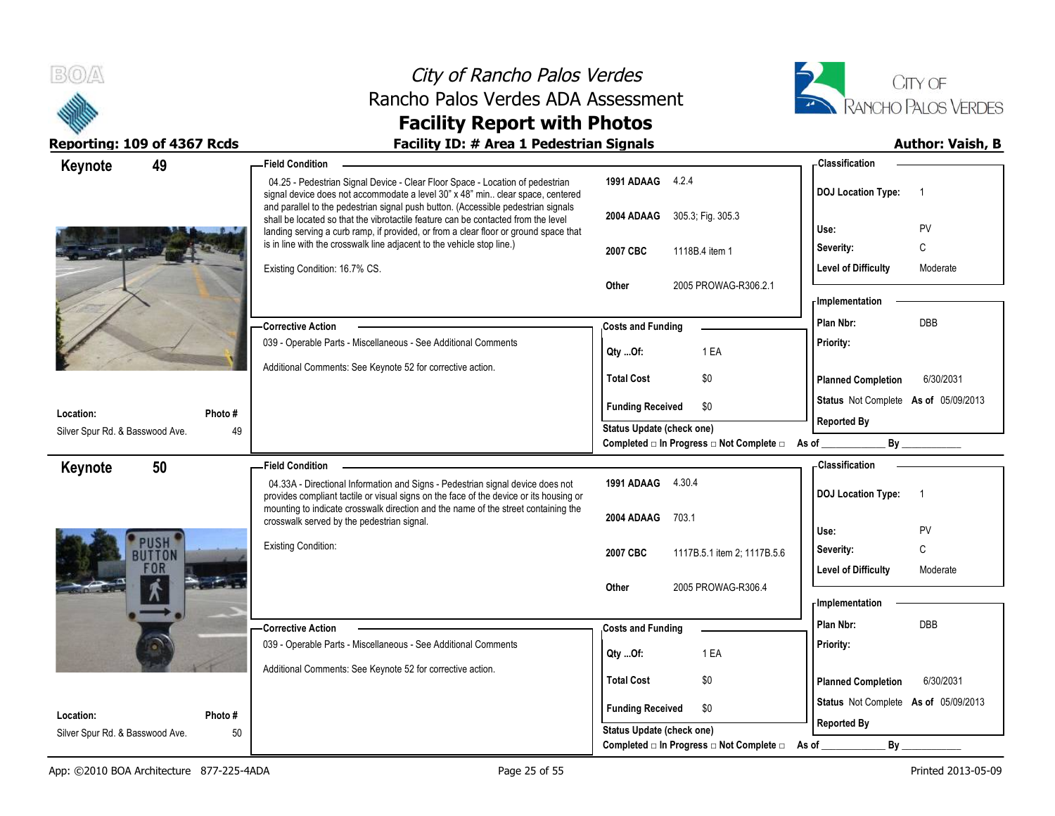# City of Rancho Palos Verdes
## Rancho Palos Verdes ADA Assessment
## Facility Report with Photos

**Reporting: 109 of 4367 Rcds** — **Facility ID: # Area 1 Pedestrian Signals** — **Author: Vaish, B**

---

### Keynote 49

**Field Condition**

04.25 - Pedestrian Signal Device - Clear Floor Space - Location of pedestrian signal device does not accommodate a level 30" x 48" min.. clear space, centered and parallel to the pedestrian signal push button. (Accessible pedestrian signals shall be located so that the vibrotactile feature can be contacted from the level landing serving a curb ramp, if provided, or from a clear floor or ground space that is in line with the crosswalk line adjacent to the vehicle stop line.)

Existing Condition: 16.7% CS.

| Code | Reference |
|---|---|
| 1991 ADAAG | 4.2.4 |
| 2004 ADAAG | 305.3; Fig. 305.3 |
| 2007 CBC | 1118B.4 item 1 |
| Other | 2005 PROWAG-R306.2.1 |

**Classification**

| | |
|---|---|
| DOJ Location Type: | 1 |
| Use: | PV |
| Severity: | C |
| Level of Difficulty | Moderate |

**Corrective Action**

039 - Operable Parts - Miscellaneous - See Additional Comments

Additional Comments: See Keynote 52 for corrective action.

**Costs and Funding**

| | |
|---|---|
| Qty ...Of: | 1 EA |
| Total Cost | $0 |
| Funding Received | $0 |

Status Update (check one)

Completed □ In Progress □ Not Complete □ As of ____________ By ____________

**Implementation**

| | |
|---|---|
| Plan Nbr: | DBB |
| Priority: | |
| Planned Completion | 6/30/2031 |
| Status | Not Complete As of 05/09/2013 |
| Reported By | |

**Location:** Silver Spur Rd. & Basswood Ave. — **Photo #** 49

---

### Keynote 50

**Field Condition**

04.33A - Directional Information and Signs - Pedestrian signal device does not provides compliant tactile or visual signs on the face of the device or its housing or mounting to indicate crosswalk direction and the name of the street containing the crosswalk served by the pedestrian signal.

Existing Condition:

| Code | Reference |
|---|---|
| 1991 ADAAG | 4.30.4 |
| 2004 ADAAG | 703.1 |
| 2007 CBC | 1117B.5.1 item 2; 1117B.5.6 |
| Other | 2005 PROWAG-R306.4 |

**Classification**

| | |
|---|---|
| DOJ Location Type: | 1 |
| Use: | PV |
| Severity: | C |
| Level of Difficulty | Moderate |

**Corrective Action**

039 - Operable Parts - Miscellaneous - See Additional Comments

Additional Comments: See Keynote 52 for corrective action.

**Costs and Funding**

| | |
|---|---|
| Qty ...Of: | 1 EA |
| Total Cost | $0 |
| Funding Received | $0 |

Status Update (check one)

Completed □ In Progress □ Not Complete □ As of ____________ By ____________

**Implementation**

| | |
|---|---|
| Plan Nbr: | DBB |
| Priority: | |
| Planned Completion | 6/30/2031 |
| Status | Not Complete As of 05/09/2013 |
| Reported By | |

**Location:** Silver Spur Rd. & Basswood Ave. — **Photo #** 50

---

App: ©2010 BOA Architecture 877-225-4ADA — Printed 2013-05-09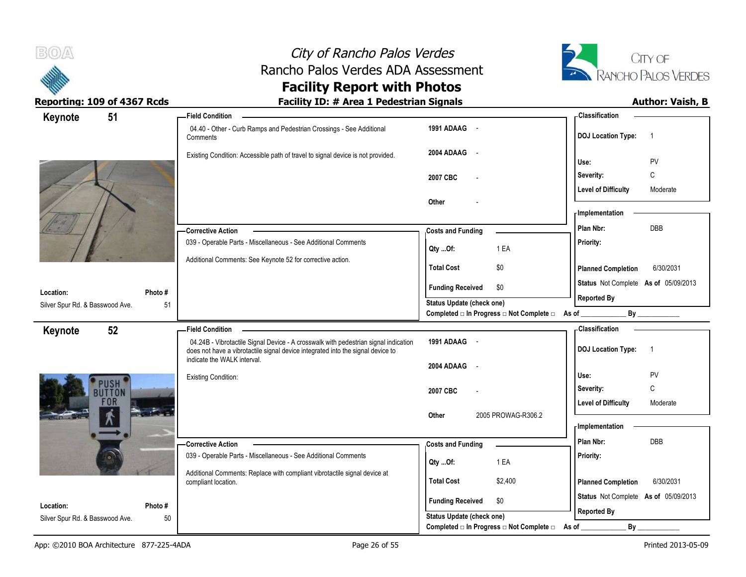# City of Rancho Palos Verdes

## Rancho Palos Verdes ADA Assessment

## Facility Report with Photos

**Reporting: 109 of 4367 Rcds** | **Facility ID: # Area 1 Pedestrian Signals** | **Author: Vaish, B**

---

## Keynote 51

**Field Condition**

04.40 - Other - Curb Ramps and Pedestrian Crossings - See Additional Comments

Existing Condition: Accessible path of travel to signal device is not provided.

| | |
|---|---|
| 1991 ADAAG | - |
| 2004 ADAAG | - |
| 2007 CBC | - |
| Other | - |

**Classification**

| | |
|---|---|
| DOJ Location Type: | 1 |
| Use: | PV |
| Severity: | C |
| Level of Difficulty | Moderate |

**Corrective Action**

039 - Operable Parts - Miscellaneous - See Additional Comments

Additional Comments: See Keynote 52 for corrective action.

**Costs and Funding**

| | |
|---|---|
| Qty ...Of: | 1 EA |
| Total Cost | $0 |
| Funding Received | $0 |

**Implementation**

| | |
|---|---|
| Plan Nbr: | DBB |
| Priority: | |
| Planned Completion | 6/30/2031 |
| Status | Not Complete As of 05/09/2013 |
| Reported By | |

Status Update (check one)
Completed □ In Progress □ Not Complete □ As of ____________ By ____________

**Location:** Silver Spur Rd. & Basswood Ave.
**Photo #:** 51

---

## Keynote 52

**Field Condition**

04.24B - Vibrotactile Signal Device - A crosswalk with pedestrian signal indication does not have a vibrotactile signal device integrated into the signal device to indicate the WALK interval.

Existing Condition:

| | |
|---|---|
| 1991 ADAAG | - |
| 2004 ADAAG | - |
| 2007 CBC | - |
| Other | 2005 PROWAG-R306.2 |

**Classification**

| | |
|---|---|
| DOJ Location Type: | 1 |
| Use: | PV |
| Severity: | C |
| Level of Difficulty | Moderate |

**Corrective Action**

039 - Operable Parts - Miscellaneous - See Additional Comments

Additional Comments: Replace with compliant vibrotactile signal device at compliant location.

**Costs and Funding**

| | |
|---|---|
| Qty ...Of: | 1 EA |
| Total Cost | $2,400 |
| Funding Received | $0 |

**Implementation**

| | |
|---|---|
| Plan Nbr: | DBB |
| Priority: | |
| Planned Completion | 6/30/2031 |
| Status | Not Complete As of 05/09/2013 |
| Reported By | |

Status Update (check one)
Completed □ In Progress □ Not Complete □ As of ____________ By ____________

**Location:** Silver Spur Rd. & Basswood Ave.
**Photo #:** 50

---

App: ©2010 BOA Architecture 877-225-4ADA | Printed 2013-05-09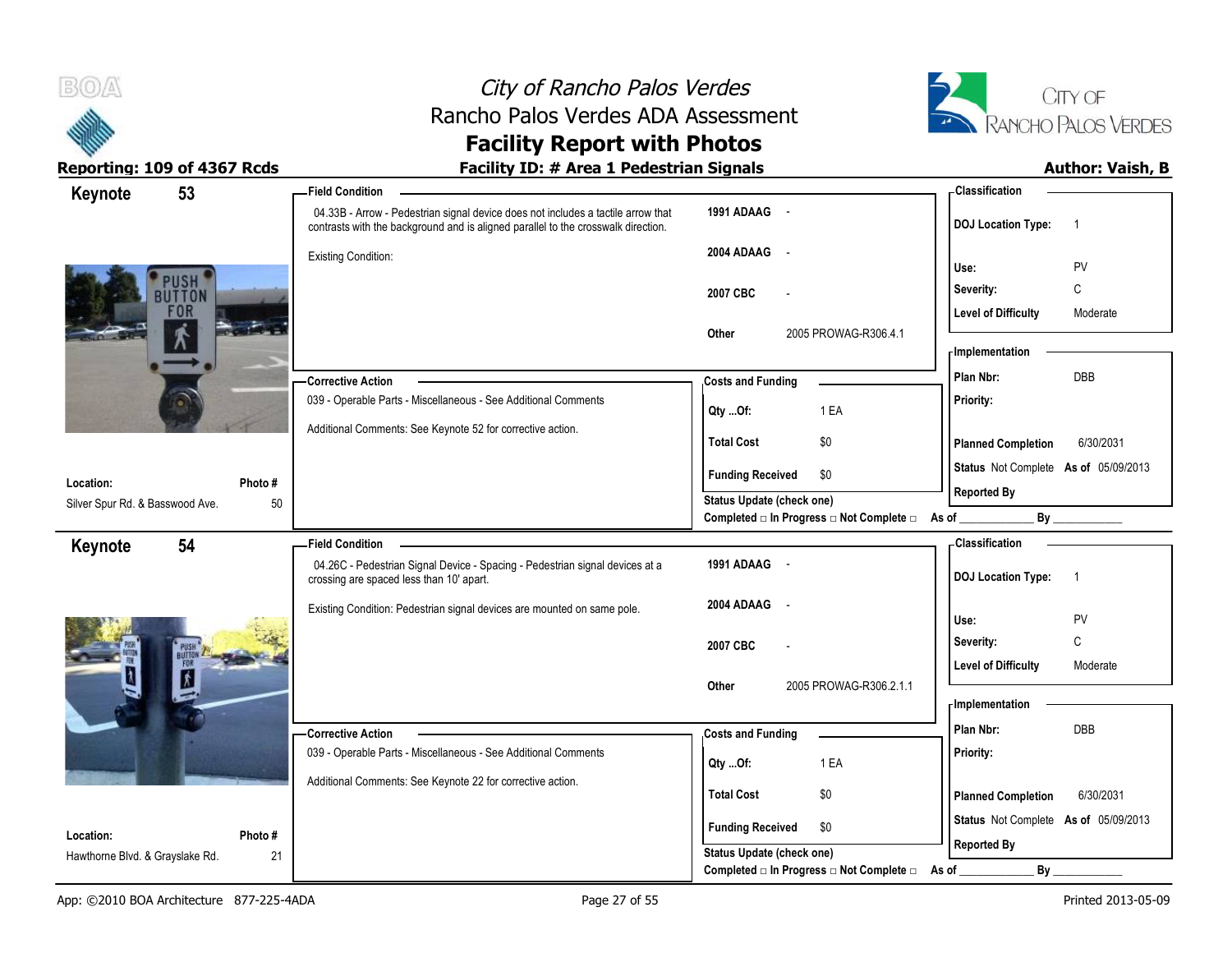# City of Rancho Palos Verdes
## Rancho Palos Verdes ADA Assessment
## Facility Report with Photos

**Reporting: 109 of 4367 Rcds** | **Facility ID: # Area 1 Pedestrian Signals** | **Author: Vaish, B**

---

## Keynote 53

**Field Condition**

04.33B - Arrow - Pedestrian signal device does not includes a tactile arrow that contrasts with the background and is aligned parallel to the crosswalk direction.

Existing Condition:

| | |
|---|---|
| 1991 ADAAG | - |
| 2004 ADAAG | - |
| 2007 CBC | - |
| Other | 2005 PROWAG-R306.4.1 |

**Classification**

| | |
|---|---|
| DOJ Location Type: | 1 |
| Use: | PV |
| Severity: | C |
| Level of Difficulty | Moderate |

**Corrective Action**

039 - Operable Parts - Miscellaneous - See Additional Comments

Additional Comments: See Keynote 52 for corrective action.

**Costs and Funding**

| | |
|---|---|
| Qty ...Of: | 1 EA |
| Total Cost | $0 |
| Funding Received | $0 |

**Implementation**

| | |
|---|---|
| Plan Nbr: | DBB |
| Priority: | |
| Planned Completion | 6/30/2031 |
| Status | Not Complete As of 05/09/2013 |
| Reported By | |

**Location:** Silver Spur Rd. & Basswood Ave.

**Photo #** 50

Status Update (check one)
Completed □ In Progress □ Not Complete □ As of ____________ By ____________

---

## Keynote 54

**Field Condition**

04.26C - Pedestrian Signal Device - Spacing - Pedestrian signal devices at a crossing are spaced less than 10' apart.

Existing Condition: Pedestrian signal devices are mounted on same pole.

| | |
|---|---|
| 1991 ADAAG | - |
| 2004 ADAAG | - |
| 2007 CBC | - |
| Other | 2005 PROWAG-R306.2.1.1 |

**Classification**

| | |
|---|---|
| DOJ Location Type: | 1 |
| Use: | PV |
| Severity: | C |
| Level of Difficulty | Moderate |

**Corrective Action**

039 - Operable Parts - Miscellaneous - See Additional Comments

Additional Comments: See Keynote 22 for corrective action.

**Costs and Funding**

| | |
|---|---|
| Qty ...Of: | 1 EA |
| Total Cost | $0 |
| Funding Received | $0 |

**Implementation**

| | |
|---|---|
| Plan Nbr: | DBB |
| Priority: | |
| Planned Completion | 6/30/2031 |
| Status | Not Complete As of 05/09/2013 |
| Reported By | |

**Location:** Hawthorne Blvd. & Grayslake Rd.

**Photo #** 21

Status Update (check one)
Completed □ In Progress □ Not Complete □ As of ____________ By ____________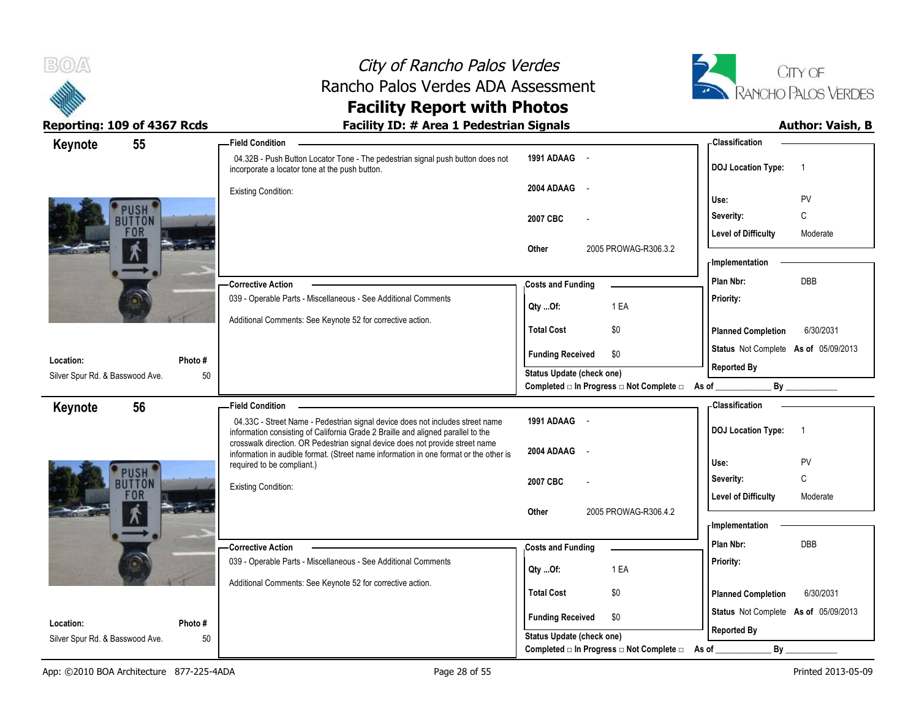# City of Rancho Palos Verdes
## Rancho Palos Verdes ADA Assessment
## Facility Report with Photos

**Reporting: 109 of 4367 Rcds** | **Facility ID: # Area 1 Pedestrian Signals** | **Author: Vaish, B**

---

## Keynote 55

**Location:** Silver Spur Rd. & Basswood Ave.
**Photo #:** 50

**Field Condition**

04.32B - Push Button Locator Tone - The pedestrian signal push button does not incorporate a locator tone at the push button.

Existing Condition:

| | |
|---|---|
| 1991 ADAAG | - |
| 2004 ADAAG | - |
| 2007 CBC | - |
| Other | 2005 PROWAG-R306.3.2 |

**Corrective Action**

039 - Operable Parts - Miscellaneous - See Additional Comments

Additional Comments: See Keynote 52 for corrective action.

**Costs and Funding**

| | |
|---|---|
| Qty ...Of: | 1 EA |
| Total Cost | $0 |
| Funding Received | $0 |

Status Update (check one)
Completed □ In Progress □ Not Complete □ As of ____________ By ____________

**Classification**

| | |
|---|---|
| DOJ Location Type: | 1 |
| Use: | PV |
| Severity: | C |
| Level of Difficulty | Moderate |

**Implementation**

| | |
|---|---|
| Plan Nbr: | DBB |
| Priority: | |
| Planned Completion | 6/30/2031 |
| Status | Not Complete As of 05/09/2013 |
| Reported By | |

---

## Keynote 56

**Location:** Silver Spur Rd. & Basswood Ave.
**Photo #:** 50

**Field Condition**

04.33C - Street Name - Pedestrian signal device does not includes street name information consisting of California Grade 2 Braille and aligned parallel to the crosswalk direction. OR Pedestrian signal device does not provide street name information in audible format. (Street name information in one format or the other is required to be compliant.)

Existing Condition:

| | |
|---|---|
| 1991 ADAAG | - |
| 2004 ADAAG | - |
| 2007 CBC | - |
| Other | 2005 PROWAG-R306.4.2 |

**Corrective Action**

039 - Operable Parts - Miscellaneous - See Additional Comments

Additional Comments: See Keynote 52 for corrective action.

**Costs and Funding**

| | |
|---|---|
| Qty ...Of: | 1 EA |
| Total Cost | $0 |
| Funding Received | $0 |

Status Update (check one)
Completed □ In Progress □ Not Complete □ As of ____________ By ____________

**Classification**

| | |
|---|---|
| DOJ Location Type: | 1 |
| Use: | PV |
| Severity: | C |
| Level of Difficulty | Moderate |

**Implementation**

| | |
|---|---|
| Plan Nbr: | DBB |
| Priority: | |
| Planned Completion | 6/30/2031 |
| Status | Not Complete As of 05/09/2013 |
| Reported By | |

App: ©2010 BOA Architecture 877-225-4ADA | Printed 2013-05-09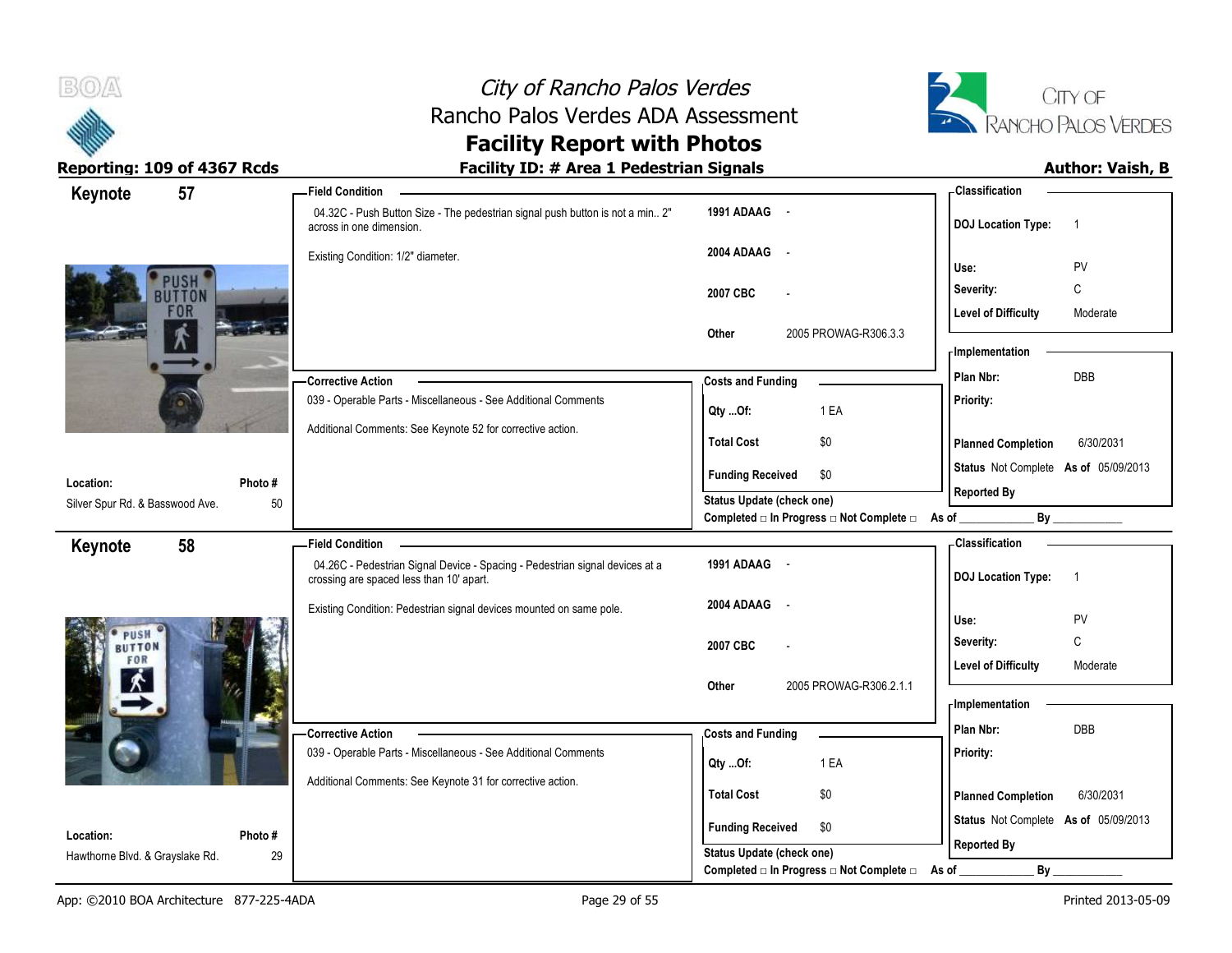# City of Rancho Palos Verdes
## Rancho Palos Verdes ADA Assessment
## Facility Report with Photos

**Reporting: 109 of 4367 Rcds** | **Facility ID: # Area 1 Pedestrian Signals** | **Author: Vaish, B**

---

## Keynote 57

**Location:** Silver Spur Rd. & Basswood Ave.
**Photo #:** 50

**Field Condition**

04.32C - Push Button Size - The pedestrian signal push button is not a min.. 2" across in one dimension.

Existing Condition: 1/2" diameter.

| | |
|---|---|
| 1991 ADAAG | - |
| 2004 ADAAG | - |
| 2007 CBC | - |
| Other | 2005 PROWAG-R306.3.3 |

**Classification**

| | |
|---|---|
| DOJ Location Type: | 1 |
| Use: | PV |
| Severity: | C |
| Level of Difficulty | Moderate |

**Corrective Action**

039 - Operable Parts - Miscellaneous - See Additional Comments

Additional Comments: See Keynote 52 for corrective action.

**Costs and Funding**

| | |
|---|---|
| Qty ...Of: | 1 EA |
| Total Cost | $0 |
| Funding Received | $0 |

Status Update (check one)
Completed □ In Progress □ Not Complete □ As of ____________ By ____________

**Implementation**

| | |
|---|---|
| Plan Nbr: | DBB |
| Priority: | |
| Planned Completion | 6/30/2031 |
| Status | Not Complete As of 05/09/2013 |
| Reported By | |

---

## Keynote 58

**Location:** Hawthorne Blvd. & Grayslake Rd.
**Photo #:** 29

**Field Condition**

04.26C - Pedestrian Signal Device - Spacing - Pedestrian signal devices at a crossing are spaced less than 10' apart.

Existing Condition: Pedestrian signal devices mounted on same pole.

| | |
|---|---|
| 1991 ADAAG | - |
| 2004 ADAAG | - |
| 2007 CBC | - |
| Other | 2005 PROWAG-R306.2.1.1 |

**Classification**

| | |
|---|---|
| DOJ Location Type: | 1 |
| Use: | PV |
| Severity: | C |
| Level of Difficulty | Moderate |

**Corrective Action**

039 - Operable Parts - Miscellaneous - See Additional Comments

Additional Comments: See Keynote 31 for corrective action.

**Costs and Funding**

| | |
|---|---|
| Qty ...Of: | 1 EA |
| Total Cost | $0 |
| Funding Received | $0 |

Status Update (check one)
Completed □ In Progress □ Not Complete □ As of ____________ By ____________

**Implementation**

| | |
|---|---|
| Plan Nbr: | DBB |
| Priority: | |
| Planned Completion | 6/30/2031 |
| Status | Not Complete As of 05/09/2013 |
| Reported By | |

---

App: ©2010 BOA Architecture 877-225-4ADA | Printed 2013-05-09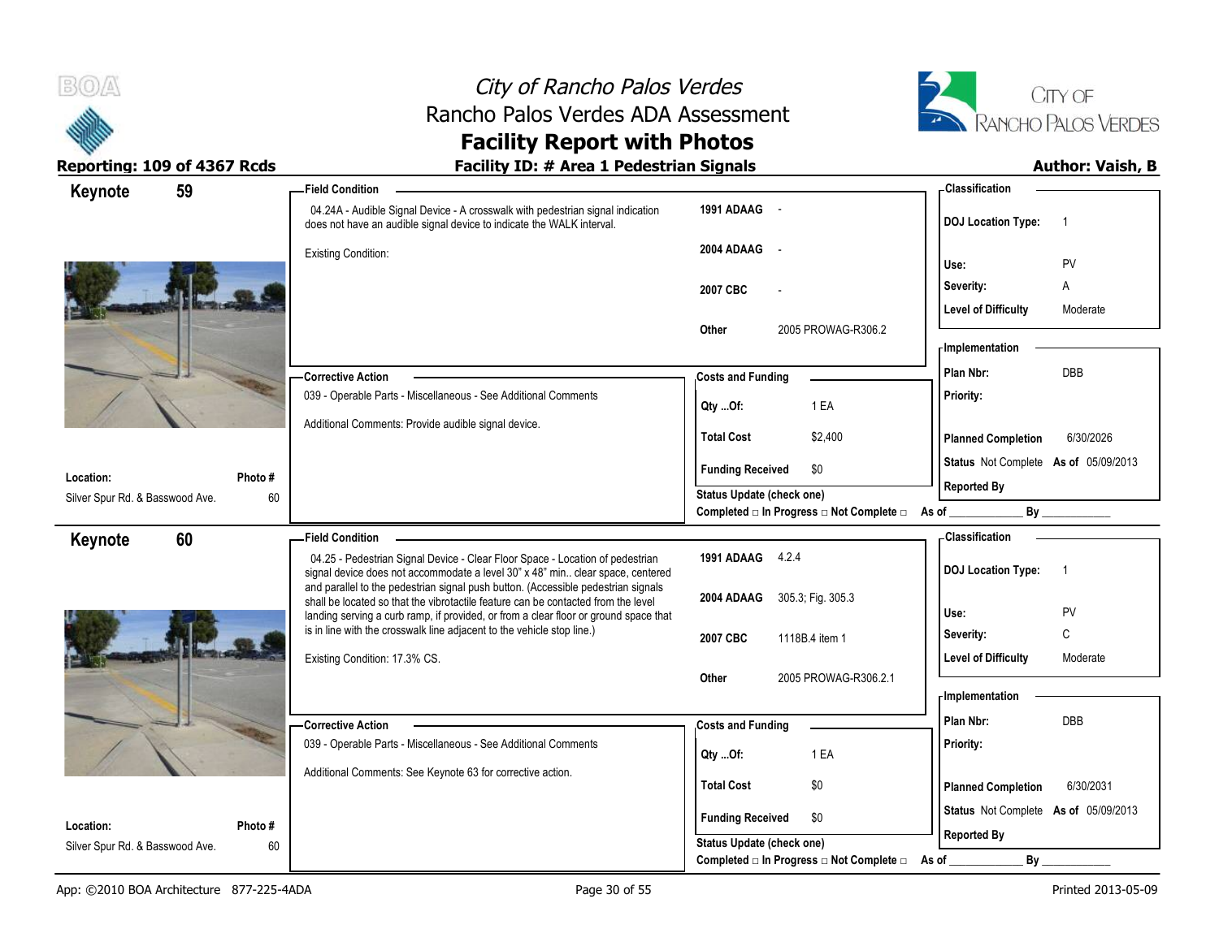# City of Rancho Palos Verdes

## Rancho Palos Verdes ADA Assessment

## Facility Report with Photos

**Reporting: 109 of 4367 Rcds**

**Facility ID: # Area 1 Pedestrian Signals**

**Author: Vaish, B**

---

## Keynote 59

**Location:** Silver Spur Rd. & Basswood Ave.

**Photo #:** 60

### Field Condition

04.24A - Audible Signal Device - A crosswalk with pedestrian signal indication does not have an audible signal device to indicate the WALK interval.

Existing Condition:

| | |
|---|---|
| 1991 ADAAG | - |
| 2004 ADAAG | - |
| 2007 CBC | - |
| Other | 2005 PROWAG-R306.2 |

### Classification

| | |
|---|---|
| DOJ Location Type: | 1 |
| Use: | PV |
| Severity: | A |
| Level of Difficulty | Moderate |

### Corrective Action

039 - Operable Parts - Miscellaneous - See Additional Comments

Additional Comments: Provide audible signal device.

### Costs and Funding

| | |
|---|---|
| Qty ...Of: | 1 EA |
| Total Cost | $2,400 |
| Funding Received | $0 |

Status Update (check one)

Completed □ In Progress □ Not Complete □ As of ____________ By ____________

### Implementation

| | |
|---|---|
| Plan Nbr: | DBB |
| Priority: | |
| Planned Completion | 6/30/2026 |
| Status | Not Complete As of 05/09/2013 |
| Reported By | |

---

## Keynote 60

**Location:** Silver Spur Rd. & Basswood Ave.

**Photo #:** 60

### Field Condition

04.25 - Pedestrian Signal Device - Clear Floor Space - Location of pedestrian signal device does not accommodate a level 30" x 48" min.. clear space, centered and parallel to the pedestrian signal push button. (Accessible pedestrian signals shall be located so that the vibrotactile feature can be contacted from the level landing serving a curb ramp, if provided, or from a clear floor or ground space that is in line with the crosswalk line adjacent to the vehicle stop line.)

Existing Condition: 17.3% CS.

| | |
|---|---|
| 1991 ADAAG | 4.2.4 |
| 2004 ADAAG | 305.3; Fig. 305.3 |
| 2007 CBC | 1118B.4 item 1 |
| Other | 2005 PROWAG-R306.2.1 |

### Classification

| | |
|---|---|
| DOJ Location Type: | 1 |
| Use: | PV |
| Severity: | C |
| Level of Difficulty | Moderate |

### Corrective Action

039 - Operable Parts - Miscellaneous - See Additional Comments

Additional Comments: See Keynote 63 for corrective action.

### Costs and Funding

| | |
|---|---|
| Qty ...Of: | 1 EA |
| Total Cost | $0 |
| Funding Received | $0 |

Status Update (check one)

Completed □ In Progress □ Not Complete □ As of ____________ By ____________

### Implementation

| | |
|---|---|
| Plan Nbr: | DBB |
| Priority: | |
| Planned Completion | 6/30/2031 |
| Status | Not Complete As of 05/09/2013 |
| Reported By | |

---

App: ©2010 BOA Architecture 877-225-4ADA

Printed 2013-05-09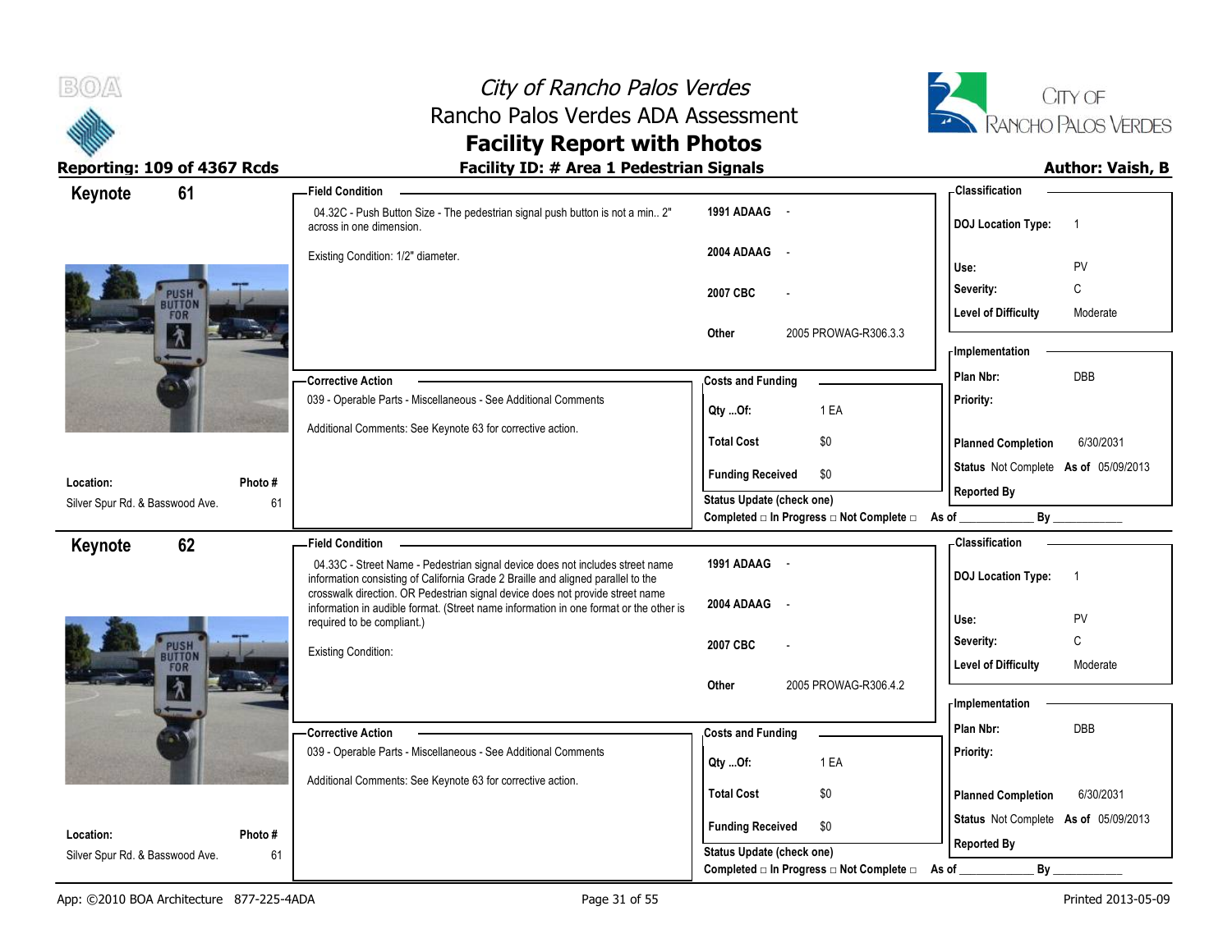# City of Rancho Palos Verdes
## Rancho Palos Verdes ADA Assessment
## Facility Report with Photos

**Reporting: 109 of 4367 Rcds** | **Facility ID: # Area 1 Pedestrian Signals** | **Author: Vaish, B**

---

## Keynote 61

**Location:** Silver Spur Rd. & Basswood Ave.
**Photo #:** 61

**Field Condition**

04.32C - Push Button Size - The pedestrian signal push button is not a min.. 2" across in one dimension.

Existing Condition: 1/2" diameter.

| | |
|---|---|
| 1991 ADAAG | - |
| 2004 ADAAG | - |
| 2007 CBC | - |
| Other | 2005 PROWAG-R306.3.3 |

**Classification**

| | |
|---|---|
| DOJ Location Type: | 1 |
| Use: | PV |
| Severity: | C |
| Level of Difficulty | Moderate |

**Corrective Action**

039 - Operable Parts - Miscellaneous - See Additional Comments

Additional Comments: See Keynote 63 for corrective action.

**Costs and Funding**

| | |
|---|---|
| Qty ...Of: | 1 EA |
| Total Cost | $0 |
| Funding Received | $0 |

Status Update (check one)
Completed □ In Progress □ Not Complete □ As of ____________ By ____________

**Implementation**

| | |
|---|---|
| Plan Nbr: | DBB |
| Priority: | |
| Planned Completion | 6/30/2031 |
| Status | Not Complete As of 05/09/2013 |
| Reported By | |

---

## Keynote 62

**Location:** Silver Spur Rd. & Basswood Ave.
**Photo #:** 61

**Field Condition**

04.33C - Street Name - Pedestrian signal device does not includes street name information consisting of California Grade 2 Braille and aligned parallel to the crosswalk direction. OR Pedestrian signal device does not provide street name information in audible format. (Street name information in one format or the other is required to be compliant.)

Existing Condition:

| | |
|---|---|
| 1991 ADAAG | - |
| 2004 ADAAG | - |
| 2007 CBC | - |
| Other | 2005 PROWAG-R306.4.2 |

**Classification**

| | |
|---|---|
| DOJ Location Type: | 1 |
| Use: | PV |
| Severity: | C |
| Level of Difficulty | Moderate |

**Corrective Action**

039 - Operable Parts - Miscellaneous - See Additional Comments

Additional Comments: See Keynote 63 for corrective action.

**Costs and Funding**

| | |
|---|---|
| Qty ...Of: | 1 EA |
| Total Cost | $0 |
| Funding Received | $0 |

Status Update (check one)
Completed □ In Progress □ Not Complete □ As of ____________ By ____________

**Implementation**

| | |
|---|---|
| Plan Nbr: | DBB |
| Priority: | |
| Planned Completion | 6/30/2031 |
| Status | Not Complete As of 05/09/2013 |
| Reported By | |

App: ©2010 BOA Architecture 877-225-4ADA | Printed 2013-05-09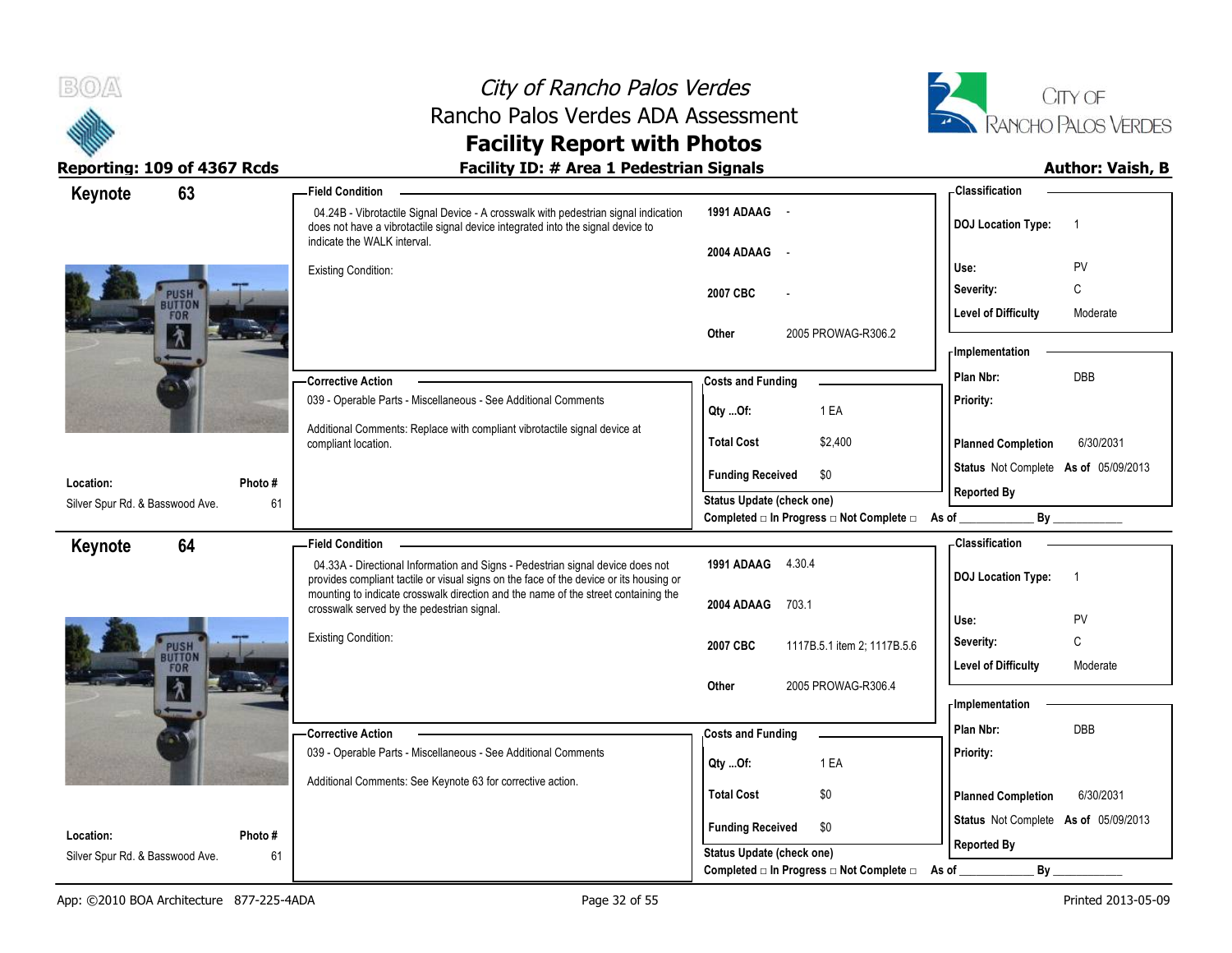# City of Rancho Palos Verdes
## Rancho Palos Verdes ADA Assessment
## Facility Report with Photos

**Reporting: 109 of 4367 Rcds** | **Facility ID: # Area 1 Pedestrian Signals** | **Author: Vaish, B**

---

## Keynote 63

**Location:** Silver Spur Rd. & Basswood Ave.
**Photo #:** 61

**Field Condition**

04.24B - Vibrotactile Signal Device - A crosswalk with pedestrian signal indication does not have a vibrotactile signal device integrated into the signal device to indicate the WALK interval.

Existing Condition:

| Code | Reference |
|---|---|
| 1991 ADAAG | - |
| 2004 ADAAG | - |
| 2007 CBC | - |
| Other | 2005 PROWAG-R306.2 |

**Classification**

| | |
|---|---|
| DOJ Location Type: | 1 |
| Use: | PV |
| Severity: | C |
| Level of Difficulty | Moderate |

**Corrective Action**

039 - Operable Parts - Miscellaneous - See Additional Comments

Additional Comments: Replace with compliant vibrotactile signal device at compliant location.

**Costs and Funding**

| | |
|---|---|
| Qty ...Of: | 1 EA |
| Total Cost | $2,400 |
| Funding Received | $0 |

Status Update (check one)
Completed □ In Progress □ Not Complete □ As of ____________ By ____________

**Implementation**

| | |
|---|---|
| Plan Nbr: | DBB |
| Priority: | |
| Planned Completion | 6/30/2031 |
| Status | Not Complete As of 05/09/2013 |
| Reported By | |

---

## Keynote 64

**Location:** Silver Spur Rd. & Basswood Ave.
**Photo #:** 61

**Field Condition**

04.33A - Directional Information and Signs - Pedestrian signal device does not provides compliant tactile or visual signs on the face of the device or its housing or mounting to indicate crosswalk direction and the name of the street containing the crosswalk served by the pedestrian signal.

Existing Condition:

| Code | Reference |
|---|---|
| 1991 ADAAG | 4.30.4 |
| 2004 ADAAG | 703.1 |
| 2007 CBC | 1117B.5.1 item 2; 1117B.5.6 |
| Other | 2005 PROWAG-R306.4 |

**Classification**

| | |
|---|---|
| DOJ Location Type: | 1 |
| Use: | PV |
| Severity: | C |
| Level of Difficulty | Moderate |

**Corrective Action**

039 - Operable Parts - Miscellaneous - See Additional Comments

Additional Comments: See Keynote 63 for corrective action.

**Costs and Funding**

| | |
|---|---|
| Qty ...Of: | 1 EA |
| Total Cost | $0 |
| Funding Received | $0 |

Status Update (check one)
Completed □ In Progress □ Not Complete □ As of ____________ By ____________

**Implementation**

| | |
|---|---|
| Plan Nbr: | DBB |
| Priority: | |
| Planned Completion | 6/30/2031 |
| Status | Not Complete As of 05/09/2013 |
| Reported By | |

---

App: ©2010 BOA Architecture 877-225-4ADA | Printed 2013-05-09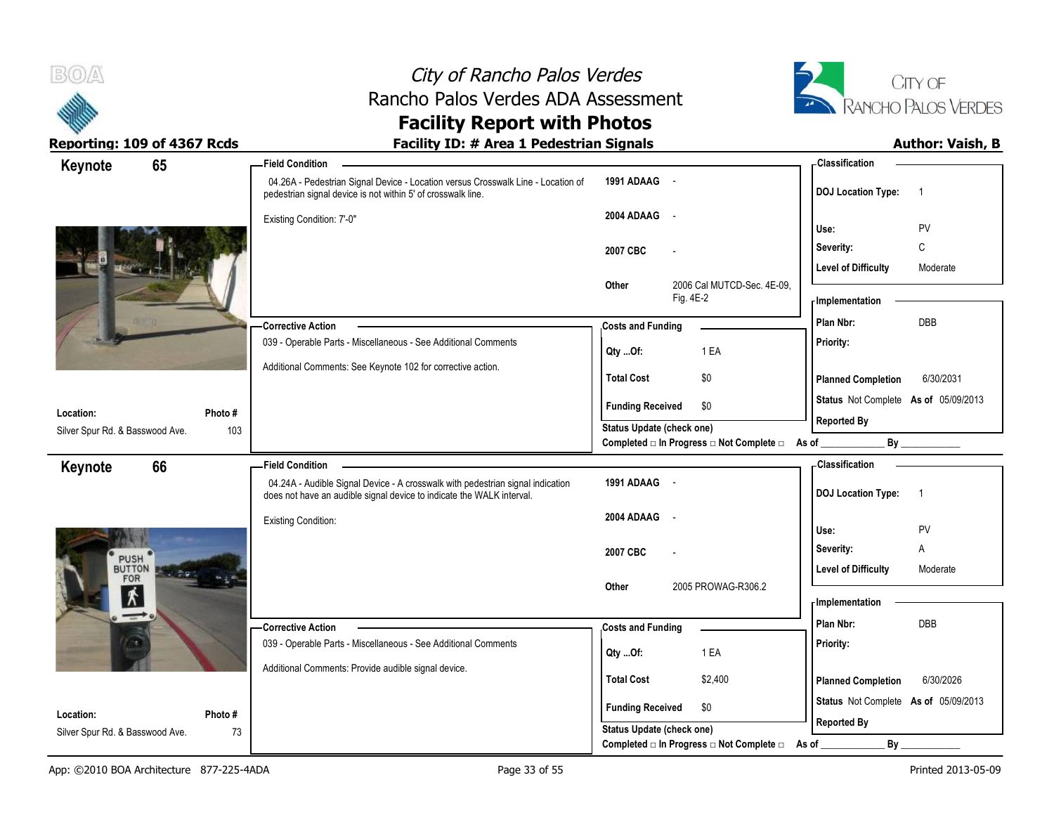# City of Rancho Palos Verdes
## Rancho Palos Verdes ADA Assessment
## Facility Report with Photos

**Reporting: 109 of 4367 Rcds**

**Facility ID: # Area 1 Pedestrian Signals**

**Author: Vaish, B**

---

## Keynote 65

**Location:** Silver Spur Rd. & Basswood Ave.

**Photo #:** 103

**Field Condition**

04.26A - Pedestrian Signal Device - Location versus Crosswalk Line - Location of pedestrian signal device is not within 5' of crosswalk line.

Existing Condition: 7'-0"

| | |
|---|---|
| 1991 ADAAG | - |
| 2004 ADAAG | - |
| 2007 CBC | - |
| Other | 2006 Cal MUTCD-Sec. 4E-09, Fig. 4E-2 |

**Corrective Action**

039 - Operable Parts - Miscellaneous - See Additional Comments

Additional Comments: See Keynote 102 for corrective action.

**Costs and Funding**

| | |
|---|---|
| Qty ...Of: | 1 EA |
| Total Cost | $0 |
| Funding Received | $0 |

Status Update (check one)
Completed □ In Progress □ Not Complete □ As of ____________ By ____________

**Classification**

| | |
|---|---|
| DOJ Location Type: | 1 |
| Use: | PV |
| Severity: | C |
| Level of Difficulty | Moderate |

**Implementation**

| | |
|---|---|
| Plan Nbr: | DBB |
| Priority: | |
| Planned Completion | 6/30/2031 |
| Status | Not Complete As of 05/09/2013 |
| Reported By | |

---

## Keynote 66

**Location:** Silver Spur Rd. & Basswood Ave.

**Photo #:** 73

**Field Condition**

04.24A - Audible Signal Device - A crosswalk with pedestrian signal indication does not have an audible signal device to indicate the WALK interval.

Existing Condition:

| | |
|---|---|
| 1991 ADAAG | - |
| 2004 ADAAG | - |
| 2007 CBC | - |
| Other | 2005 PROWAG-R306.2 |

**Corrective Action**

039 - Operable Parts - Miscellaneous - See Additional Comments

Additional Comments: Provide audible signal device.

**Costs and Funding**

| | |
|---|---|
| Qty ...Of: | 1 EA |
| Total Cost | $2,400 |
| Funding Received | $0 |

Status Update (check one)
Completed □ In Progress □ Not Complete □ As of ____________ By ____________

**Classification**

| | |
|---|---|
| DOJ Location Type: | 1 |
| Use: | PV |
| Severity: | A |
| Level of Difficulty | Moderate |

**Implementation**

| | |
|---|---|
| Plan Nbr: | DBB |
| Priority: | |
| Planned Completion | 6/30/2026 |
| Status | Not Complete As of 05/09/2013 |
| Reported By | |

---

App: ©2010 BOA Architecture 877-225-4ADA

Printed 2013-05-09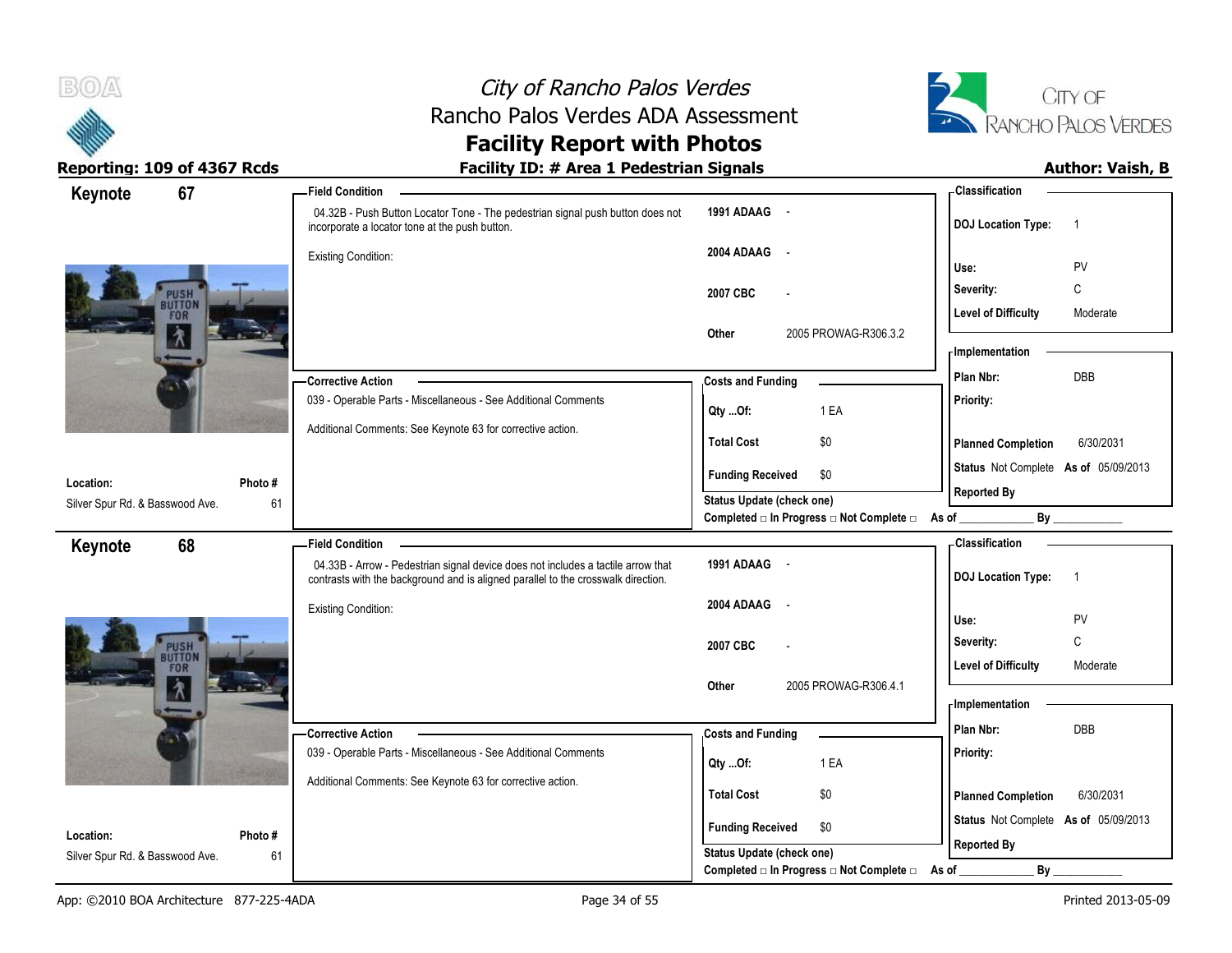# City of Rancho Palos Verdes
## Rancho Palos Verdes ADA Assessment
## Facility Report with Photos

**Reporting: 109 of 4367 Rcds** | **Facility ID: # Area 1 Pedestrian Signals** | **Author: Vaish, B**

---

## Keynote 67

**Field Condition**

04.32B - Push Button Locator Tone - The pedestrian signal push button does not incorporate a locator tone at the push button.

Existing Condition:

| | |
|---|---|
| 1991 ADAAG | - |
| 2004 ADAAG | - |
| 2007 CBC | - |
| Other | 2005 PROWAG-R306.3.2 |

**Classification**

| | |
|---|---|
| DOJ Location Type: | 1 |
| Use: | PV |
| Severity: | C |
| Level of Difficulty | Moderate |

**Corrective Action**

039 - Operable Parts - Miscellaneous - See Additional Comments

Additional Comments: See Keynote 63 for corrective action.

**Costs and Funding**

| | |
|---|---|
| Qty ...Of: | 1 EA |
| Total Cost | $0 |
| Funding Received | $0 |

Status Update (check one)
Completed □ In Progress □ Not Complete □ As of ____________ By ____________

**Implementation**

| | |
|---|---|
| Plan Nbr: | DBB |
| Priority: | |
| Planned Completion | 6/30/2031 |
| Status | Not Complete As of 05/09/2013 |
| Reported By | |

**Location:** Silver Spur Rd. & Basswood Ave. | **Photo #** 61

---

## Keynote 68

**Field Condition**

04.33B - Arrow - Pedestrian signal device does not includes a tactile arrow that contrasts with the background and is aligned parallel to the crosswalk direction.

Existing Condition:

| | |
|---|---|
| 1991 ADAAG | - |
| 2004 ADAAG | - |
| 2007 CBC | - |
| Other | 2005 PROWAG-R306.4.1 |

**Classification**

| | |
|---|---|
| DOJ Location Type: | 1 |
| Use: | PV |
| Severity: | C |
| Level of Difficulty | Moderate |

**Corrective Action**

039 - Operable Parts - Miscellaneous - See Additional Comments

Additional Comments: See Keynote 63 for corrective action.

**Costs and Funding**

| | |
|---|---|
| Qty ...Of: | 1 EA |
| Total Cost | $0 |
| Funding Received | $0 |

Status Update (check one)
Completed □ In Progress □ Not Complete □ As of ____________ By ____________

**Implementation**

| | |
|---|---|
| Plan Nbr: | DBB |
| Priority: | |
| Planned Completion | 6/30/2031 |
| Status | Not Complete As of 05/09/2013 |
| Reported By | |

**Location:** Silver Spur Rd. & Basswood Ave. | **Photo #** 61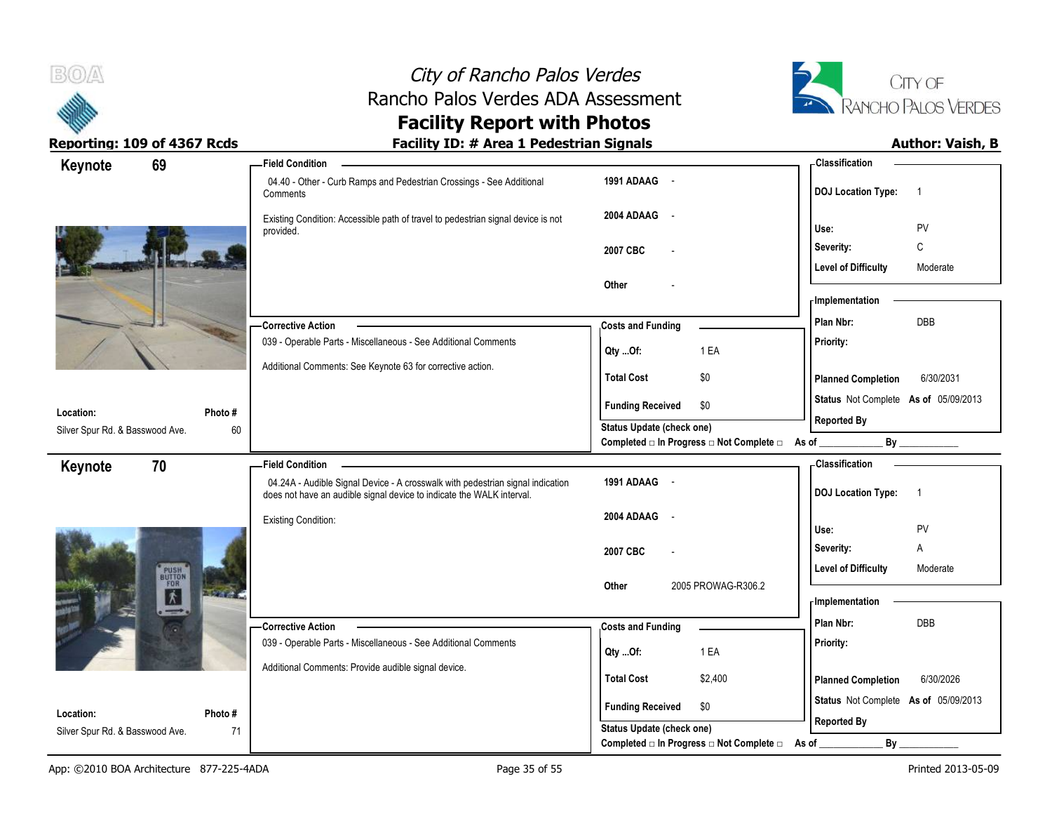# City of Rancho Palos Verdes
## Rancho Palos Verdes ADA Assessment
## Facility Report with Photos

**Reporting: 109 of 4367 Rcds** | **Facility ID: # Area 1 Pedestrian Signals** | **Author: Vaish, B**

---

### Keynote 69

**Location:** Silver Spur Rd. & Basswood Ave.
**Photo #:** 60

**Field Condition**

04.40 - Other - Curb Ramps and Pedestrian Crossings - See Additional Comments

Existing Condition: Accessible path of travel to pedestrian signal device is not provided.

| | |
|---|---|
| 1991 ADAAG | - |
| 2004 ADAAG | - |
| 2007 CBC | - |
| Other | - |

**Classification**

| | |
|---|---|
| DOJ Location Type: | 1 |
| Use: | PV |
| Severity: | C |
| Level of Difficulty | Moderate |

**Corrective Action**

039 - Operable Parts - Miscellaneous - See Additional Comments

Additional Comments: See Keynote 63 for corrective action.

**Costs and Funding**

| | |
|---|---|
| Qty ...Of: | 1 EA |
| Total Cost | $0 |
| Funding Received | $0 |

Status Update (check one)
Completed □ In Progress □ Not Complete □ As of ____________ By ____________

**Implementation**

| | |
|---|---|
| Plan Nbr: | DBB |
| Priority: | |
| Planned Completion | 6/30/2031 |
| Status | Not Complete As of 05/09/2013 |
| Reported By | |

---

### Keynote 70

**Location:** Silver Spur Rd. & Basswood Ave.
**Photo #:** 71

**Field Condition**

04.24A - Audible Signal Device - A crosswalk with pedestrian signal indication does not have an audible signal device to indicate the WALK interval.

Existing Condition:

| | |
|---|---|
| 1991 ADAAG | - |
| 2004 ADAAG | - |
| 2007 CBC | - |
| Other | 2005 PROWAG-R306.2 |

**Classification**

| | |
|---|---|
| DOJ Location Type: | 1 |
| Use: | PV |
| Severity: | A |
| Level of Difficulty | Moderate |

**Corrective Action**

039 - Operable Parts - Miscellaneous - See Additional Comments

Additional Comments: Provide audible signal device.

**Costs and Funding**

| | |
|---|---|
| Qty ...Of: | 1 EA |
| Total Cost | $2,400 |
| Funding Received | $0 |

Status Update (check one)
Completed □ In Progress □ Not Complete □ As of ____________ By ____________

**Implementation**

| | |
|---|---|
| Plan Nbr: | DBB |
| Priority: | |
| Planned Completion | 6/30/2026 |
| Status | Not Complete As of 05/09/2013 |
| Reported By | |

---

App: ©2010 BOA Architecture 877-225-4ADA | Printed 2013-05-09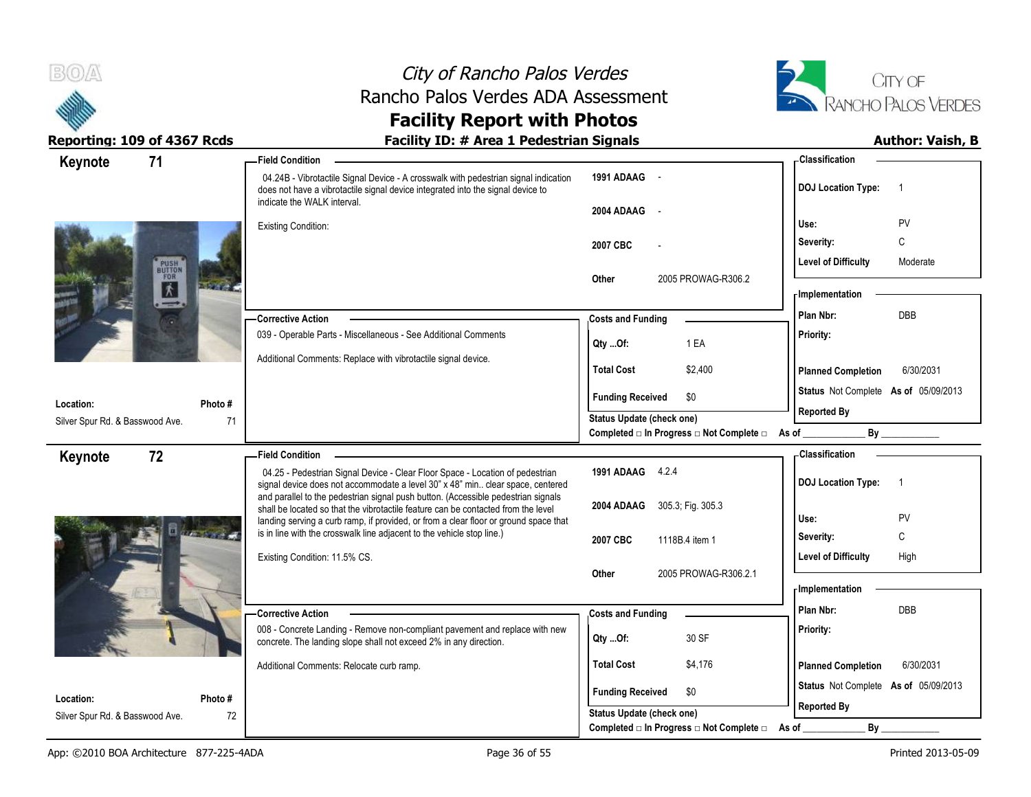# City of Rancho Palos Verdes
## Rancho Palos Verdes ADA Assessment
## Facility Report with Photos

**Reporting: 109 of 4367 Rcds** | **Facility ID: # Area 1 Pedestrian Signals** | **Author: Vaish, B**

---

## Keynote 71

**Location:** Silver Spur Rd. & Basswood Ave.
**Photo #:** 71

**Field Condition**

04.24B - Vibrotactile Signal Device - A crosswalk with pedestrian signal indication does not have a vibrotactile signal device integrated into the signal device to indicate the WALK interval.

Existing Condition:

| | |
|---|---|
| 1991 ADAAG | - |
| 2004 ADAAG | - |
| 2007 CBC | - |
| Other | 2005 PROWAG-R306.2 |

**Classification**

| | |
|---|---|
| DOJ Location Type: | 1 |
| Use: | PV |
| Severity: | C |
| Level of Difficulty | Moderate |

**Corrective Action**

039 - Operable Parts - Miscellaneous - See Additional Comments

Additional Comments: Replace with vibrotactile signal device.

**Costs and Funding**

| | |
|---|---|
| Qty ...Of: | 1 EA |
| Total Cost | $2,400 |
| Funding Received | $0 |

**Implementation**

| | |
|---|---|
| Plan Nbr: | DBB |
| Priority: | |
| Planned Completion | 6/30/2031 |
| Status | Not Complete As of 05/09/2013 |
| Reported By | |

Status Update (check one)
Completed □ In Progress □ Not Complete □ As of ____________ By ____________

---

## Keynote 72

**Location:** Silver Spur Rd. & Basswood Ave.
**Photo #:** 72

**Field Condition**

04.25 - Pedestrian Signal Device - Clear Floor Space - Location of pedestrian signal device does not accommodate a level 30" x 48" min.. clear space, centered and parallel to the pedestrian signal push button. (Accessible pedestrian signals shall be located so that the vibrotactile feature can be contacted from the level landing serving a curb ramp, if provided, or from a clear floor or ground space that is in line with the crosswalk line adjacent to the vehicle stop line.)

Existing Condition: 11.5% CS.

| | |
|---|---|
| 1991 ADAAG | 4.2.4 |
| 2004 ADAAG | 305.3; Fig. 305.3 |
| 2007 CBC | 1118B.4 item 1 |
| Other | 2005 PROWAG-R306.2.1 |

**Classification**

| | |
|---|---|
| DOJ Location Type: | 1 |
| Use: | PV |
| Severity: | C |
| Level of Difficulty | High |

**Corrective Action**

008 - Concrete Landing - Remove non-compliant pavement and replace with new concrete. The landing slope shall not exceed 2% in any direction.

Additional Comments: Relocate curb ramp.

**Costs and Funding**

| | |
|---|---|
| Qty ...Of: | 30 SF |
| Total Cost | $4,176 |
| Funding Received | $0 |

**Implementation**

| | |
|---|---|
| Plan Nbr: | DBB |
| Priority: | |
| Planned Completion | 6/30/2031 |
| Status | Not Complete As of 05/09/2013 |
| Reported By | |

Status Update (check one)
Completed □ In Progress □ Not Complete □ As of ____________ By ____________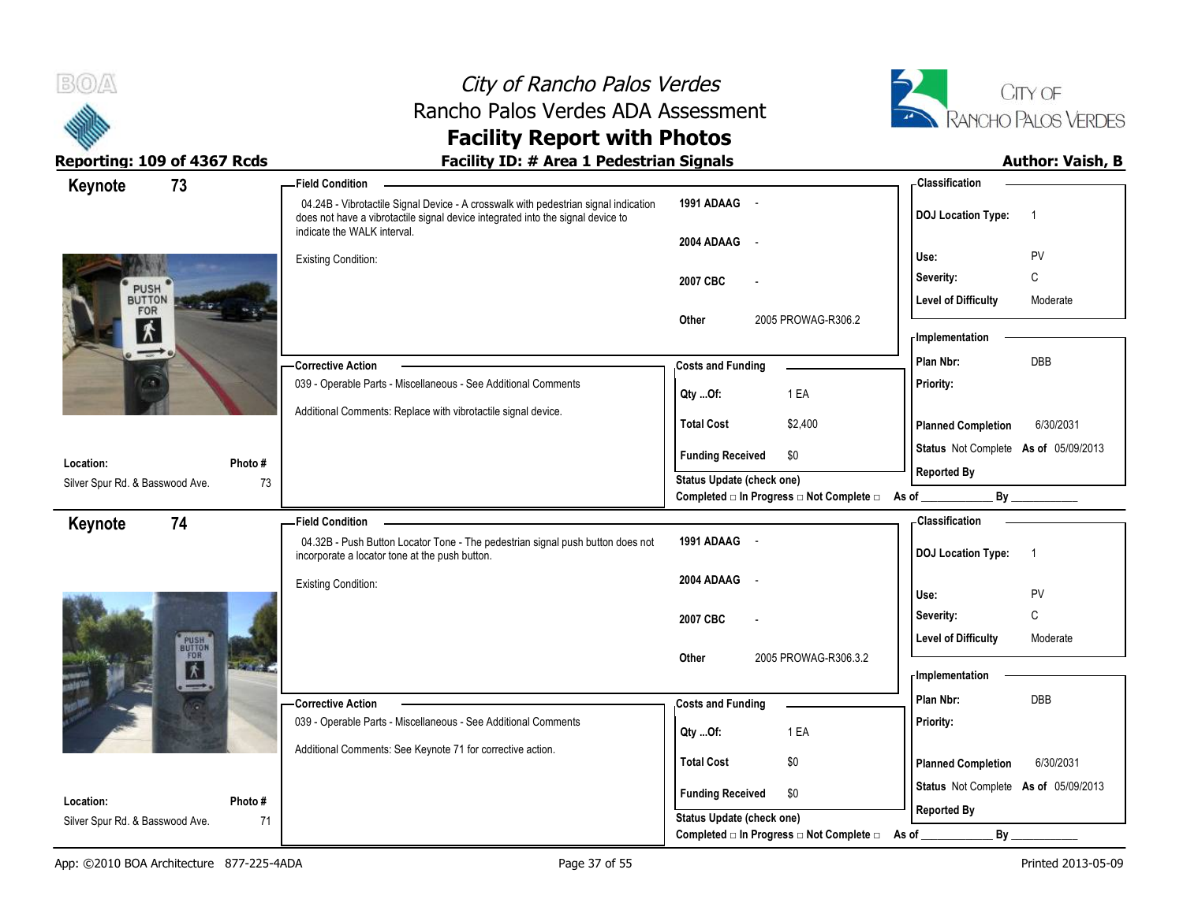# City of Rancho Palos Verdes
## Rancho Palos Verdes ADA Assessment
## Facility Report with Photos

**Reporting: 109 of 4367 Rcds** | **Facility ID: # Area 1 Pedestrian Signals** | **Author: Vaish, B**

---

### Keynote 73

**Location:** Silver Spur Rd. & Basswood Ave.
**Photo #:** 73

**Field Condition**

04.24B - Vibrotactile Signal Device - A crosswalk with pedestrian signal indication does not have a vibrotactile signal device integrated into the signal device to indicate the WALK interval.

Existing Condition:

| | |
|---|---|
| 1991 ADAAG | - |
| 2004 ADAAG | - |
| 2007 CBC | - |
| Other | 2005 PROWAG-R306.2 |

**Corrective Action**

039 - Operable Parts - Miscellaneous - See Additional Comments

Additional Comments: Replace with vibrotactile signal device.

**Costs and Funding**

| | |
|---|---|
| Qty ...Of: | 1 EA |
| Total Cost | $2,400 |
| Funding Received | $0 |

Status Update (check one)
Completed □ In Progress □ Not Complete □ As of ____________ By ____________

**Classification**

| | |
|---|---|
| DOJ Location Type: | 1 |
| Use: | PV |
| Severity: | C |
| Level of Difficulty | Moderate |

**Implementation**

| | |
|---|---|
| Plan Nbr: | DBB |
| Priority: | |
| Planned Completion | 6/30/2031 |
| Status | Not Complete As of 05/09/2013 |
| Reported By | |

---

### Keynote 74

**Location:** Silver Spur Rd. & Basswood Ave.
**Photo #:** 71

**Field Condition**

04.32B - Push Button Locator Tone - The pedestrian signal push button does not incorporate a locator tone at the push button.

Existing Condition:

| | |
|---|---|
| 1991 ADAAG | - |
| 2004 ADAAG | - |
| 2007 CBC | - |
| Other | 2005 PROWAG-R306.3.2 |

**Corrective Action**

039 - Operable Parts - Miscellaneous - See Additional Comments

Additional Comments: See Keynote 71 for corrective action.

**Costs and Funding**

| | |
|---|---|
| Qty ...Of: | 1 EA |
| Total Cost | $0 |
| Funding Received | $0 |

Status Update (check one)
Completed □ In Progress □ Not Complete □ As of ____________ By ____________

**Classification**

| | |
|---|---|
| DOJ Location Type: | 1 |
| Use: | PV |
| Severity: | C |
| Level of Difficulty | Moderate |

**Implementation**

| | |
|---|---|
| Plan Nbr: | DBB |
| Priority: | |
| Planned Completion | 6/30/2031 |
| Status | Not Complete As of 05/09/2013 |
| Reported By | |

---

App: ©2010 BOA Architecture 877-225-4ADA | Printed 2013-05-09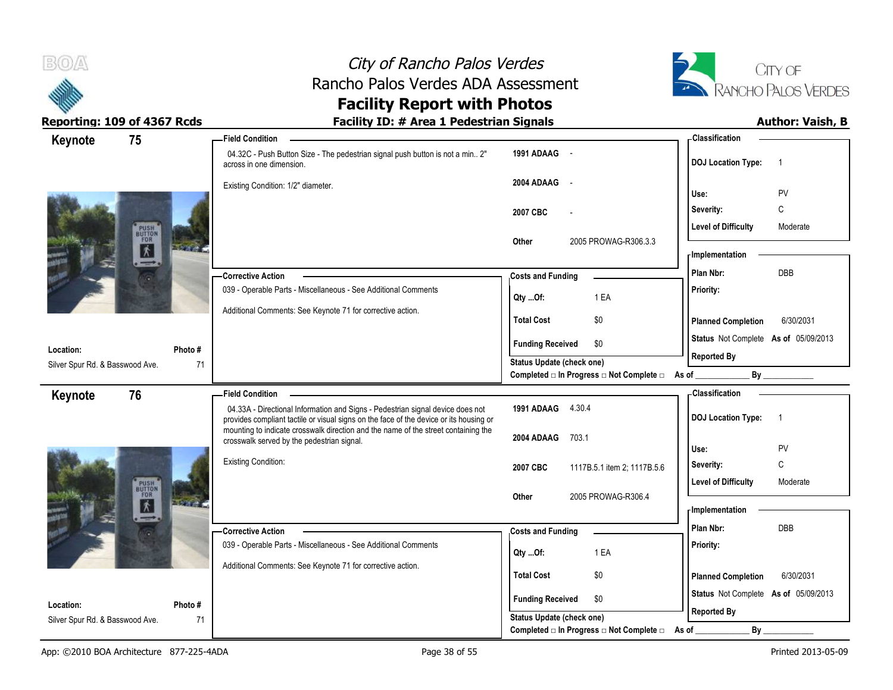# City of Rancho Palos Verdes
## Rancho Palos Verdes ADA Assessment
## Facility Report with Photos

**Reporting: 109 of 4367 Rcds** | **Facility ID: # Area 1 Pedestrian Signals** | **Author: Vaish, B**

---

## Keynote 75

**Field Condition**

04.32C - Push Button Size - The pedestrian signal push button is not a min.. 2" across in one dimension.

Existing Condition: 1/2" diameter.

| | |
|---|---|
| 1991 ADAAG | - |
| 2004 ADAAG | - |
| 2007 CBC | - |
| Other | 2005 PROWAG-R306.3.3 |

**Classification**

| | |
|---|---|
| DOJ Location Type: | 1 |
| Use: | PV |
| Severity: | C |
| Level of Difficulty | Moderate |

**Corrective Action**

039 - Operable Parts - Miscellaneous - See Additional Comments

Additional Comments: See Keynote 71 for corrective action.

**Costs and Funding**

| | |
|---|---|
| Qty ...Of: | 1 EA |
| Total Cost | $0 |
| Funding Received | $0 |

Status Update (check one)
Completed □ In Progress □ Not Complete □ As of ____________ By ____________

**Implementation**

| | |
|---|---|
| Plan Nbr: | DBB |
| Priority: | |
| Planned Completion | 6/30/2031 |
| Status | Not Complete As of 05/09/2013 |
| Reported By | |

**Location:** Silver Spur Rd. & Basswood Ave.
**Photo #** 71

---

## Keynote 76

**Field Condition**

04.33A - Directional Information and Signs - Pedestrian signal device does not provides compliant tactile or visual signs on the face of the device or its housing or mounting to indicate crosswalk direction and the name of the street containing the crosswalk served by the pedestrian signal.

Existing Condition:

| | |
|---|---|
| 1991 ADAAG | 4.30.4 |
| 2004 ADAAG | 703.1 |
| 2007 CBC | 1117B.5.1 item 2; 1117B.5.6 |
| Other | 2005 PROWAG-R306.4 |

**Classification**

| | |
|---|---|
| DOJ Location Type: | 1 |
| Use: | PV |
| Severity: | C |
| Level of Difficulty | Moderate |

**Corrective Action**

039 - Operable Parts - Miscellaneous - See Additional Comments

Additional Comments: See Keynote 71 for corrective action.

**Costs and Funding**

| | |
|---|---|
| Qty ...Of: | 1 EA |
| Total Cost | $0 |
| Funding Received | $0 |

Status Update (check one)
Completed □ In Progress □ Not Complete □ As of ____________ By ____________

**Implementation**

| | |
|---|---|
| Plan Nbr: | DBB |
| Priority: | |
| Planned Completion | 6/30/2031 |
| Status | Not Complete As of 05/09/2013 |
| Reported By | |

**Location:** Silver Spur Rd. & Basswood Ave.
**Photo #** 71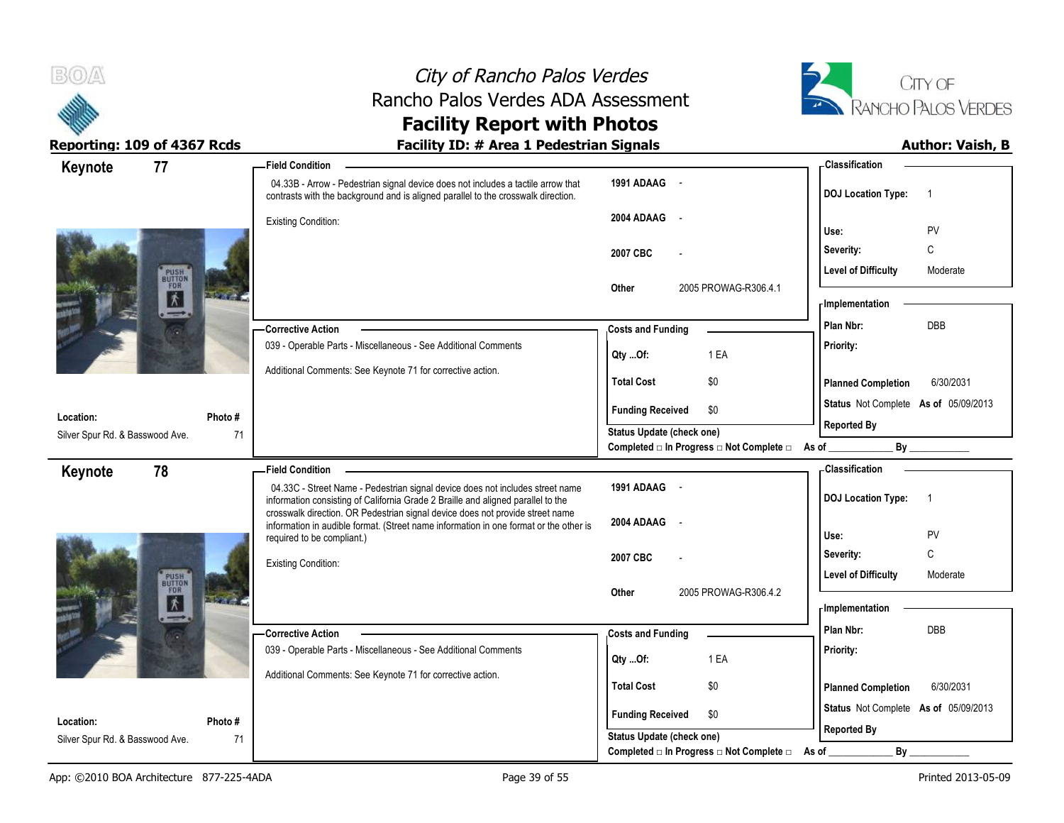# City of Rancho Palos Verdes
## Rancho Palos Verdes ADA Assessment
## Facility Report with Photos

**Reporting: 109 of 4367 Rcds** | **Facility ID: # Area 1 Pedestrian Signals** | **Author: Vaish, B**

---

## Keynote 77

**Field Condition**

04.33B - Arrow - Pedestrian signal device does not includes a tactile arrow that contrasts with the background and is aligned parallel to the crosswalk direction.

Existing Condition:

| | |
|---|---|
| 1991 ADAAG | - |
| 2004 ADAAG | - |
| 2007 CBC | - |
| Other | 2005 PROWAG-R306.4.1 |

**Classification**

| | |
|---|---|
| DOJ Location Type: | 1 |
| Use: | PV |
| Severity: | C |
| Level of Difficulty | Moderate |

**Corrective Action**

039 - Operable Parts - Miscellaneous - See Additional Comments

Additional Comments: See Keynote 71 for corrective action.

**Costs and Funding**

| | |
|---|---|
| Qty ...Of: | 1 EA |
| Total Cost | $0 |
| Funding Received | $0 |

Status Update (check one)
Completed □ In Progress □ Not Complete □ As of ____________ By ____________

**Implementation**

| | |
|---|---|
| Plan Nbr: | DBB |
| Priority: | |
| Planned Completion | 6/30/2031 |
| Status | Not Complete As of 05/09/2013 |
| Reported By | |

**Location:** Silver Spur Rd. & Basswood Ave. **Photo #** 71

---

## Keynote 78

**Field Condition**

04.33C - Street Name - Pedestrian signal device does not includes street name information consisting of California Grade 2 Braille and aligned parallel to the crosswalk direction. OR Pedestrian signal device does not provide street name information in audible format. (Street name information in one format or the other is required to be compliant.)

Existing Condition:

| | |
|---|---|
| 1991 ADAAG | - |
| 2004 ADAAG | - |
| 2007 CBC | - |
| Other | 2005 PROWAG-R306.4.2 |

**Classification**

| | |
|---|---|
| DOJ Location Type: | 1 |
| Use: | PV |
| Severity: | C |
| Level of Difficulty | Moderate |

**Corrective Action**

039 - Operable Parts - Miscellaneous - See Additional Comments

Additional Comments: See Keynote 71 for corrective action.

**Costs and Funding**

| | |
|---|---|
| Qty ...Of: | 1 EA |
| Total Cost | $0 |
| Funding Received | $0 |

Status Update (check one)
Completed □ In Progress □ Not Complete □ As of ____________ By ____________

**Implementation**

| | |
|---|---|
| Plan Nbr: | DBB |
| Priority: | |
| Planned Completion | 6/30/2031 |
| Status | Not Complete As of 05/09/2013 |
| Reported By | |

**Location:** Silver Spur Rd. & Basswood Ave. **Photo #** 71

---

App: ©2010 BOA Architecture 877-225-4ADA | Printed 2013-05-09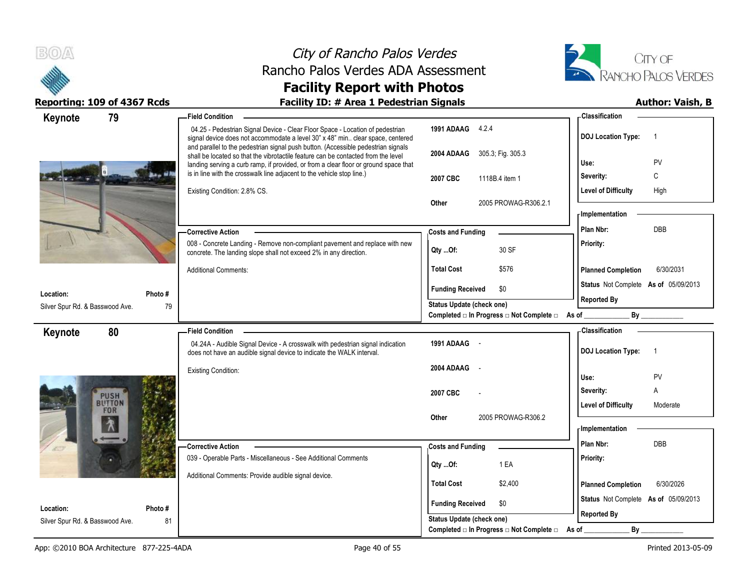# City of Rancho Palos Verdes
## Rancho Palos Verdes ADA Assessment
## Facility Report with Photos

**Reporting: 109 of 4367 Rcds** | **Facility ID: # Area 1 Pedestrian Signals** | **Author: Vaish, B**

---

### Keynote 79

**Field Condition**

04.25 - Pedestrian Signal Device - Clear Floor Space - Location of pedestrian signal device does not accommodate a level 30" x 48" min.. clear space, centered and parallel to the pedestrian signal push button. (Accessible pedestrian signals shall be located so that the vibrotactile feature can be contacted from the level landing serving a curb ramp, if provided, or from a clear floor or ground space that is in line with the crosswalk line adjacent to the vehicle stop line.)

Existing Condition: 2.8% CS.

| | |
|---|---|
| 1991 ADAAG | 4.2.4 |
| 2004 ADAAG | 305.3; Fig. 305.3 |
| 2007 CBC | 1118B.4 item 1 |
| Other | 2005 PROWAG-R306.2.1 |

**Classification**

| | |
|---|---|
| DOJ Location Type: | 1 |
| Use: | PV |
| Severity: | C |
| Level of Difficulty | High |

**Corrective Action**

008 - Concrete Landing - Remove non-compliant pavement and replace with new concrete. The landing slope shall not exceed 2% in any direction.

Additional Comments:

**Costs and Funding**

| | |
|---|---|
| Qty ...Of: | 30 SF |
| Total Cost | $576 |
| Funding Received | $0 |

Status Update (check one)
Completed □ In Progress □ Not Complete □ As of ____________ By ____________

**Implementation**

| | |
|---|---|
| Plan Nbr: | DBB |
| Priority: | |
| Planned Completion | 6/30/2031 |
| Status | Not Complete As of 05/09/2013 |
| Reported By | |

**Location:** Silver Spur Rd. & Basswood Ave. | **Photo #** 79

---

### Keynote 80

**Field Condition**

04.24A - Audible Signal Device - A crosswalk with pedestrian signal indication does not have an audible signal device to indicate the WALK interval.

Existing Condition:

| | |
|---|---|
| 1991 ADAAG | - |
| 2004 ADAAG | - |
| 2007 CBC | - |
| Other | 2005 PROWAG-R306.2 |

**Classification**

| | |
|---|---|
| DOJ Location Type: | 1 |
| Use: | PV |
| Severity: | A |
| Level of Difficulty | Moderate |

**Corrective Action**

039 - Operable Parts - Miscellaneous - See Additional Comments

Additional Comments: Provide audible signal device.

**Costs and Funding**

| | |
|---|---|
| Qty ...Of: | 1 EA |
| Total Cost | $2,400 |
| Funding Received | $0 |

Status Update (check one)
Completed □ In Progress □ Not Complete □ As of ____________ By ____________

**Implementation**

| | |
|---|---|
| Plan Nbr: | DBB |
| Priority: | |
| Planned Completion | 6/30/2026 |
| Status | Not Complete As of 05/09/2013 |
| Reported By | |

**Location:** Silver Spur Rd. & Basswood Ave. | **Photo #** 81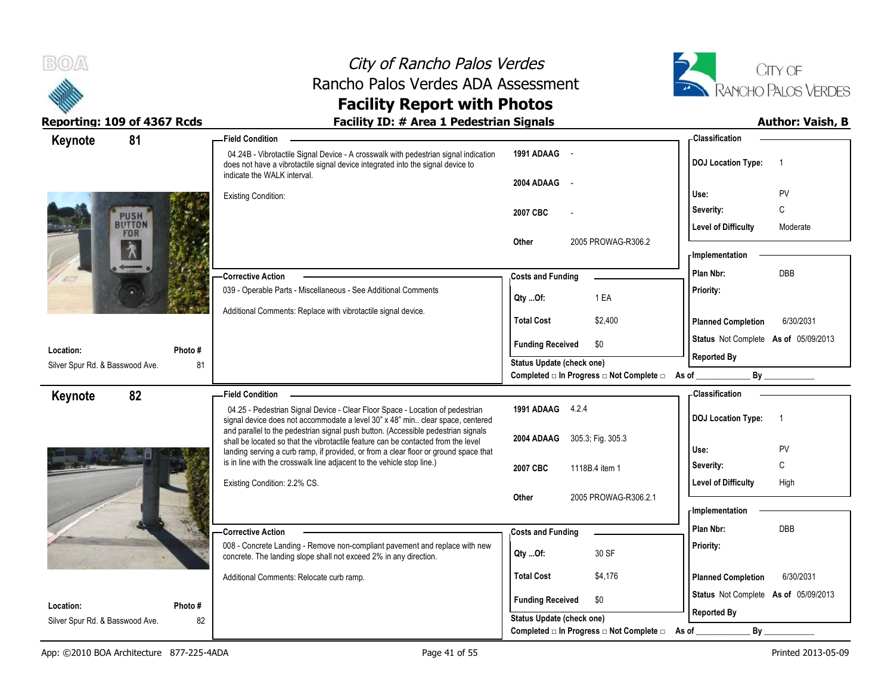# City of Rancho Palos Verdes
## Rancho Palos Verdes ADA Assessment
## Facility Report with Photos

**Reporting: 109 of 4367 Rcds** — **Facility ID: # Area 1 Pedestrian Signals** — **Author: Vaish, B**

---

### Keynote 81

**Field Condition**

04.24B - Vibrotactile Signal Device - A crosswalk with pedestrian signal indication does not have a vibrotactile signal device integrated into the signal device to indicate the WALK interval.

Existing Condition:

| | |
|---|---|
| 1991 ADAAG | - |
| 2004 ADAAG | - |
| 2007 CBC | - |
| Other | 2005 PROWAG-R306.2 |

**Classification**

| | |
|---|---|
| DOJ Location Type: | 1 |
| Use: | PV |
| Severity: | C |
| Level of Difficulty | Moderate |

**Corrective Action**

039 - Operable Parts - Miscellaneous - See Additional Comments

Additional Comments: Replace with vibrotactile signal device.

**Costs and Funding**

| | |
|---|---|
| Qty ...Of: | 1 EA |
| Total Cost | $2,400 |
| Funding Received | $0 |

**Implementation**

| | |
|---|---|
| Plan Nbr: | DBB |
| Priority: | |
| Planned Completion | 6/30/2031 |
| Status | Not Complete As of 05/09/2013 |
| Reported By | |

Status Update (check one)
Completed □ In Progress □ Not Complete □ As of ____________ By ____________

**Location:** Silver Spur Rd. & Basswood Ave. — **Photo #** 81

---

### Keynote 82

**Field Condition**

04.25 - Pedestrian Signal Device - Clear Floor Space - Location of pedestrian signal device does not accommodate a level 30" x 48" min.. clear space, centered and parallel to the pedestrian signal push button. (Accessible pedestrian signals shall be located so that the vibrotactile feature can be contacted from the level landing serving a curb ramp, if provided, or from a clear floor or ground space that is in line with the crosswalk line adjacent to the vehicle stop line.)

Existing Condition: 2.2% CS.

| | |
|---|---|
| 1991 ADAAG | 4.2.4 |
| 2004 ADAAG | 305.3; Fig. 305.3 |
| 2007 CBC | 1118B.4 item 1 |
| Other | 2005 PROWAG-R306.2.1 |

**Classification**

| | |
|---|---|
| DOJ Location Type: | 1 |
| Use: | PV |
| Severity: | C |
| Level of Difficulty | High |

**Corrective Action**

008 - Concrete Landing - Remove non-compliant pavement and replace with new concrete. The landing slope shall not exceed 2% in any direction.

Additional Comments: Relocate curb ramp.

**Costs and Funding**

| | |
|---|---|
| Qty ...Of: | 30 SF |
| Total Cost | $4,176 |
| Funding Received | $0 |

**Implementation**

| | |
|---|---|
| Plan Nbr: | DBB |
| Priority: | |
| Planned Completion | 6/30/2031 |
| Status | Not Complete As of 05/09/2013 |
| Reported By | |

Status Update (check one)
Completed □ In Progress □ Not Complete □ As of ____________ By ____________

**Location:** Silver Spur Rd. & Basswood Ave. — **Photo #** 82

App: ©2010 BOA Architecture 877-225-4ADA — Printed 2013-05-09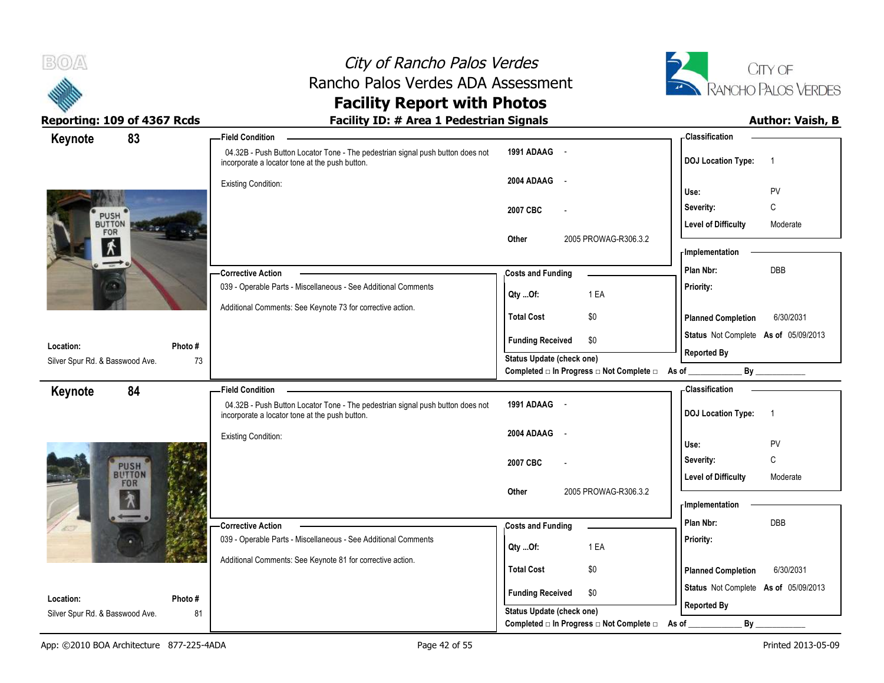# City of Rancho Palos Verdes
## Rancho Palos Verdes ADA Assessment
## Facility Report with Photos

**Reporting: 109 of 4367 Rcds** | **Facility ID: # Area 1 Pedestrian Signals** | **Author: Vaish, B**

---

### Keynote 83

**Location:** Silver Spur Rd. & Basswood Ave.
**Photo #:** 73

**Field Condition**

04.32B - Push Button Locator Tone - The pedestrian signal push button does not incorporate a locator tone at the push button.

Existing Condition:

| | |
|---|---|
| 1991 ADAAG | - |
| 2004 ADAAG | - |
| 2007 CBC | - |
| Other | 2005 PROWAG-R306.3.2 |

**Corrective Action**

039 - Operable Parts - Miscellaneous - See Additional Comments

Additional Comments: See Keynote 73 for corrective action.

**Costs and Funding**

| | |
|---|---|
| Qty ...Of: | 1 EA |
| Total Cost | $0 |
| Funding Received | $0 |

Status Update (check one)
Completed □ In Progress □ Not Complete □ As of ____________ By ____________

**Classification**

| | |
|---|---|
| DOJ Location Type: | 1 |
| Use: | PV |
| Severity: | C |
| Level of Difficulty | Moderate |

**Implementation**

| | |
|---|---|
| Plan Nbr: | DBB |
| Priority: | |
| Planned Completion | 6/30/2031 |
| Status | Not Complete As of 05/09/2013 |
| Reported By | |

---

### Keynote 84

**Location:** Silver Spur Rd. & Basswood Ave.
**Photo #:** 81

**Field Condition**

04.32B - Push Button Locator Tone - The pedestrian signal push button does not incorporate a locator tone at the push button.

Existing Condition:

| | |
|---|---|
| 1991 ADAAG | - |
| 2004 ADAAG | - |
| 2007 CBC | - |
| Other | 2005 PROWAG-R306.3.2 |

**Corrective Action**

039 - Operable Parts - Miscellaneous - See Additional Comments

Additional Comments: See Keynote 81 for corrective action.

**Costs and Funding**

| | |
|---|---|
| Qty ...Of: | 1 EA |
| Total Cost | $0 |
| Funding Received | $0 |

Status Update (check one)
Completed □ In Progress □ Not Complete □ As of ____________ By ____________

**Classification**

| | |
|---|---|
| DOJ Location Type: | 1 |
| Use: | PV |
| Severity: | C |
| Level of Difficulty | Moderate |

**Implementation**

| | |
|---|---|
| Plan Nbr: | DBB |
| Priority: | |
| Planned Completion | 6/30/2031 |
| Status | Not Complete As of 05/09/2013 |
| Reported By | |

App: ©2010 BOA Architecture 877-225-4ADA | Printed 2013-05-09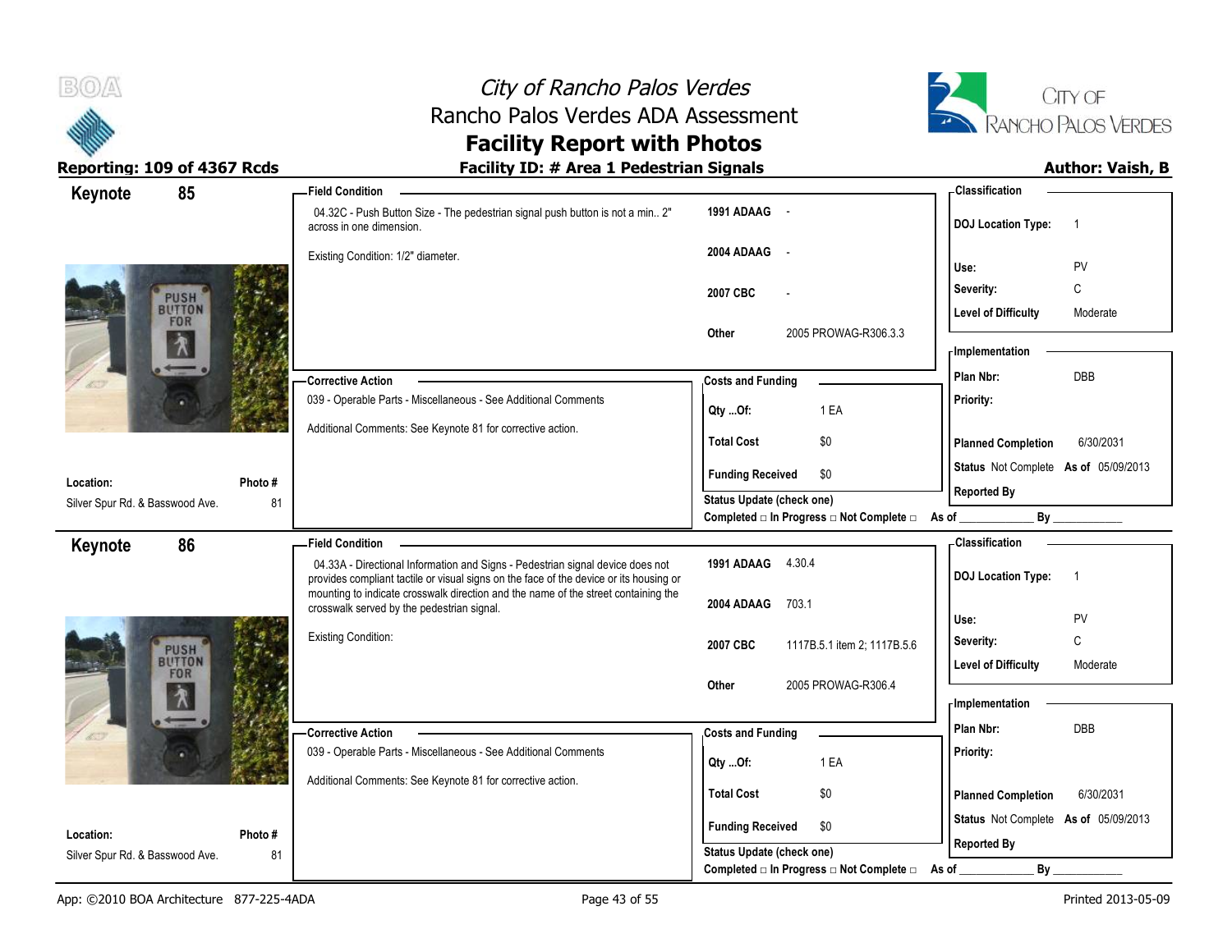# City of Rancho Palos Verdes
## Rancho Palos Verdes ADA Assessment
## Facility Report with Photos

**Reporting: 109 of 4367 Rcds** | **Facility ID: # Area 1 Pedestrian Signals** | **Author: Vaish, B**

---

## Keynote 85

**Field Condition**

04.32C - Push Button Size - The pedestrian signal push button is not a min.. 2" across in one dimension.

Existing Condition: 1/2" diameter.

| | |
|---|---|
| 1991 ADAAG | - |
| 2004 ADAAG | - |
| 2007 CBC | - |
| Other | 2005 PROWAG-R306.3.3 |

**Classification**

| | |
|---|---|
| DOJ Location Type: | 1 |
| Use: | PV |
| Severity: | C |
| Level of Difficulty | Moderate |

**Corrective Action**

039 - Operable Parts - Miscellaneous - See Additional Comments

Additional Comments: See Keynote 81 for corrective action.

**Costs and Funding**

| | |
|---|---|
| Qty ...Of: | 1 EA |
| Total Cost | $0 |
| Funding Received | $0 |

**Implementation**

| | |
|---|---|
| Plan Nbr: | DBB |
| Priority: | |
| Planned Completion | 6/30/2031 |
| Status | Not Complete As of 05/09/2013 |
| Reported By | |

**Location:** Silver Spur Rd. & Basswood Ave. **Photo #** 81

Status Update (check one)
Completed □ In Progress □ Not Complete □ As of ____________ By ____________

---

## Keynote 86

**Field Condition**

04.33A - Directional Information and Signs - Pedestrian signal device does not provides compliant tactile or visual signs on the face of the device or its housing or mounting to indicate crosswalk direction and the name of the street containing the crosswalk served by the pedestrian signal.

Existing Condition:

| | |
|---|---|
| 1991 ADAAG | 4.30.4 |
| 2004 ADAAG | 703.1 |
| 2007 CBC | 1117B.5.1 item 2; 1117B.5.6 |
| Other | 2005 PROWAG-R306.4 |

**Classification**

| | |
|---|---|
| DOJ Location Type: | 1 |
| Use: | PV |
| Severity: | C |
| Level of Difficulty | Moderate |

**Corrective Action**

039 - Operable Parts - Miscellaneous - See Additional Comments

Additional Comments: See Keynote 81 for corrective action.

**Costs and Funding**

| | |
|---|---|
| Qty ...Of: | 1 EA |
| Total Cost | $0 |
| Funding Received | $0 |

**Implementation**

| | |
|---|---|
| Plan Nbr: | DBB |
| Priority: | |
| Planned Completion | 6/30/2031 |
| Status | Not Complete As of 05/09/2013 |
| Reported By | |

**Location:** Silver Spur Rd. & Basswood Ave. **Photo #** 81

Status Update (check one)
Completed □ In Progress □ Not Complete □ As of ____________ By ____________

---

App: ©2010 BOA Architecture 877-225-4ADA | Printed 2013-05-09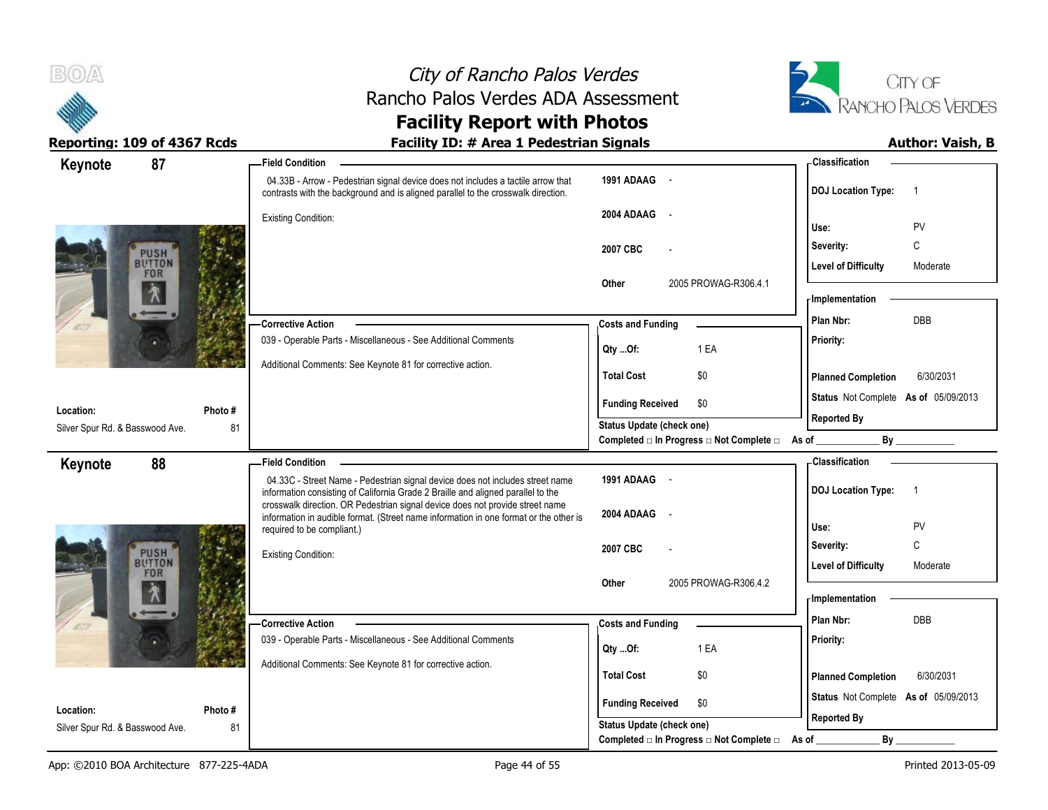# City of Rancho Palos Verdes
## Rancho Palos Verdes ADA Assessment
## Facility Report with Photos

**Reporting: 109 of 4367 Rcds** | **Facility ID: # Area 1 Pedestrian Signals** | **Author: Vaish, B**

---

## Keynote 87

**Field Condition**

04.33B - Arrow - Pedestrian signal device does not includes a tactile arrow that contrasts with the background and is aligned parallel to the crosswalk direction.

Existing Condition:

| | |
|---|---|
| 1991 ADAAG | - |
| 2004 ADAAG | - |
| 2007 CBC | - |
| Other | 2005 PROWAG-R306.4.1 |

**Corrective Action**

039 - Operable Parts - Miscellaneous - See Additional Comments

Additional Comments: See Keynote 81 for corrective action.

**Costs and Funding**

| | |
|---|---|
| Qty ...Of: | 1 EA |
| Total Cost | $0 |
| Funding Received | $0 |

Status Update (check one)
Completed □ In Progress □ Not Complete □ As of ____________ By ____________

**Classification**

| | |
|---|---|
| DOJ Location Type: | 1 |
| Use: | PV |
| Severity: | C |
| Level of Difficulty | Moderate |

**Implementation**

| | |
|---|---|
| Plan Nbr: | DBB |
| Priority: | |
| Planned Completion | 6/30/2031 |
| Status | Not Complete As of 05/09/2013 |
| Reported By | |

**Location:** Silver Spur Rd. & Basswood Ave.
**Photo #** 81

---

## Keynote 88

**Field Condition**

04.33C - Street Name - Pedestrian signal device does not includes street name information consisting of California Grade 2 Braille and aligned parallel to the crosswalk direction. OR Pedestrian signal device does not provide street name information in audible format. (Street name information in one format or the other is required to be compliant.)

Existing Condition:

| | |
|---|---|
| 1991 ADAAG | - |
| 2004 ADAAG | - |
| 2007 CBC | - |
| Other | 2005 PROWAG-R306.4.2 |

**Corrective Action**

039 - Operable Parts - Miscellaneous - See Additional Comments

Additional Comments: See Keynote 81 for corrective action.

**Costs and Funding**

| | |
|---|---|
| Qty ...Of: | 1 EA |
| Total Cost | $0 |
| Funding Received | $0 |

Status Update (check one)
Completed □ In Progress □ Not Complete □ As of ____________ By ____________

**Classification**

| | |
|---|---|
| DOJ Location Type: | 1 |
| Use: | PV |
| Severity: | C |
| Level of Difficulty | Moderate |

**Implementation**

| | |
|---|---|
| Plan Nbr: | DBB |
| Priority: | |
| Planned Completion | 6/30/2031 |
| Status | Not Complete As of 05/09/2013 |
| Reported By | |

**Location:** Silver Spur Rd. & Basswood Ave.
**Photo #** 81

---

App: ©2010 BOA Architecture 877-225-4ADA | Printed 2013-05-09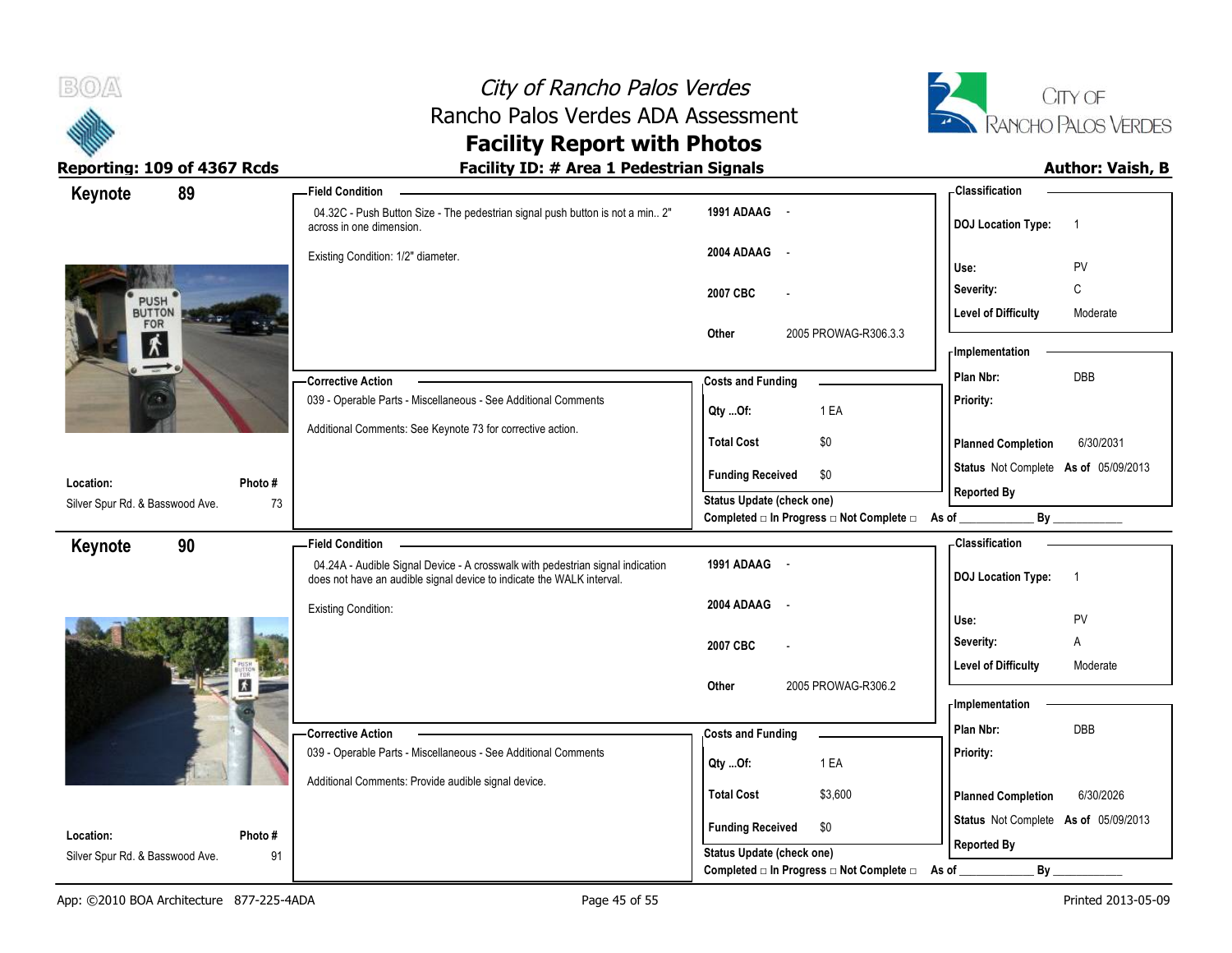# City of Rancho Palos Verdes
## Rancho Palos Verdes ADA Assessment
## Facility Report with Photos

**Reporting: 109 of 4367 Rcds** | **Facility ID: # Area 1 Pedestrian Signals** | **Author: Vaish, B**

---

## Keynote 89

**Field Condition**

04.32C - Push Button Size - The pedestrian signal push button is not a min.. 2" across in one dimension.

Existing Condition: 1/2" diameter.

| | |
|---|---|
| 1991 ADAAG | - |
| 2004 ADAAG | - |
| 2007 CBC | - |
| Other | 2005 PROWAG-R306.3.3 |

**Classification**

| | |
|---|---|
| DOJ Location Type: | 1 |
| Use: | PV |
| Severity: | C |
| Level of Difficulty | Moderate |

**Corrective Action**

039 - Operable Parts - Miscellaneous - See Additional Comments

Additional Comments: See Keynote 73 for corrective action.

**Costs and Funding**

| | |
|---|---|
| Qty ...Of: | 1 EA |
| Total Cost | $0 |
| Funding Received | $0 |

**Implementation**

| | |
|---|---|
| Plan Nbr: | DBB |
| Priority: | |
| Planned Completion | 6/30/2031 |
| Status | Not Complete As of 05/09/2013 |
| Reported By | |

Status Update (check one)
Completed □ In Progress □ Not Complete □ As of ____________ By ____________

**Location:** Silver Spur Rd. & Basswood Ave.
**Photo #** 73

---

## Keynote 90

**Field Condition**

04.24A - Audible Signal Device - A crosswalk with pedestrian signal indication does not have an audible signal device to indicate the WALK interval.

Existing Condition:

| | |
|---|---|
| 1991 ADAAG | - |
| 2004 ADAAG | - |
| 2007 CBC | - |
| Other | 2005 PROWAG-R306.2 |

**Classification**

| | |
|---|---|
| DOJ Location Type: | 1 |
| Use: | PV |
| Severity: | A |
| Level of Difficulty | Moderate |

**Corrective Action**

039 - Operable Parts - Miscellaneous - See Additional Comments

Additional Comments: Provide audible signal device.

**Costs and Funding**

| | |
|---|---|
| Qty ...Of: | 1 EA |
| Total Cost | $3,600 |
| Funding Received | $0 |

**Implementation**

| | |
|---|---|
| Plan Nbr: | DBB |
| Priority: | |
| Planned Completion | 6/30/2026 |
| Status | Not Complete As of 05/09/2013 |
| Reported By | |

Status Update (check one)
Completed □ In Progress □ Not Complete □ As of ____________ By ____________

**Location:** Silver Spur Rd. & Basswood Ave.
**Photo #** 91

---

App: ©2010 BOA Architecture 877-225-4ADA | Printed 2013-05-09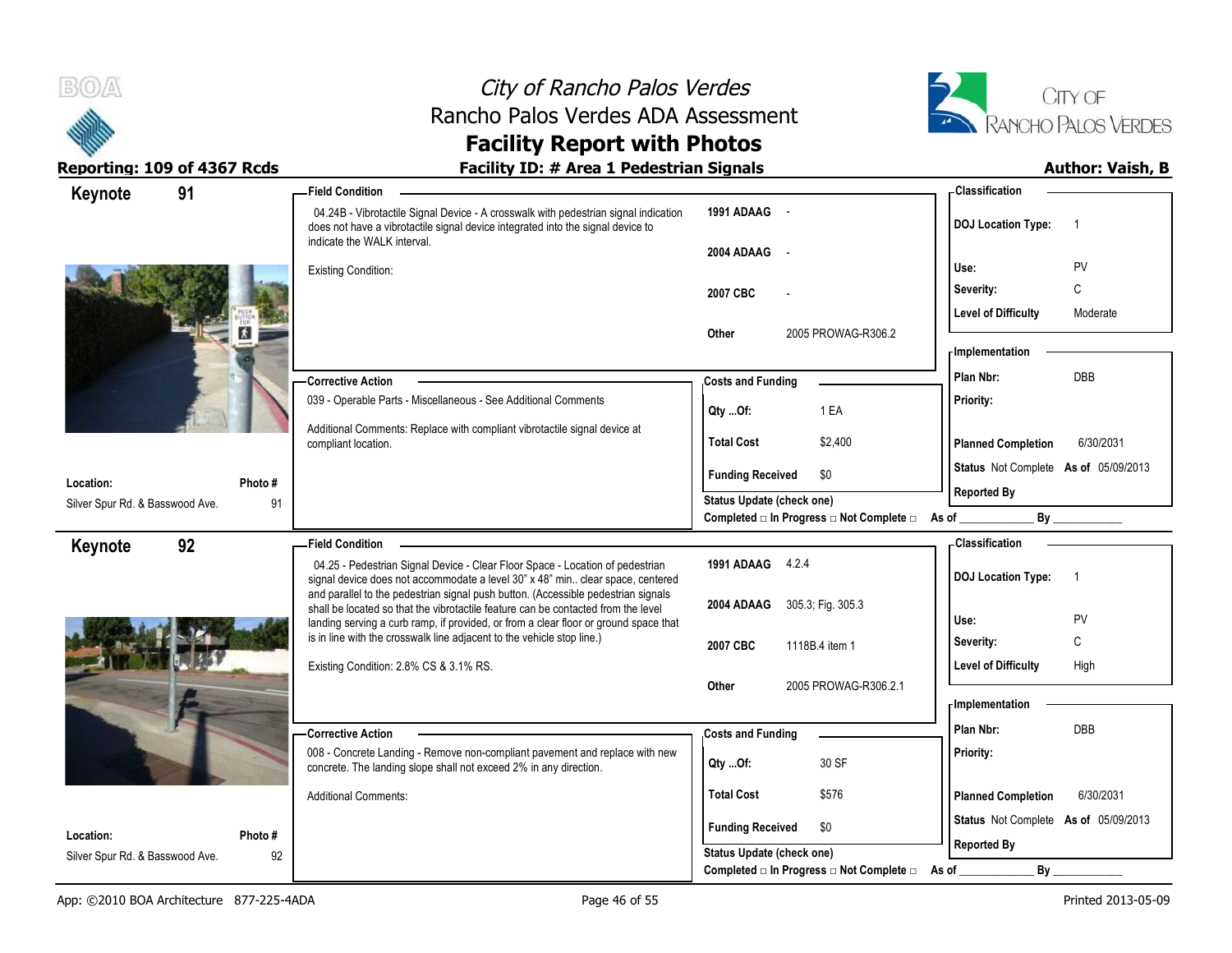# City of Rancho Palos Verdes
## Rancho Palos Verdes ADA Assessment
## Facility Report with Photos

**Reporting: 109 of 4367 Rcds** | **Facility ID: # Area 1 Pedestrian Signals** | **Author: Vaish, B**

---

## Keynote 91

**Field Condition**

04.24B - Vibrotactile Signal Device - A crosswalk with pedestrian signal indication does not have a vibrotactile signal device integrated into the signal device to indicate the WALK interval.

Existing Condition:

| | |
|---|---|
| 1991 ADAAG | - |
| 2004 ADAAG | - |
| 2007 CBC | - |
| Other | 2005 PROWAG-R306.2 |

**Classification**

| | |
|---|---|
| DOJ Location Type: | 1 |
| Use: | PV |
| Severity: | C |
| Level of Difficulty | Moderate |

**Corrective Action**

039 - Operable Parts - Miscellaneous - See Additional Comments

Additional Comments: Replace with compliant vibrotactile signal device at compliant location.

**Costs and Funding**

| | |
|---|---|
| Qty ...Of: | 1 EA |
| Total Cost | $2,400 |
| Funding Received | $0 |

Status Update (check one)
Completed □ In Progress □ Not Complete □ As of ____________ By ____________

**Implementation**

| | |
|---|---|
| Plan Nbr: | DBB |
| Priority: | |
| Planned Completion | 6/30/2031 |
| Status | Not Complete As of 05/09/2013 |
| Reported By | |

**Location:** Silver Spur Rd. & Basswood Ave. | **Photo #** 91

---

## Keynote 92

**Field Condition**

04.25 - Pedestrian Signal Device - Clear Floor Space - Location of pedestrian signal device does not accommodate a level 30" x 48" min.. clear space, centered and parallel to the pedestrian signal push button. (Accessible pedestrian signals shall be located so that the vibrotactile feature can be contacted from the level landing serving a curb ramp, if provided, or from a clear floor or ground space that is in line with the crosswalk line adjacent to the vehicle stop line.)

Existing Condition: 2.8% CS & 3.1% RS.

| | |
|---|---|
| 1991 ADAAG | 4.2.4 |
| 2004 ADAAG | 305.3; Fig. 305.3 |
| 2007 CBC | 1118B.4 item 1 |
| Other | 2005 PROWAG-R306.2.1 |

**Classification**

| | |
|---|---|
| DOJ Location Type: | 1 |
| Use: | PV |
| Severity: | C |
| Level of Difficulty | High |

**Corrective Action**

008 - Concrete Landing - Remove non-compliant pavement and replace with new concrete. The landing slope shall not exceed 2% in any direction.

Additional Comments:

**Costs and Funding**

| | |
|---|---|
| Qty ...Of: | 30 SF |
| Total Cost | $576 |
| Funding Received | $0 |

Status Update (check one)
Completed □ In Progress □ Not Complete □ As of ____________ By ____________

**Implementation**

| | |
|---|---|
| Plan Nbr: | DBB |
| Priority: | |
| Planned Completion | 6/30/2031 |
| Status | Not Complete As of 05/09/2013 |
| Reported By | |

**Location:** Silver Spur Rd. & Basswood Ave. | **Photo #** 92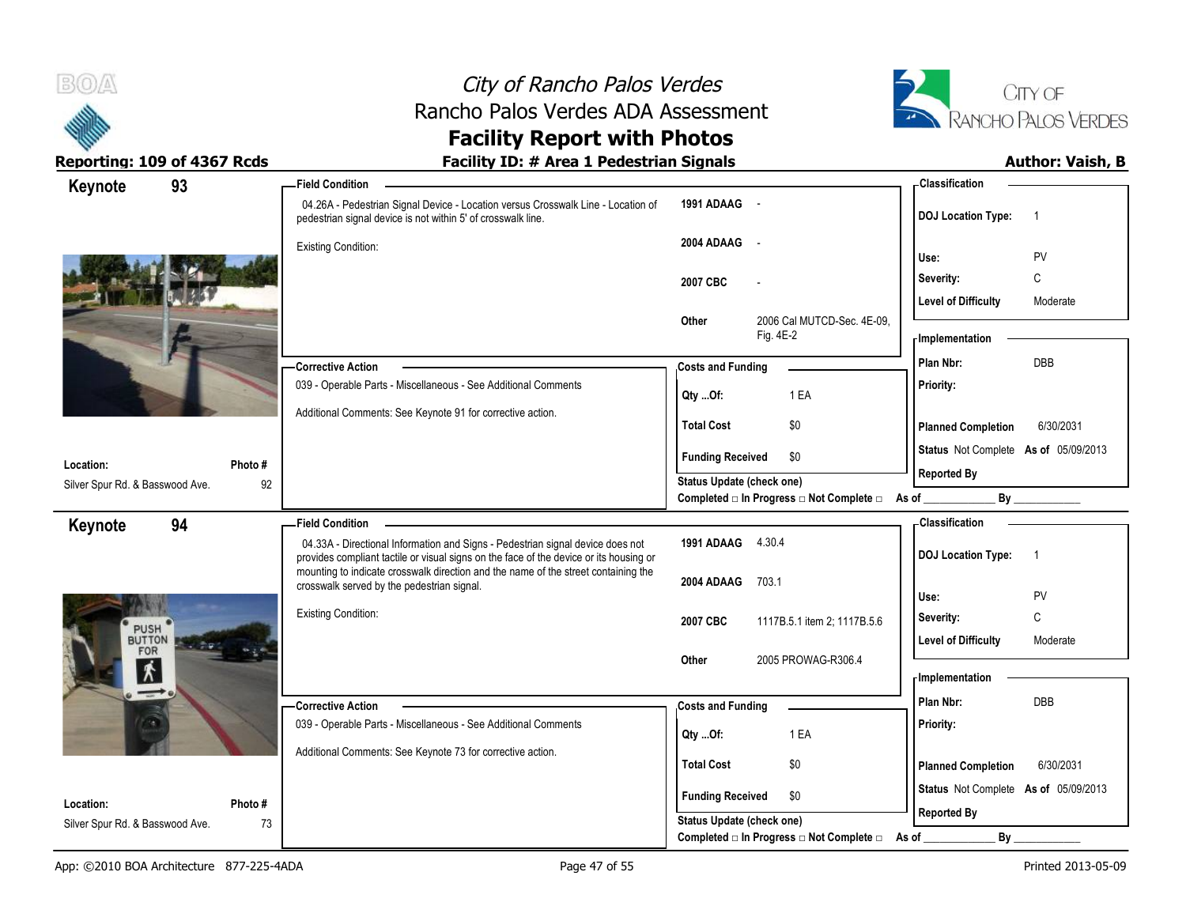# City of Rancho Palos Verdes
## Rancho Palos Verdes ADA Assessment
## Facility Report with Photos

**Reporting: 109 of 4367 Rcds** | **Facility ID: # Area 1 Pedestrian Signals** | **Author: Vaish, B**

---

### Keynote 93

**Location:** Silver Spur Rd. & Basswood Ave.
**Photo #:** 92

**Field Condition**

04.26A - Pedestrian Signal Device - Location versus Crosswalk Line - Location of pedestrian signal device is not within 5' of crosswalk line.

Existing Condition:

| | |
|---|---|
| 1991 ADAAG | - |
| 2004 ADAAG | - |
| 2007 CBC | - |
| Other | 2006 Cal MUTCD-Sec. 4E-09, Fig. 4E-2 |

**Classification**

| | |
|---|---|
| DOJ Location Type: | 1 |
| Use: | PV |
| Severity: | C |
| Level of Difficulty | Moderate |

**Corrective Action**

039 - Operable Parts - Miscellaneous - See Additional Comments

Additional Comments: See Keynote 91 for corrective action.

**Costs and Funding**

| | |
|---|---|
| Qty ...Of: | 1 EA |
| Total Cost | $0 |
| Funding Received | $0 |

Status Update (check one)
Completed □ In Progress □ Not Complete □ As of ____________ By ____________

**Implementation**

| | |
|---|---|
| Plan Nbr: | DBB |
| Priority: | |
| Planned Completion | 6/30/2031 |
| Status | Not Complete As of 05/09/2013 |
| Reported By | |

---

### Keynote 94

**Location:** Silver Spur Rd. & Basswood Ave.
**Photo #:** 73

**Field Condition**

04.33A - Directional Information and Signs - Pedestrian signal device does not provides compliant tactile or visual signs on the face of the device or its housing or mounting to indicate crosswalk direction and the name of the street containing the crosswalk served by the pedestrian signal.

Existing Condition:

| | |
|---|---|
| 1991 ADAAG | 4.30.4 |
| 2004 ADAAG | 703.1 |
| 2007 CBC | 1117B.5.1 item 2; 1117B.5.6 |
| Other | 2005 PROWAG-R306.4 |

**Classification**

| | |
|---|---|
| DOJ Location Type: | 1 |
| Use: | PV |
| Severity: | C |
| Level of Difficulty | Moderate |

**Corrective Action**

039 - Operable Parts - Miscellaneous - See Additional Comments

Additional Comments: See Keynote 73 for corrective action.

**Costs and Funding**

| | |
|---|---|
| Qty ...Of: | 1 EA |
| Total Cost | $0 |
| Funding Received | $0 |

Status Update (check one)
Completed □ In Progress □ Not Complete □ As of ____________ By ____________

**Implementation**

| | |
|---|---|
| Plan Nbr: | DBB |
| Priority: | |
| Planned Completion | 6/30/2031 |
| Status | Not Complete As of 05/09/2013 |
| Reported By | |

---

App: ©2010 BOA Architecture 877-225-4ADA | Printed 2013-05-09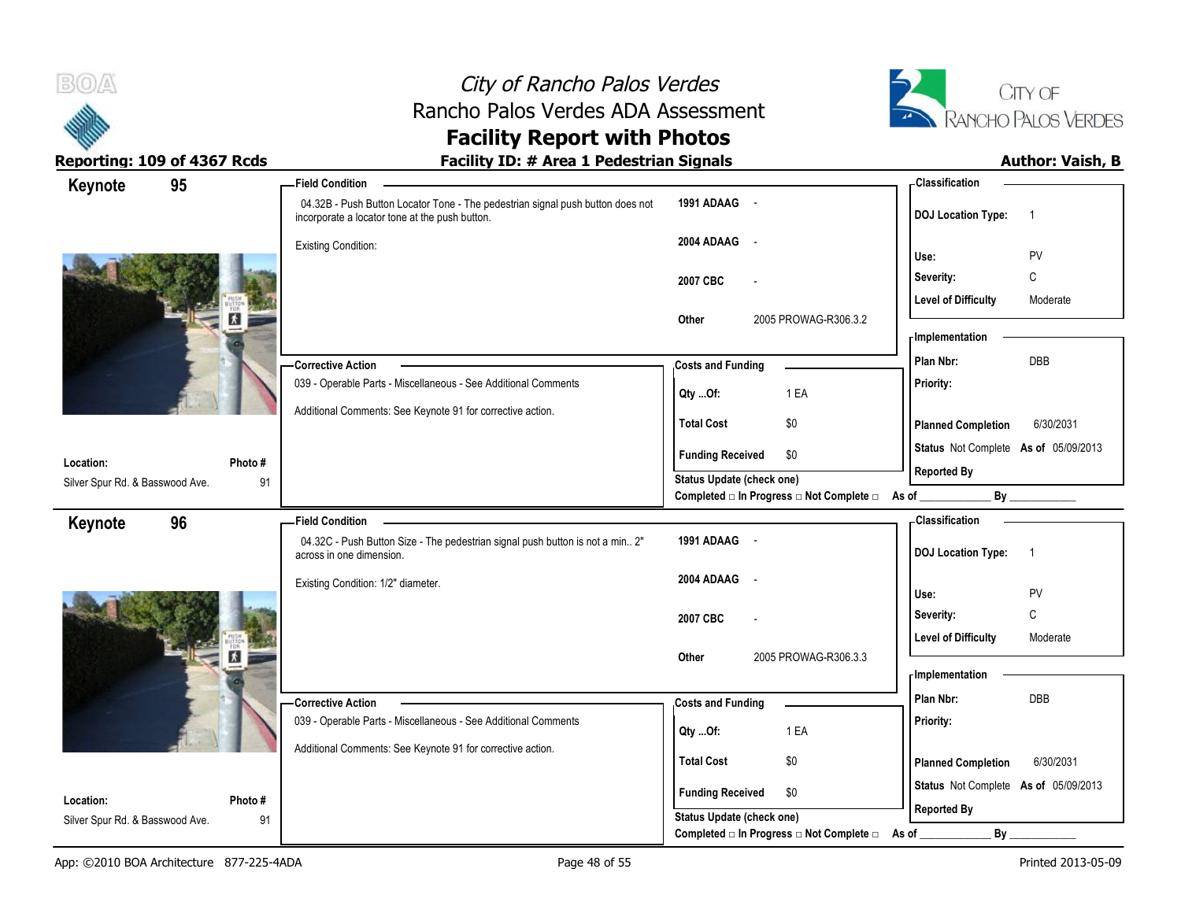# City of Rancho Palos Verdes
## Rancho Palos Verdes ADA Assessment
## Facility Report with Photos

**Reporting: 109 of 4367 Rcds** | **Facility ID: # Area 1 Pedestrian Signals** | **Author: Vaish, B**

---

### Keynote 95

**Field Condition**

04.32B - Push Button Locator Tone - The pedestrian signal push button does not incorporate a locator tone at the push button.

Existing Condition:

| | |
|---|---|
| 1991 ADAAG | - |
| 2004 ADAAG | - |
| 2007 CBC | - |
| Other | 2005 PROWAG-R306.3.2 |

**Classification**

| | |
|---|---|
| DOJ Location Type: | 1 |
| Use: | PV |
| Severity: | C |
| Level of Difficulty | Moderate |

**Corrective Action**

039 - Operable Parts - Miscellaneous - See Additional Comments

Additional Comments: See Keynote 91 for corrective action.

**Costs and Funding**

| | |
|---|---|
| Qty ...Of: | 1 EA |
| Total Cost | $0 |
| Funding Received | $0 |

**Implementation**

| | |
|---|---|
| Plan Nbr: | DBB |
| Priority: | |
| Planned Completion | 6/30/2031 |
| Status | Not Complete As of 05/09/2013 |
| Reported By | |

Status Update (check one)
Completed □ In Progress □ Not Complete □ As of ____________ By ____________

**Location:** Silver Spur Rd. & Basswood Ave.
**Photo #** 91

---

### Keynote 96

**Field Condition**

04.32C - Push Button Size - The pedestrian signal push button is not a min.. 2" across in one dimension.

Existing Condition: 1/2" diameter.

| | |
|---|---|
| 1991 ADAAG | - |
| 2004 ADAAG | - |
| 2007 CBC | - |
| Other | 2005 PROWAG-R306.3.3 |

**Classification**

| | |
|---|---|
| DOJ Location Type: | 1 |
| Use: | PV |
| Severity: | C |
| Level of Difficulty | Moderate |

**Corrective Action**

039 - Operable Parts - Miscellaneous - See Additional Comments

Additional Comments: See Keynote 91 for corrective action.

**Costs and Funding**

| | |
|---|---|
| Qty ...Of: | 1 EA |
| Total Cost | $0 |
| Funding Received | $0 |

**Implementation**

| | |
|---|---|
| Plan Nbr: | DBB |
| Priority: | |
| Planned Completion | 6/30/2031 |
| Status | Not Complete As of 05/09/2013 |
| Reported By | |

Status Update (check one)
Completed □ In Progress □ Not Complete □ As of ____________ By ____________

**Location:** Silver Spur Rd. & Basswood Ave.
**Photo #** 91

---

App: ©2010 BOA Architecture 877-225-4ADA | Printed 2013-05-09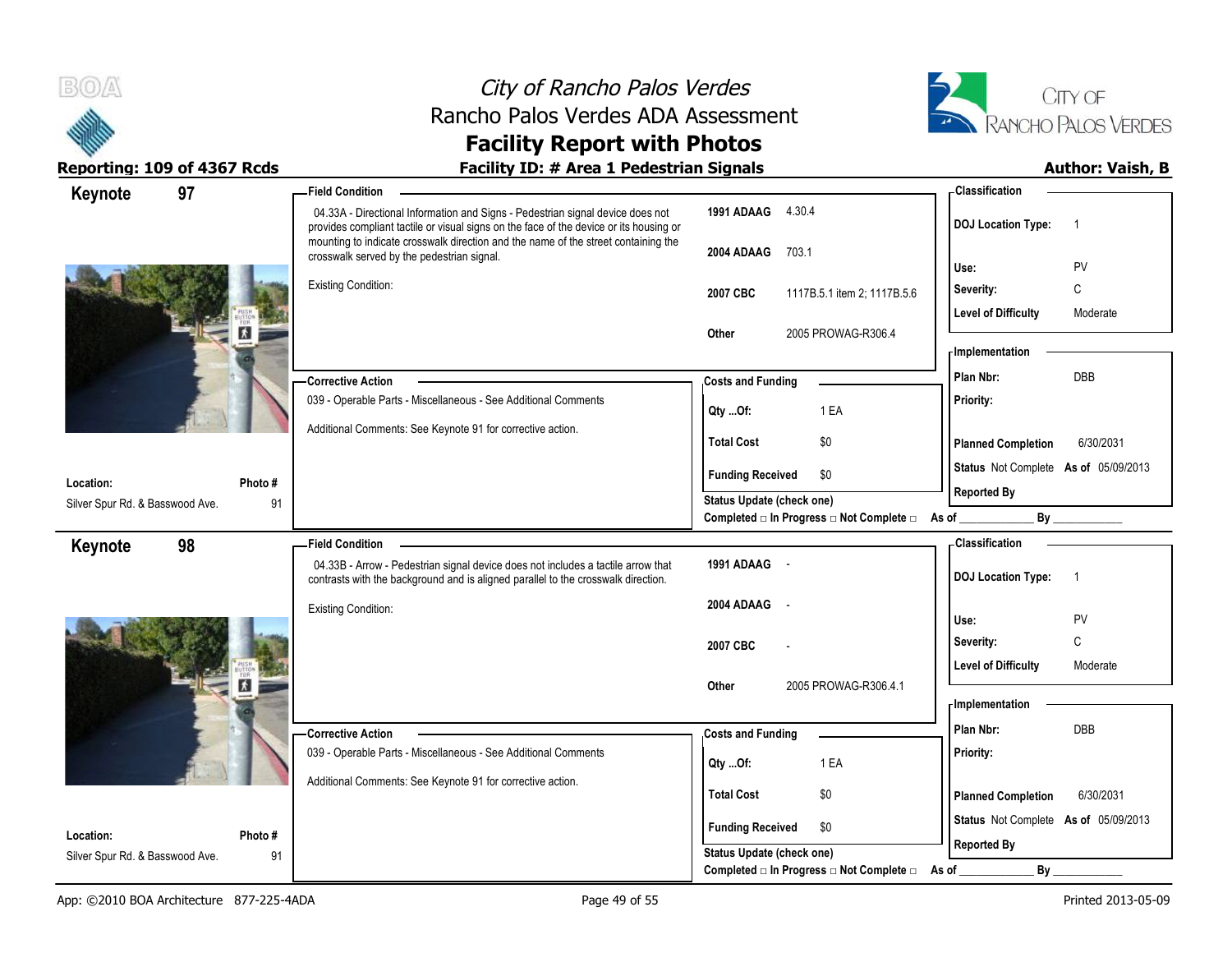# City of Rancho Palos Verdes
## Rancho Palos Verdes ADA Assessment
## Facility Report with Photos

**Reporting: 109 of 4367 Rcds**

**Facility ID: # Area 1 Pedestrian Signals**

**Author: Vaish, B**

---

### Keynote 97

**Location:** Silver Spur Rd. & Basswood Ave.

**Photo #:** 91

**Field Condition**

04.33A - Directional Information and Signs - Pedestrian signal device does not provides compliant tactile or visual signs on the face of the device or its housing or mounting to indicate crosswalk direction and the name of the street containing the crosswalk served by the pedestrian signal.

Existing Condition:

| | |
|---|---|
| **1991 ADAAG** | 4.30.4 |
| **2004 ADAAG** | 703.1 |
| **2007 CBC** | 1117B.5.1 item 2; 1117B.5.6 |
| **Other** | 2005 PROWAG-R306.4 |

**Classification**

| | |
|---|---|
| **DOJ Location Type:** | 1 |
| **Use:** | PV |
| **Severity:** | C |
| **Level of Difficulty** | Moderate |

**Corrective Action**

039 - Operable Parts - Miscellaneous - See Additional Comments

Additional Comments: See Keynote 91 for corrective action.

**Costs and Funding**

| | |
|---|---|
| **Qty ...Of:** | 1 EA |
| **Total Cost** | $0 |
| **Funding Received** | $0 |

**Status Update (check one)**

Completed □ In Progress □ Not Complete □ As of ____________ By ____________

**Implementation**

| | |
|---|---|
| **Plan Nbr:** | DBB |
| **Priority:** | |
| **Planned Completion** | 6/30/2031 |
| **Status** | Not Complete **As of** 05/09/2013 |
| **Reported By** | |

---

### Keynote 98

**Location:** Silver Spur Rd. & Basswood Ave.

**Photo #:** 91

**Field Condition**

04.33B - Arrow - Pedestrian signal device does not includes a tactile arrow that contrasts with the background and is aligned parallel to the crosswalk direction.

Existing Condition:

| | |
|---|---|
| **1991 ADAAG** | - |
| **2004 ADAAG** | - |
| **2007 CBC** | - |
| **Other** | 2005 PROWAG-R306.4.1 |

**Classification**

| | |
|---|---|
| **DOJ Location Type:** | 1 |
| **Use:** | PV |
| **Severity:** | C |
| **Level of Difficulty** | Moderate |

**Corrective Action**

039 - Operable Parts - Miscellaneous - See Additional Comments

Additional Comments: See Keynote 91 for corrective action.

**Costs and Funding**

| | |
|---|---|
| **Qty ...Of:** | 1 EA |
| **Total Cost** | $0 |
| **Funding Received** | $0 |

**Status Update (check one)**

Completed □ In Progress □ Not Complete □ As of ____________ By ____________

**Implementation**

| | |
|---|---|
| **Plan Nbr:** | DBB |
| **Priority:** | |
| **Planned Completion** | 6/30/2031 |
| **Status** | Not Complete **As of** 05/09/2013 |
| **Reported By** | |

---

App: ©2010 BOA Architecture 877-225-4ADA

Printed 2013-05-09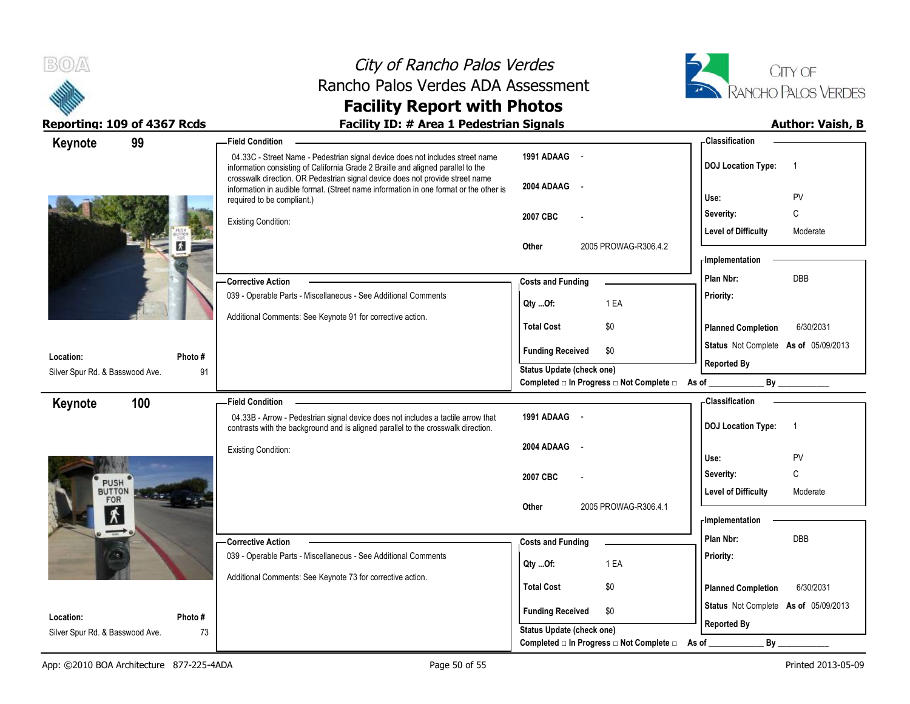# City of Rancho Palos Verdes
## Rancho Palos Verdes ADA Assessment
## Facility Report with Photos

**Reporting: 109 of 4367 Rcds** | **Facility ID: # Area 1 Pedestrian Signals** | **Author: Vaish, B**

---

## Keynote 99

**Location:** Silver Spur Rd. & Basswood Ave.
**Photo #:** 91

**Field Condition**

04.33C - Street Name - Pedestrian signal device does not includes street name information consisting of California Grade 2 Braille and aligned parallel to the crosswalk direction. OR Pedestrian signal device does not provide street name information in audible format. (Street name information in one format or the other is required to be compliant.)

Existing Condition:

| | |
|---|---|
| 1991 ADAAG | - |
| 2004 ADAAG | - |
| 2007 CBC | - |
| Other | 2005 PROWAG-R306.4.2 |

**Corrective Action**

039 - Operable Parts - Miscellaneous - See Additional Comments

Additional Comments: See Keynote 91 for corrective action.

**Costs and Funding**

| | |
|---|---|
| Qty ...Of: | 1 EA |
| Total Cost | $0 |
| Funding Received | $0 |

Status Update (check one)
Completed □ In Progress □ Not Complete □ As of ____________ By ____________

**Classification**

| | |
|---|---|
| DOJ Location Type: | 1 |
| Use: | PV |
| Severity: | C |
| Level of Difficulty | Moderate |

**Implementation**

| | |
|---|---|
| Plan Nbr: | DBB |
| Priority: | |
| Planned Completion | 6/30/2031 |
| Status | Not Complete As of 05/09/2013 |
| Reported By | |

---

## Keynote 100

**Location:** Silver Spur Rd. & Basswood Ave.
**Photo #:** 73

**Field Condition**

04.33B - Arrow - Pedestrian signal device does not includes a tactile arrow that contrasts with the background and is aligned parallel to the crosswalk direction.

Existing Condition:

| | |
|---|---|
| 1991 ADAAG | - |
| 2004 ADAAG | - |
| 2007 CBC | - |
| Other | 2005 PROWAG-R306.4.1 |

**Corrective Action**

039 - Operable Parts - Miscellaneous - See Additional Comments

Additional Comments: See Keynote 73 for corrective action.

**Costs and Funding**

| | |
|---|---|
| Qty ...Of: | 1 EA |
| Total Cost | $0 |
| Funding Received | $0 |

Status Update (check one)
Completed □ In Progress □ Not Complete □ As of ____________ By ____________

**Classification**

| | |
|---|---|
| DOJ Location Type: | 1 |
| Use: | PV |
| Severity: | C |
| Level of Difficulty | Moderate |

**Implementation**

| | |
|---|---|
| Plan Nbr: | DBB |
| Priority: | |
| Planned Completion | 6/30/2031 |
| Status | Not Complete As of 05/09/2013 |
| Reported By | |

App: ©2010 BOA Architecture 877-225-4ADA | Printed 2013-05-09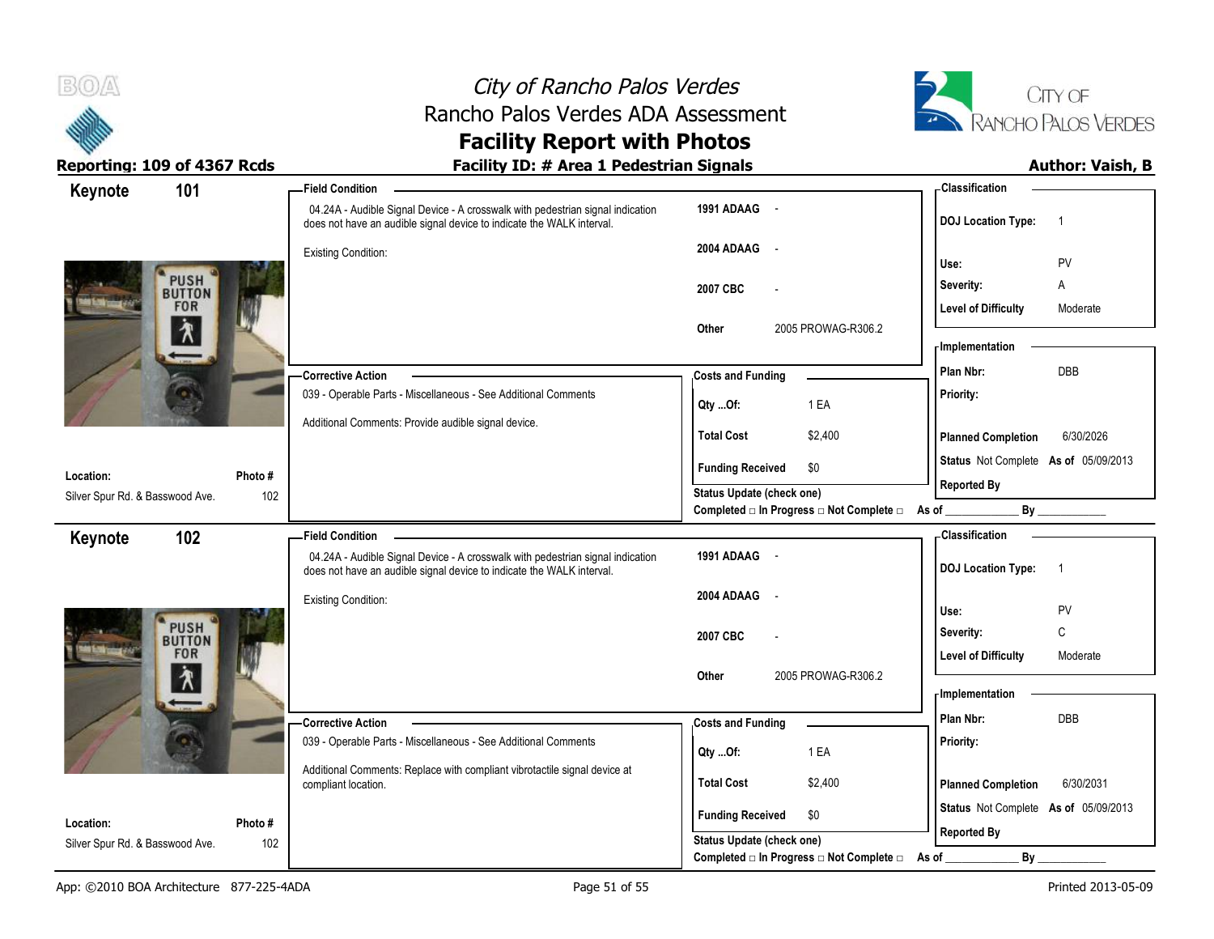# City of Rancho Palos Verdes
## Rancho Palos Verdes ADA Assessment
## Facility Report with Photos

**Reporting: 109 of 4367 Rcds** | **Facility ID: # Area 1 Pedestrian Signals** | **Author: Vaish, B**

---

### Keynote 101

**Location:** Silver Spur Rd. & Basswood Ave.
**Photo #:** 102

**Field Condition**

04.24A - Audible Signal Device - A crosswalk with pedestrian signal indication does not have an audible signal device to indicate the WALK interval.

Existing Condition:

| | |
|---|---|
| 1991 ADAAG | - |
| 2004 ADAAG | - |
| 2007 CBC | - |
| Other | 2005 PROWAG-R306.2 |

**Corrective Action**

039 - Operable Parts - Miscellaneous - See Additional Comments

Additional Comments: Provide audible signal device.

**Costs and Funding**

| | |
|---|---|
| Qty ...Of: | 1 EA |
| Total Cost | $2,400 |
| Funding Received | $0 |

Status Update (check one)
Completed □ In Progress □ Not Complete □ As of ____________ By ____________

**Classification**

| | |
|---|---|
| DOJ Location Type: | 1 |
| Use: | PV |
| Severity: | A |
| Level of Difficulty | Moderate |

**Implementation**

| | |
|---|---|
| Plan Nbr: | DBB |
| Priority: | |
| Planned Completion | 6/30/2026 |
| Status | Not Complete As of 05/09/2013 |
| Reported By | |

---

### Keynote 102

**Location:** Silver Spur Rd. & Basswood Ave.
**Photo #:** 102

**Field Condition**

04.24A - Audible Signal Device - A crosswalk with pedestrian signal indication does not have an audible signal device to indicate the WALK interval.

Existing Condition:

| | |
|---|---|
| 1991 ADAAG | - |
| 2004 ADAAG | - |
| 2007 CBC | - |
| Other | 2005 PROWAG-R306.2 |

**Corrective Action**

039 - Operable Parts - Miscellaneous - See Additional Comments

Additional Comments: Replace with compliant vibrotactile signal device at compliant location.

**Costs and Funding**

| | |
|---|---|
| Qty ...Of: | 1 EA |
| Total Cost | $2,400 |
| Funding Received | $0 |

Status Update (check one)
Completed □ In Progress □ Not Complete □ As of ____________ By ____________

**Classification**

| | |
|---|---|
| DOJ Location Type: | 1 |
| Use: | PV |
| Severity: | C |
| Level of Difficulty | Moderate |

**Implementation**

| | |
|---|---|
| Plan Nbr: | DBB |
| Priority: | |
| Planned Completion | 6/30/2031 |
| Status | Not Complete As of 05/09/2013 |
| Reported By | |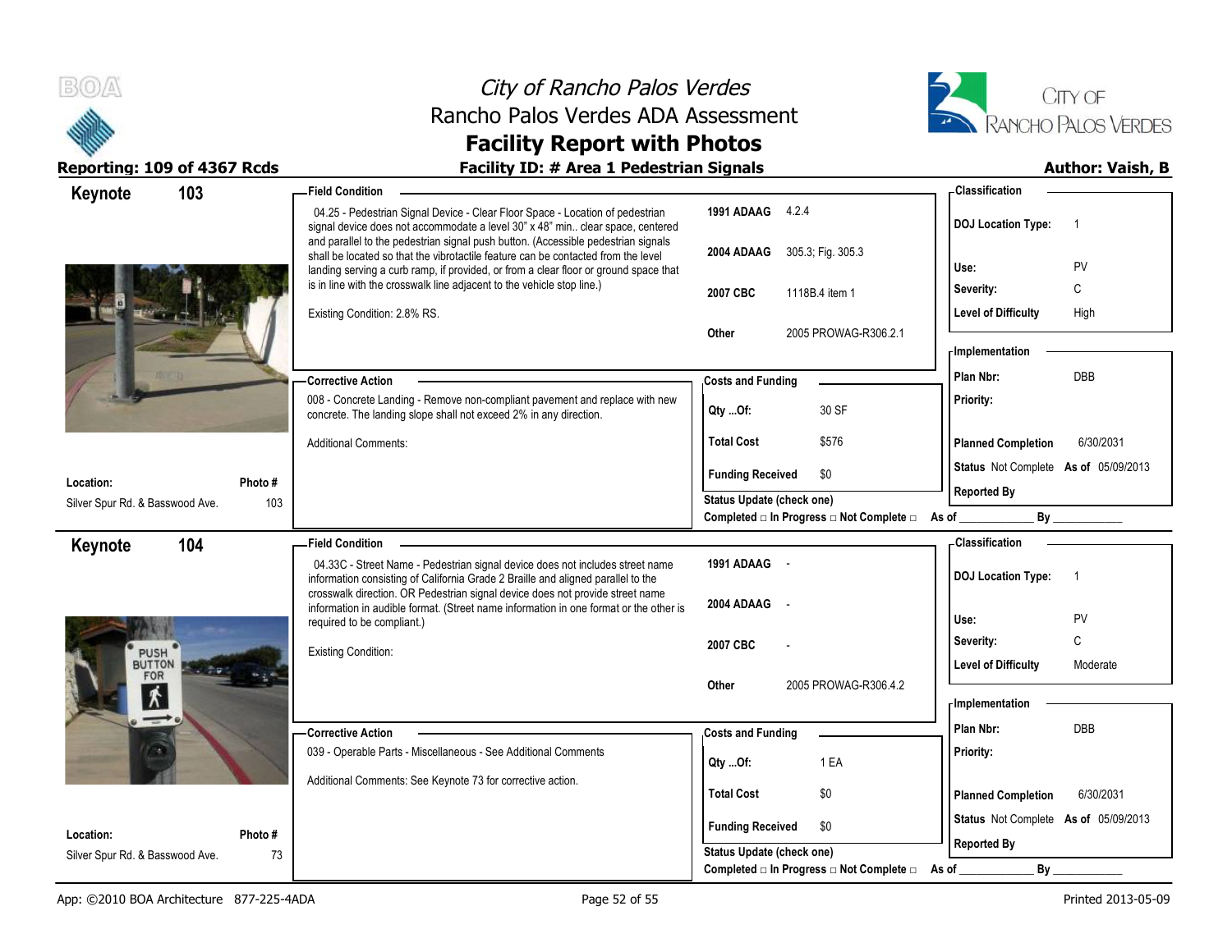# City of Rancho Palos Verdes
## Rancho Palos Verdes ADA Assessment
## Facility Report with Photos

**Reporting: 109 of 4367 Rcds** | **Facility ID: # Area 1 Pedestrian Signals** | **Author: Vaish, B**

---

### Keynote 103

**Field Condition**

04.25 - Pedestrian Signal Device - Clear Floor Space - Location of pedestrian signal device does not accommodate a level 30" x 48" min.. clear space, centered and parallel to the pedestrian signal push button. (Accessible pedestrian signals shall be located so that the vibrotactile feature can be contacted from the level landing serving a curb ramp, if provided, or from a clear floor or ground space that is in line with the crosswalk line adjacent to the vehicle stop line.)

Existing Condition: 2.8% RS.

| | |
|---|---|
| 1991 ADAAG | 4.2.4 |
| 2004 ADAAG | 305.3; Fig. 305.3 |
| 2007 CBC | 1118B.4 item 1 |
| Other | 2005 PROWAG-R306.2.1 |

**Classification**

| | |
|---|---|
| DOJ Location Type: | 1 |
| Use: | PV |
| Severity: | C |
| Level of Difficulty | High |

**Corrective Action**

008 - Concrete Landing - Remove non-compliant pavement and replace with new concrete. The landing slope shall not exceed 2% in any direction.

Additional Comments:

**Costs and Funding**

| | |
|---|---|
| Qty ...Of: | 30 SF |
| Total Cost | $576 |
| Funding Received | $0 |

**Implementation**

| | |
|---|---|
| Plan Nbr: | DBB |
| Priority: | |
| Planned Completion | 6/30/2031 |
| Status | Not Complete As of 05/09/2013 |
| Reported By | |

Status Update (check one)
Completed □ In Progress □ Not Complete □ As of ____________ By ____________

**Location:** Silver Spur Rd. & Basswood Ave. | **Photo #** 103

---

### Keynote 104

**Field Condition**

04.33C - Street Name - Pedestrian signal device does not includes street name information consisting of California Grade 2 Braille and aligned parallel to the crosswalk direction. OR Pedestrian signal device does not provide street name information in audible format. (Street name information in one format or the other is required to be compliant.)

Existing Condition:

| | |
|---|---|
| 1991 ADAAG | - |
| 2004 ADAAG | - |
| 2007 CBC | - |
| Other | 2005 PROWAG-R306.4.2 |

**Classification**

| | |
|---|---|
| DOJ Location Type: | 1 |
| Use: | PV |
| Severity: | C |
| Level of Difficulty | Moderate |

**Corrective Action**

039 - Operable Parts - Miscellaneous - See Additional Comments

Additional Comments: See Keynote 73 for corrective action.

**Costs and Funding**

| | |
|---|---|
| Qty ...Of: | 1 EA |
| Total Cost | $0 |
| Funding Received | $0 |

**Implementation**

| | |
|---|---|
| Plan Nbr: | DBB |
| Priority: | |
| Planned Completion | 6/30/2031 |
| Status | Not Complete As of 05/09/2013 |
| Reported By | |

Status Update (check one)
Completed □ In Progress □ Not Complete □ As of ____________ By ____________

**Location:** Silver Spur Rd. & Basswood Ave. | **Photo #** 73

---

App: ©2010 BOA Architecture 877-225-4ADA | Printed 2013-05-09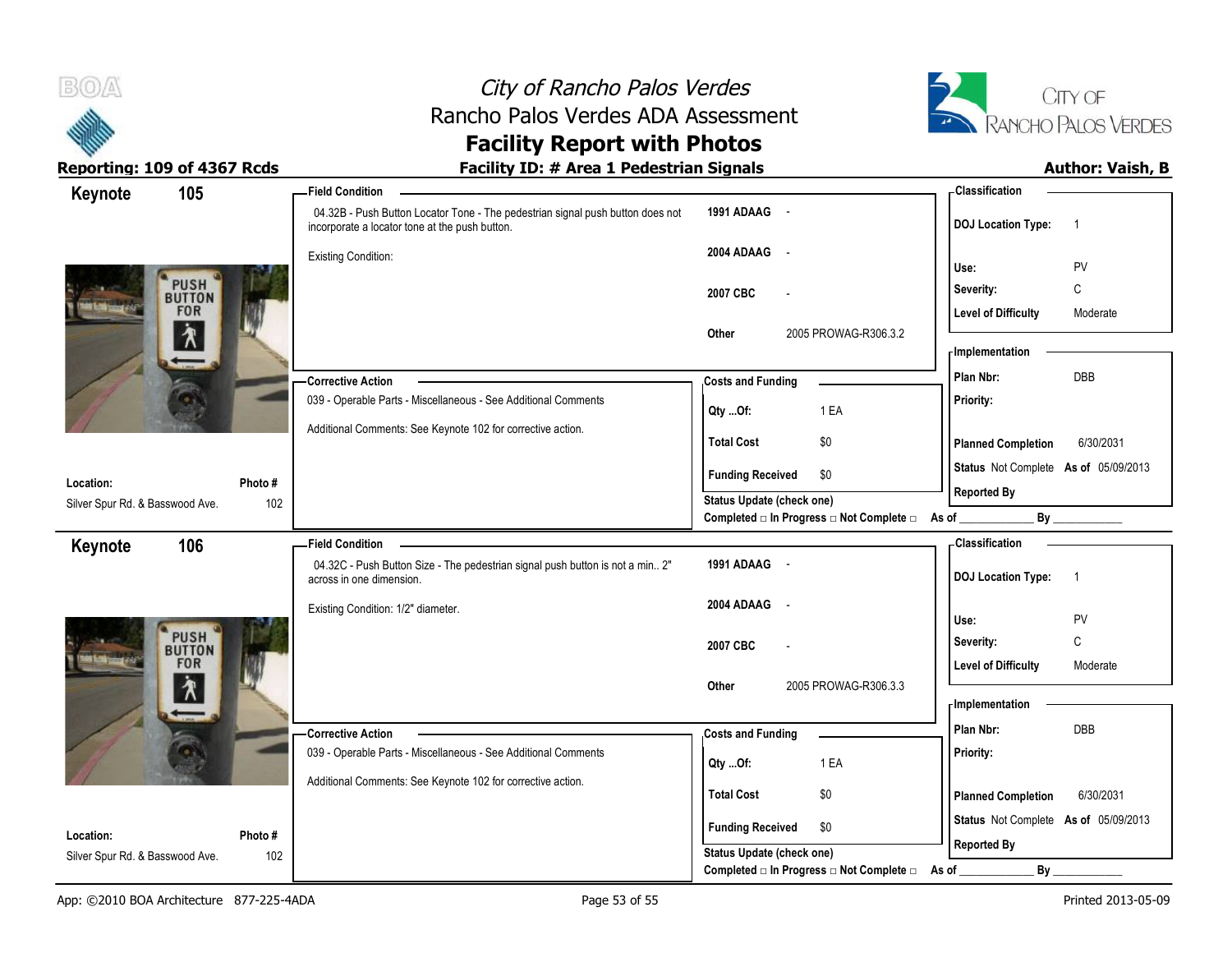# City of Rancho Palos Verdes
## Rancho Palos Verdes ADA Assessment
## Facility Report with Photos

**Reporting: 109 of 4367 Rcds** | **Facility ID: # Area 1 Pedestrian Signals** | **Author: Vaish, B**

---

### Keynote 105

**Field Condition**

04.32B - Push Button Locator Tone - The pedestrian signal push button does not incorporate a locator tone at the push button.

Existing Condition:

| | |
|---|---|
| 1991 ADAAG | - |
| 2004 ADAAG | - |
| 2007 CBC | - |
| Other | 2005 PROWAG-R306.3.2 |

**Classification**

| | |
|---|---|
| DOJ Location Type: | 1 |
| Use: | PV |
| Severity: | C |
| Level of Difficulty | Moderate |

**Corrective Action**

039 - Operable Parts - Miscellaneous - See Additional Comments

Additional Comments: See Keynote 102 for corrective action.

**Costs and Funding**

| | |
|---|---|
| Qty ...Of: | 1 EA |
| Total Cost | $0 |
| Funding Received | $0 |

**Implementation**

| | |
|---|---|
| Plan Nbr: | DBB |
| Priority: | |
| Planned Completion | 6/30/2031 |
| Status | Not Complete As of 05/09/2013 |
| Reported By | |

**Location:** Silver Spur Rd. & Basswood Ave. | **Photo #** 102

Status Update (check one)
Completed □ In Progress □ Not Complete □ As of ____________ By ____________

---

### Keynote 106

**Field Condition**

04.32C - Push Button Size - The pedestrian signal push button is not a min.. 2" across in one dimension.

Existing Condition: 1/2" diameter.

| | |
|---|---|
| 1991 ADAAG | - |
| 2004 ADAAG | - |
| 2007 CBC | - |
| Other | 2005 PROWAG-R306.3.3 |

**Classification**

| | |
|---|---|
| DOJ Location Type: | 1 |
| Use: | PV |
| Severity: | C |
| Level of Difficulty | Moderate |

**Corrective Action**

039 - Operable Parts - Miscellaneous - See Additional Comments

Additional Comments: See Keynote 102 for corrective action.

**Costs and Funding**

| | |
|---|---|
| Qty ...Of: | 1 EA |
| Total Cost | $0 |
| Funding Received | $0 |

**Implementation**

| | |
|---|---|
| Plan Nbr: | DBB |
| Priority: | |
| Planned Completion | 6/30/2031 |
| Status | Not Complete As of 05/09/2013 |
| Reported By | |

**Location:** Silver Spur Rd. & Basswood Ave. | **Photo #** 102

Status Update (check one)
Completed □ In Progress □ Not Complete □ As of ____________ By ____________

---

App: ©2010 BOA Architecture 877-225-4ADA | Printed 2013-05-09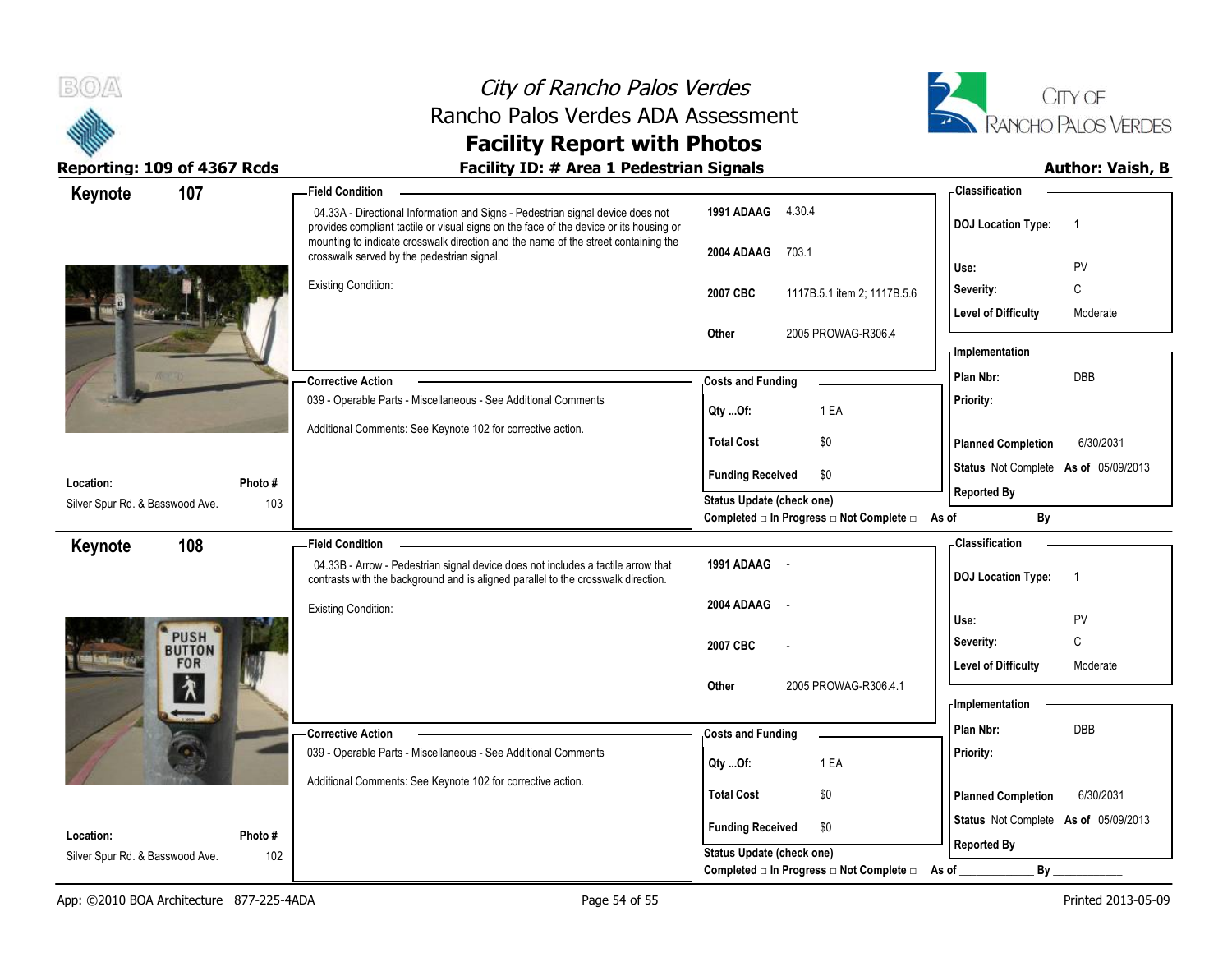# City of Rancho Palos Verdes
## Rancho Palos Verdes ADA Assessment
## Facility Report with Photos

**Reporting: 109 of 4367 Rcds** | **Facility ID: # Area 1 Pedestrian Signals** | **Author: Vaish, B**

---

### Keynote 107

**Field Condition**

04.33A - Directional Information and Signs - Pedestrian signal device does not provides compliant tactile or visual signs on the face of the device or its housing or mounting to indicate crosswalk direction and the name of the street containing the crosswalk served by the pedestrian signal.

Existing Condition:

| Code | Reference |
|---|---|
| 1991 ADAAG | 4.30.4 |
| 2004 ADAAG | 703.1 |
| 2007 CBC | 1117B.5.1 item 2; 1117B.5.6 |
| Other | 2005 PROWAG-R306.4 |

**Classification**

| | |
|---|---|
| DOJ Location Type: | 1 |
| Use: | PV |
| Severity: | C |
| Level of Difficulty | Moderate |

**Corrective Action**

039 - Operable Parts - Miscellaneous - See Additional Comments

Additional Comments: See Keynote 102 for corrective action.

**Costs and Funding**

| | |
|---|---|
| Qty ...Of: | 1 EA |
| Total Cost | $0 |
| Funding Received | $0 |

Status Update (check one)
Completed □ In Progress □ Not Complete □ As of ____________ By ____________

**Implementation**

| | |
|---|---|
| Plan Nbr: | DBB |
| Priority: | |
| Planned Completion | 6/30/2031 |
| Status | Not Complete As of 05/09/2013 |
| Reported By | |

**Location:** Silver Spur Rd. & Basswood Ave. | **Photo #** 103

---

### Keynote 108

**Field Condition**

04.33B - Arrow - Pedestrian signal device does not includes a tactile arrow that contrasts with the background and is aligned parallel to the crosswalk direction.

Existing Condition:

| Code | Reference |
|---|---|
| 1991 ADAAG | - |
| 2004 ADAAG | - |
| 2007 CBC | - |
| Other | 2005 PROWAG-R306.4.1 |

**Classification**

| | |
|---|---|
| DOJ Location Type: | 1 |
| Use: | PV |
| Severity: | C |
| Level of Difficulty | Moderate |

**Corrective Action**

039 - Operable Parts - Miscellaneous - See Additional Comments

Additional Comments: See Keynote 102 for corrective action.

**Costs and Funding**

| | |
|---|---|
| Qty ...Of: | 1 EA |
| Total Cost | $0 |
| Funding Received | $0 |

Status Update (check one)
Completed □ In Progress □ Not Complete □ As of ____________ By ____________

**Implementation**

| | |
|---|---|
| Plan Nbr: | DBB |
| Priority: | |
| Planned Completion | 6/30/2031 |
| Status | Not Complete As of 05/09/2013 |
| Reported By | |

**Location:** Silver Spur Rd. & Basswood Ave. | **Photo #** 102

---

App: ©2010 BOA Architecture 877-225-4ADA | Printed 2013-05-09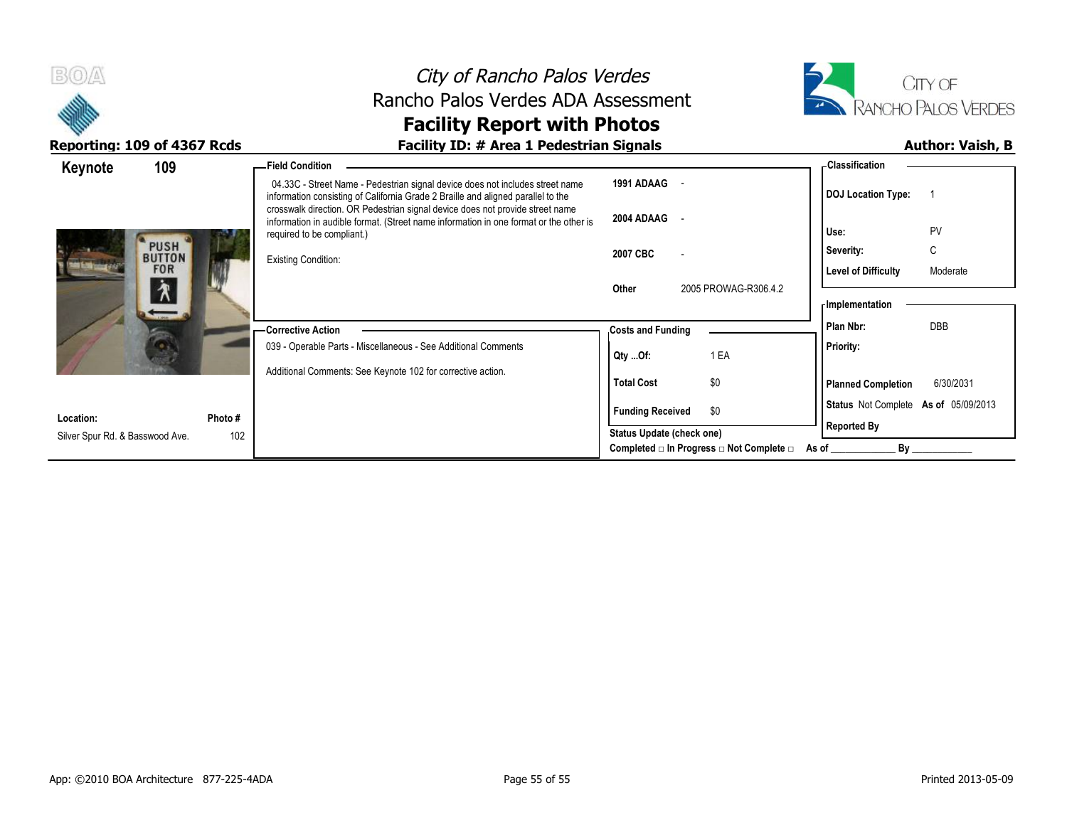# City of Rancho Palos Verdes

## Rancho Palos Verdes ADA Assessment

## Facility Report with Photos

**Reporting: 109 of 4367 Rcds** | **Facility ID: # Area 1 Pedestrian Signals** | **Author: Vaish, B**

**Keynote 109**

**Field Condition**

04.33C - Street Name - Pedestrian signal device does not includes street name information consisting of California Grade 2 Braille and aligned parallel to the crosswalk direction. OR Pedestrian signal device does not provide street name information in audible format. (Street name information in one format or the other is required to be compliant.)

Existing Condition:

| | |
|---|---|
| 1991 ADAAG | - |
| 2004 ADAAG | - |
| 2007 CBC | - |
| Other | 2005 PROWAG-R306.4.2 |

**Classification**

| | |
|---|---|
| DOJ Location Type: | 1 |
| Use: | PV |
| Severity: | C |
| Level of Difficulty | Moderate |

**Corrective Action**

039 - Operable Parts - Miscellaneous - See Additional Comments

Additional Comments: See Keynote 102 for corrective action.

**Costs and Funding**

| | |
|---|---|
| Qty ...Of: | 1 EA |
| Total Cost | $0 |
| Funding Received | $0 |

**Implementation**

| | |
|---|---|
| Plan Nbr: | DBB |
| Priority: | |
| Planned Completion | 6/30/2031 |
| Status | Not Complete |
| As of | 05/09/2013 |
| Reported By | |

**Location:** Silver Spur Rd. & Basswood Ave.

**Photo #** 102

**Status Update (check one)**

Completed □ In Progress □ Not Complete □ As of ____________ By ____________

App: ©2010 BOA Architecture 877-225-4ADA

Printed 2013-05-09